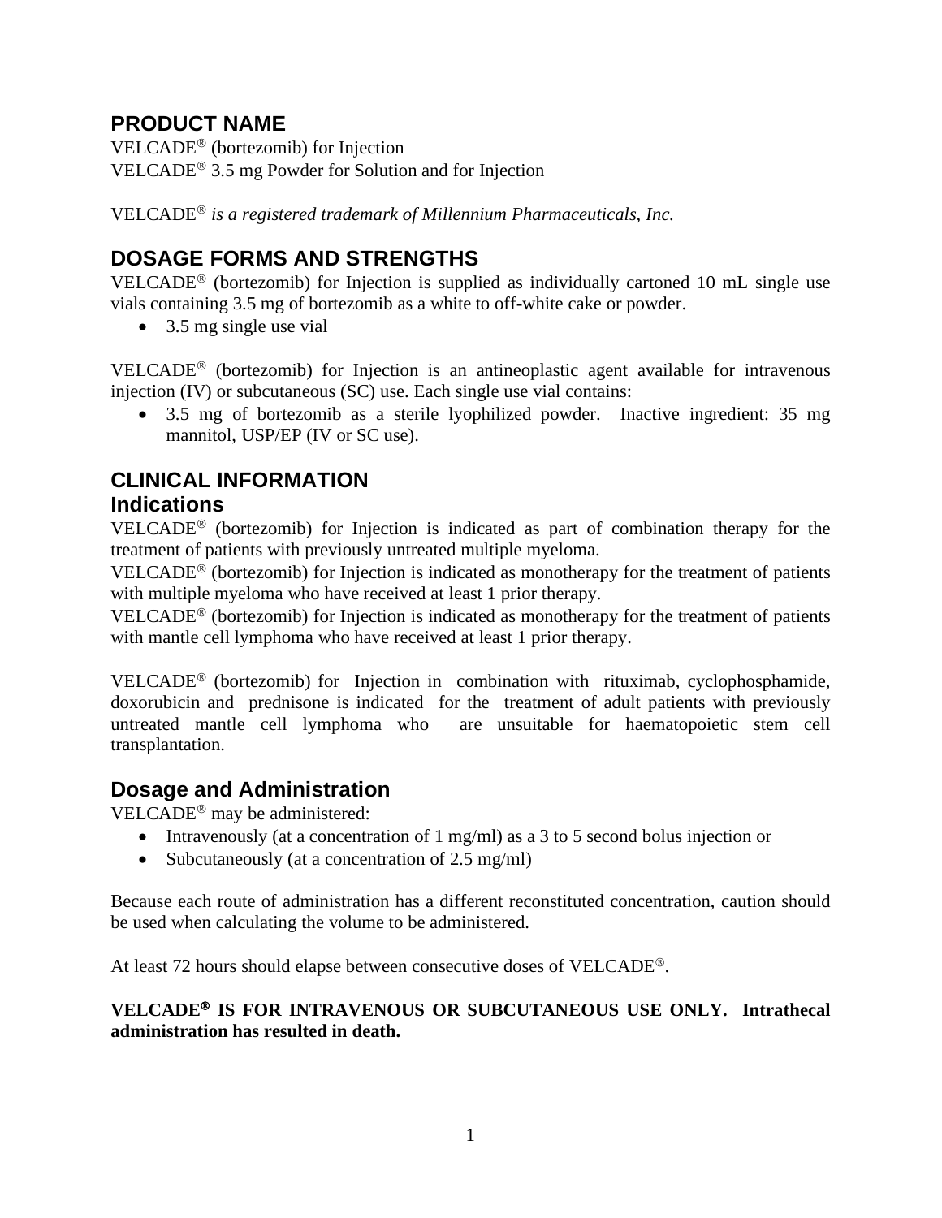## PRODUCT NAME

VELCADE® (bortezomib) for Injection
VELCADE® 3.5 mg Powder for Solution and for Injection

VELCADE® *is a registered trademark of Millennium Pharmaceuticals, Inc.*

## DOSAGE FORMS AND STRENGTHS

VELCADE® (bortezomib) for Injection is supplied as individually cartoned 10 mL single use vials containing 3.5 mg of bortezomib as a white to off-white cake or powder.

- 3.5 mg single use vial

VELCADE® (bortezomib) for Injection is an antineoplastic agent available for intravenous injection (IV) or subcutaneous (SC) use. Each single use vial contains:

- 3.5 mg of bortezomib as a sterile lyophilized powder. Inactive ingredient: 35 mg mannitol, USP/EP (IV or SC use).

## CLINICAL INFORMATION

### Indications

VELCADE® (bortezomib) for Injection is indicated as part of combination therapy for the treatment of patients with previously untreated multiple myeloma.
VELCADE® (bortezomib) for Injection is indicated as monotherapy for the treatment of patients with multiple myeloma who have received at least 1 prior therapy.
VELCADE® (bortezomib) for Injection is indicated as monotherapy for the treatment of patients with mantle cell lymphoma who have received at least 1 prior therapy.

VELCADE® (bortezomib) for Injection in combination with rituximab, cyclophosphamide, doxorubicin and prednisone is indicated for the treatment of adult patients with previously untreated mantle cell lymphoma who are unsuitable for haematopoietic stem cell transplantation.

### Dosage and Administration

VELCADE® may be administered:

- Intravenously (at a concentration of 1 mg/ml) as a 3 to 5 second bolus injection or
- Subcutaneously (at a concentration of 2.5 mg/ml)

Because each route of administration has a different reconstituted concentration, caution should be used when calculating the volume to be administered.

At least 72 hours should elapse between consecutive doses of VELCADE®.

**VELCADE® IS FOR INTRAVENOUS OR SUBCUTANEOUS USE ONLY. Intrathecal administration has resulted in death.**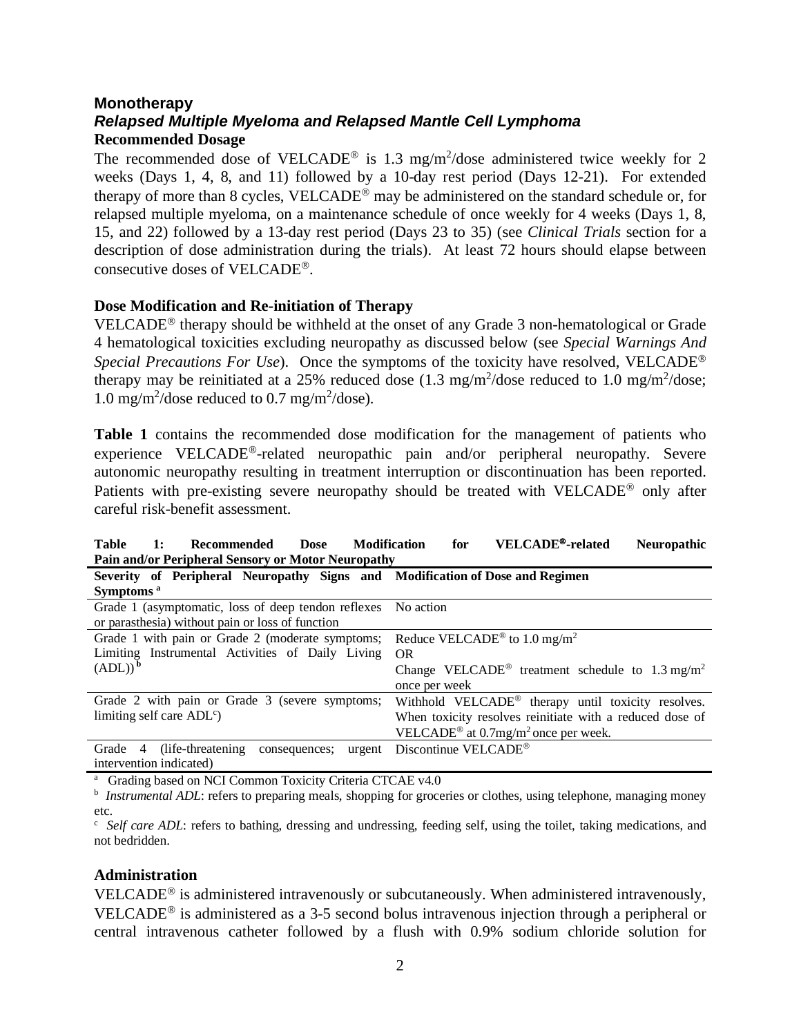## Monotherapy

### *Relapsed Multiple Myeloma and Relapsed Mantle Cell Lymphoma*

**Recommended Dosage**

The recommended dose of VELCADE® is 1.3 $mg/m^2$/dose administered twice weekly for 2 weeks (Days 1, 4, 8, and 11) followed by a 10-day rest period (Days 12-21). For extended therapy of more than 8 cycles, VELCADE® may be administered on the standard schedule or, for relapsed multiple myeloma, on a maintenance schedule of once weekly for 4 weeks (Days 1, 8, 15, and 22) followed by a 13-day rest period (Days 23 to 35) (see *Clinical Trials* section for a description of dose administration during the trials). At least 72 hours should elapse between consecutive doses of VELCADE®.

**Dose Modification and Re-initiation of Therapy**

VELCADE® therapy should be withheld at the onset of any Grade 3 non-hematological or Grade 4 hematological toxicities excluding neuropathy as discussed below (see *Special Warnings And Special Precautions For Use*). Once the symptoms of the toxicity have resolved, VELCADE® therapy may be reinitiated at a 25% reduced dose (1.3 $mg/m^2$/dose reduced to 1.0 $mg/m^2$/dose; 1.0 $mg/m^2$/dose reduced to 0.7 $mg/m^2$/dose).

**Table 1** contains the recommended dose modification for the management of patients who experience VELCADE®-related neuropathic pain and/or peripheral neuropathy. Severe autonomic neuropathy resulting in treatment interruption or discontinuation has been reported. Patients with pre-existing severe neuropathy should be treated with VELCADE® only after careful risk-benefit assessment.

**Table 1: Recommended Dose Modification for VELCADE®-related Neuropathic Pain and/or Peripheral Sensory or Motor Neuropathy**

| Severity of Peripheral Neuropathy Signs and Symptoms [a] | Modification of Dose and Regimen |
|---|---|
| Grade 1 (asymptomatic, loss of deep tendon reflexes or parasthesia) without pain or loss of function | No action |
| Grade 1 with pain or Grade 2 (moderate symptoms; Limiting Instrumental Activities of Daily Living (ADL)) [b] | Reduce VELCADE® to 1.0 $mg/m^2$ OR Change VELCADE® treatment schedule to 1.3 $mg/m^2$ once per week |
| Grade 2 with pain or Grade 3 (severe symptoms; limiting self care ADL[c]) | Withhold VELCADE® therapy until toxicity resolves. When toxicity resolves reinitiate with a reduced dose of VELCADE® at 0.7$mg/m^2$ once per week. |
| Grade 4 (life-threatening consequences; urgent intervention indicated) | Discontinue VELCADE® |

[a] Grading based on NCI Common Toxicity Criteria CTCAE v4.0

[b] *Instrumental ADL*: refers to preparing meals, shopping for groceries or clothes, using telephone, managing money etc.

[c] *Self care ADL*: refers to bathing, dressing and undressing, feeding self, using the toilet, taking medications, and not bedridden.

**Administration**

VELCADE® is administered intravenously or subcutaneously. When administered intravenously, VELCADE® is administered as a 3-5 second bolus intravenous injection through a peripheral or central intravenous catheter followed by a flush with 0.9% sodium chloride solution for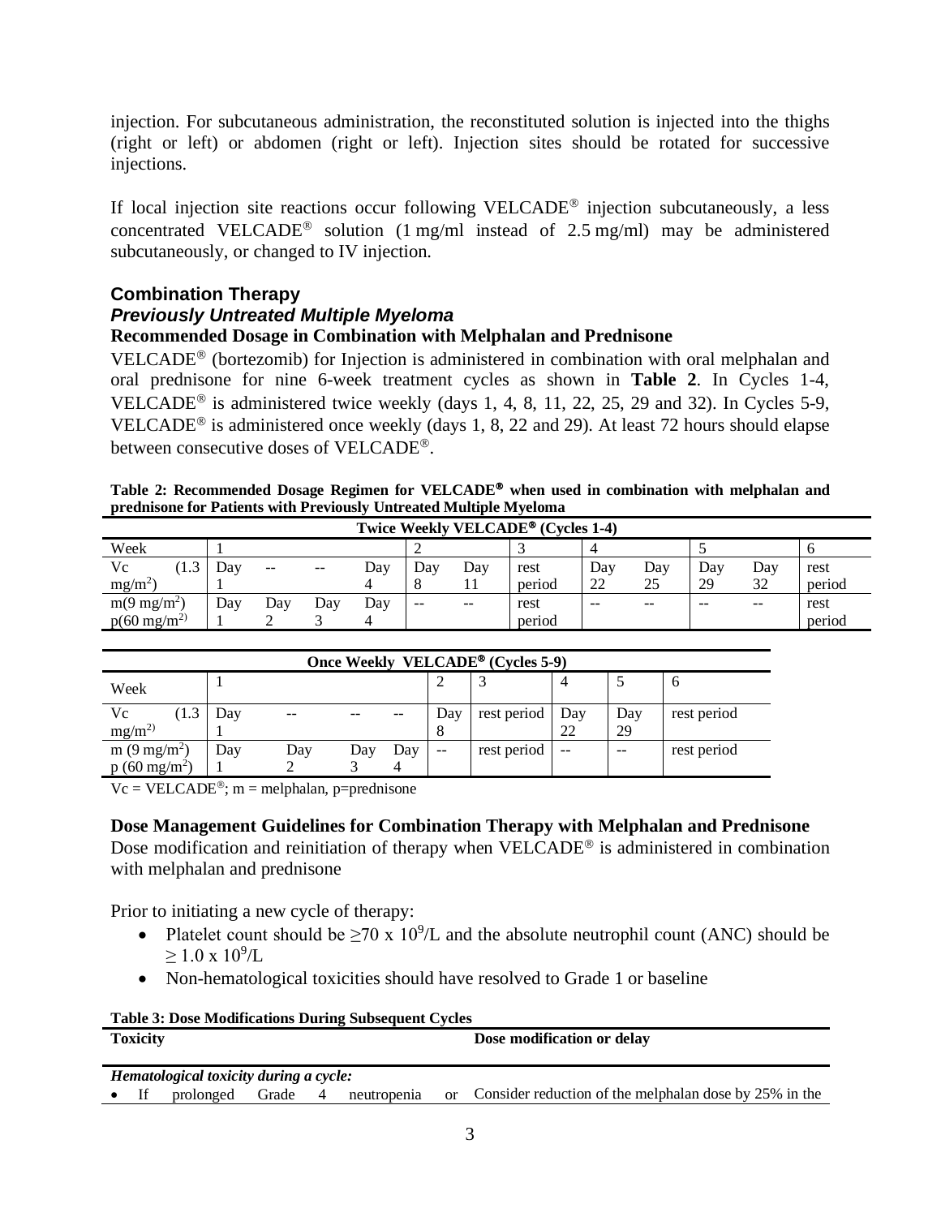injection. For subcutaneous administration, the reconstituted solution is injected into the thighs (right or left) or abdomen (right or left). Injection sites should be rotated for successive injections.

If local injection site reactions occur following VELCADE® injection subcutaneously, a less concentrated VELCADE® solution (1 mg/ml instead of 2.5 mg/ml) may be administered subcutaneously, or changed to IV injection.

## Combination Therapy

### *Previously Untreated Multiple Myeloma*

**Recommended Dosage in Combination with Melphalan and Prednisone**

VELCADE® (bortezomib) for Injection is administered in combination with oral melphalan and oral prednisone for nine 6-week treatment cycles as shown in **Table 2**. In Cycles 1-4, VELCADE® is administered twice weekly (days 1, 4, 8, 11, 22, 25, 29 and 32). In Cycles 5-9, VELCADE® is administered once weekly (days 1, 8, 22 and 29). At least 72 hours should elapse between consecutive doses of VELCADE®.

**Table 2: Recommended Dosage Regimen for VELCADE® when used in combination with melphalan and prednisone for Patients with Previously Untreated Multiple Myeloma**

| Twice Weekly VELCADE® (Cycles 1-4) | | | | | | | | | | | | |
|---|---|---|---|---|---|---|---|---|---|---|---|---|
| Week | 1 | | | | 2 | | 3 | 4 | | 5 | | 6 |
| Vc (1.3 $mg/m^2$) | Day 1 | -- | -- | Day 4 | Day 8 | Day 11 | rest period | Day 22 | Day 25 | Day 29 | Day 32 | rest period |
| m(9 $mg/m^2$) p(60 $mg/m^2$) | Day 1 | Day 2 | Day 3 | Day 4 | -- | -- | rest period | -- | -- | -- | -- | rest period |

| Once Weekly VELCADE® (Cycles 5-9) | | | | | | | | | |
|---|---|---|---|---|---|---|---|---|---|
| Week | 1 | | | | 2 | 3 | 4 | 5 | 6 |
| Vc (1.3 $mg/m^2$) | Day 1 | -- | -- | -- | Day 8 | rest period | Day 22 | Day 29 | rest period |
| m (9 $mg/m^2$) p (60 $mg/m^2$) | Day 1 | Day 2 | Day 3 | Day 4 | -- | rest period | -- | -- | rest period |

Vc = VELCADE®; m = melphalan, p=prednisone

**Dose Management Guidelines for Combination Therapy with Melphalan and Prednisone**

Dose modification and reinitiation of therapy when VELCADE® is administered in combination with melphalan and prednisone

Prior to initiating a new cycle of therapy:

- Platelet count should be $\geq 70 \times 10^9$/L and the absolute neutrophil count (ANC) should be $\geq 1.0 \times 10^9$/L
- Non-hematological toxicities should have resolved to Grade 1 or baseline

**Table 3: Dose Modifications During Subsequent Cycles**

| Toxicity | Dose modification or delay |
|---|---|
| ***Hematological toxicity during a cycle:*** | |
| • If prolonged Grade 4 neutropenia or | Consider reduction of the melphalan dose by 25% in the |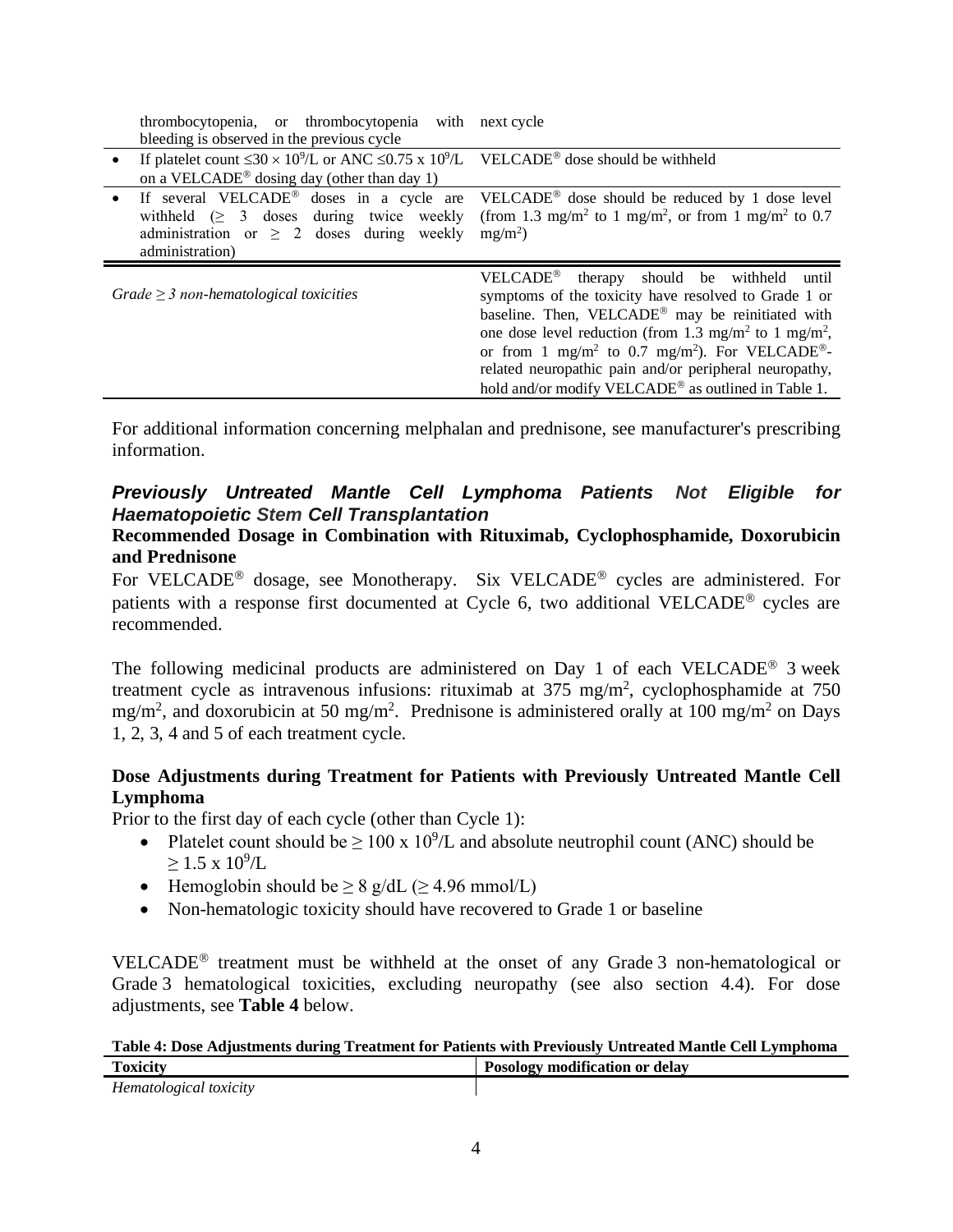| | |
|---|---|
| thrombocytopenia, or thrombocytopenia with bleeding is observed in the previous cycle | next cycle |
| • If platelet count $\leq 30 \times 10^9$/L or ANC $\leq 0.75 \times 10^9$/L on a VELCADE® dosing day (other than day 1) | VELCADE® dose should be withheld |
| • If several VELCADE® doses in a cycle are withheld ($\geq$ 3 doses during twice weekly administration or $\geq$ 2 doses during weekly administration) | VELCADE® dose should be reduced by 1 dose level (from 1.3 mg/m$^2$ to 1 mg/m$^2$, or from 1 mg/m$^2$ to 0.7 mg/m$^2$) |
| *Grade $\geq$ 3 non-hematological toxicities* | VELCADE® therapy should be withheld until symptoms of the toxicity have resolved to Grade 1 or baseline. Then, VELCADE® may be reinitiated with one dose level reduction (from 1.3 mg/m$^2$ to 1 mg/m$^2$, or from 1 mg/m$^2$ to 0.7 mg/m$^2$). For VELCADE®-related neuropathic pain and/or peripheral neuropathy, hold and/or modify VELCADE® as outlined in Table 1. |

For additional information concerning melphalan and prednisone, see manufacturer's prescribing information.

### *Previously Untreated Mantle Cell Lymphoma Patients Not Eligible for Haematopoietic Stem Cell Transplantation*

**Recommended Dosage in Combination with Rituximab, Cyclophosphamide, Doxorubicin and Prednisone**

For VELCADE® dosage, see Monotherapy. Six VELCADE® cycles are administered. For patients with a response first documented at Cycle 6, two additional VELCADE® cycles are recommended.

The following medicinal products are administered on Day 1 of each VELCADE® 3 week treatment cycle as intravenous infusions: rituximab at 375 mg/m$^2$, cyclophosphamide at 750 mg/m$^2$, and doxorubicin at 50 mg/m$^2$. Prednisone is administered orally at 100 mg/m$^2$ on Days 1, 2, 3, 4 and 5 of each treatment cycle.

**Dose Adjustments during Treatment for Patients with Previously Untreated Mantle Cell Lymphoma**

Prior to the first day of each cycle (other than Cycle 1):

- Platelet count should be $\geq 100 \times 10^9$/L and absolute neutrophil count (ANC) should be $\geq 1.5 \times 10^9$/L
- Hemoglobin should be $\geq$ 8 g/dL ($\geq$ 4.96 mmol/L)
- Non-hematologic toxicity should have recovered to Grade 1 or baseline

VELCADE® treatment must be withheld at the onset of any Grade 3 non-hematological or Grade 3 hematological toxicities, excluding neuropathy (see also section 4.4). For dose adjustments, see **Table 4** below.

**Table 4: Dose Adjustments during Treatment for Patients with Previously Untreated Mantle Cell Lymphoma**

| Toxicity | Posology modification or delay |
|---|---|
| *Hematological toxicity* | |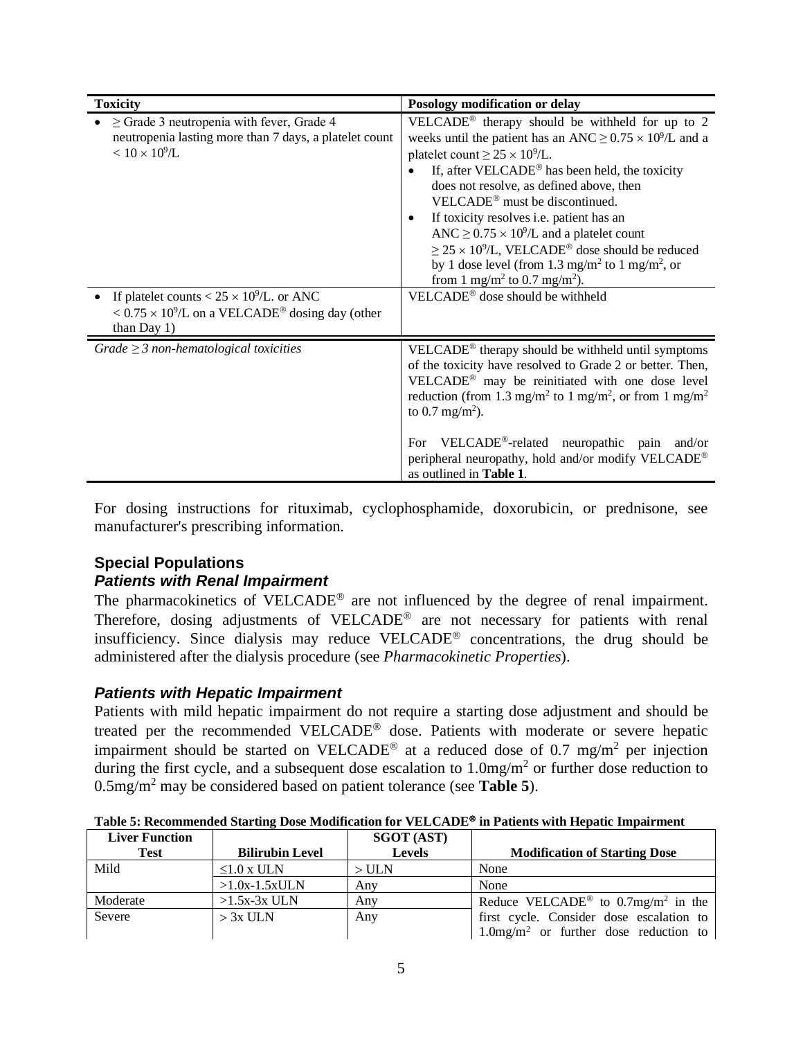| Toxicity | Posology modification or delay |
|---|---|
| • $\geq$ Grade 3 neutropenia with fever, Grade 4 neutropenia lasting more than 7 days, a platelet count $< 10 \times 10^9$/L | VELCADE® therapy should be withheld for up to 2 weeks until the patient has an ANC $\geq 0.75 \times 10^9$/L and a platelet count $\geq 25 \times 10^9$/L. <br>• If, after VELCADE® has been held, the toxicity does not resolve, as defined above, then VELCADE® must be discontinued. <br>• If toxicity resolves i.e. patient has an ANC $\geq 0.75 \times 10^9$/L and a platelet count $\geq 25 \times 10^9$/L, VELCADE® dose should be reduced by 1 dose level (from 1.3 mg/m$^2$ to 1 mg/m$^2$, or from 1 mg/m$^2$ to 0.7 mg/m$^2$). |
| • If platelet counts $< 25 \times 10^9$/L. or ANC $< 0.75 \times 10^9$/L on a VELCADE® dosing day (other than Day 1) | VELCADE® dose should be withheld |
| *Grade $\geq$ 3 non-hematological toxicities* | VELCADE® therapy should be withheld until symptoms of the toxicity have resolved to Grade 2 or better. Then, VELCADE® may be reinitiated with one dose level reduction (from 1.3 mg/m$^2$ to 1 mg/m$^2$, or from 1 mg/m$^2$ to 0.7 mg/m$^2$). <br><br>For VELCADE®-related neuropathic pain and/or peripheral neuropathy, hold and/or modify VELCADE® as outlined in **Table 1**. |

For dosing instructions for rituximab, cyclophosphamide, doxorubicin, or prednisone, see manufacturer's prescribing information.

## Special Populations

### *Patients with Renal Impairment*

The pharmacokinetics of VELCADE® are not influenced by the degree of renal impairment. Therefore, dosing adjustments of VELCADE® are not necessary for patients with renal insufficiency. Since dialysis may reduce VELCADE® concentrations, the drug should be administered after the dialysis procedure (see *Pharmacokinetic Properties*).

### *Patients with Hepatic Impairment*

Patients with mild hepatic impairment do not require a starting dose adjustment and should be treated per the recommended VELCADE® dose. Patients with moderate or severe hepatic impairment should be started on VELCADE® at a reduced dose of 0.7 mg/m$^2$ per injection during the first cycle, and a subsequent dose escalation to 1.0mg/m$^2$ or further dose reduction to 0.5mg/m$^2$ may be considered based on patient tolerance (see **Table 5**).

**Table 5: Recommended Starting Dose Modification for VELCADE® in Patients with Hepatic Impairment**

| Liver Function Test | Bilirubin Level | SGOT (AST) Levels | Modification of Starting Dose |
|---|---|---|---|
| Mild | ≤1.0 x ULN | > ULN | None |
| | >1.0x-1.5xULN | Any | None |
| Moderate | >1.5x-3x ULN | Any | Reduce VELCADE® to 0.7mg/m$^2$ in the first cycle. Consider dose escalation to 1.0mg/m$^2$ or further dose reduction to |
| Severe | > 3x ULN | Any | |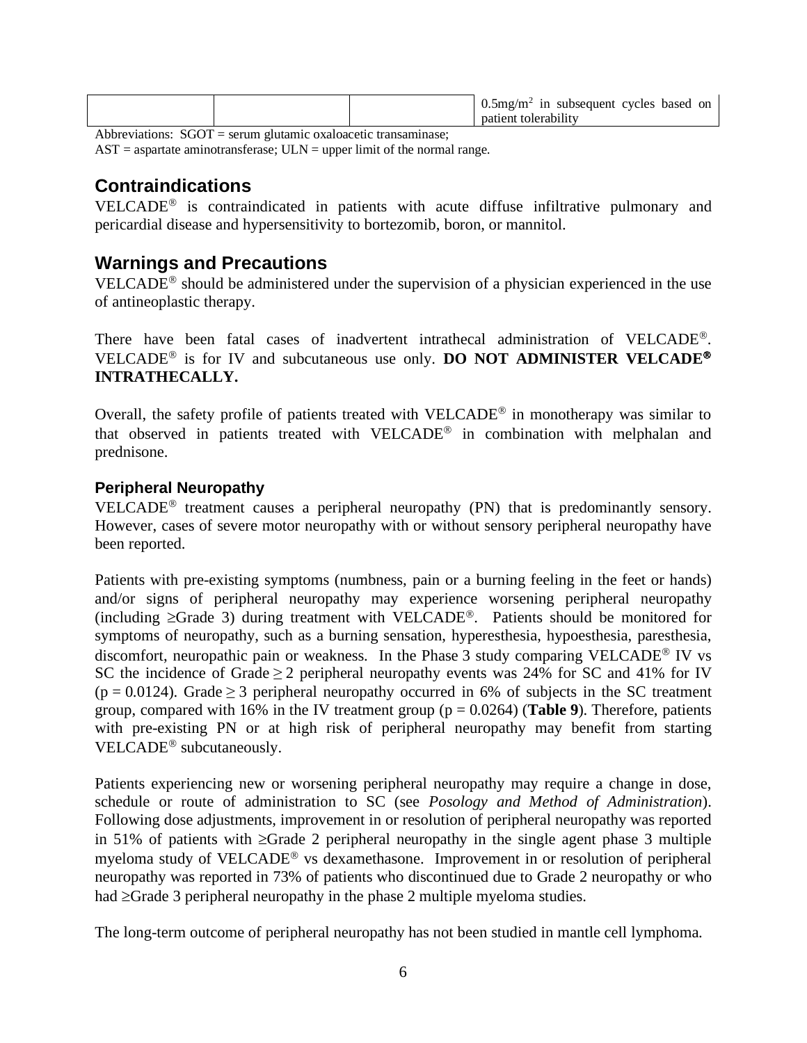|  |  |  | $0.5 mg/m^2$ in subsequent cycles based on patient tolerability |
|---|---|---|---|

Abbreviations: SGOT = serum glutamic oxaloacetic transaminase;
AST = aspartate aminotransferase; ULN = upper limit of the normal range.

## Contraindications

VELCADE® is contraindicated in patients with acute diffuse infiltrative pulmonary and pericardial disease and hypersensitivity to bortezomib, boron, or mannitol.

## Warnings and Precautions

VELCADE® should be administered under the supervision of a physician experienced in the use of antineoplastic therapy.

There have been fatal cases of inadvertent intrathecal administration of VELCADE®. VELCADE® is for IV and subcutaneous use only. **DO NOT ADMINISTER VELCADE® INTRATHECALLY.**

Overall, the safety profile of patients treated with VELCADE® in monotherapy was similar to that observed in patients treated with VELCADE® in combination with melphalan and prednisone.

### Peripheral Neuropathy

VELCADE® treatment causes a peripheral neuropathy (PN) that is predominantly sensory. However, cases of severe motor neuropathy with or without sensory peripheral neuropathy have been reported.

Patients with pre-existing symptoms (numbness, pain or a burning feeling in the feet or hands) and/or signs of peripheral neuropathy may experience worsening peripheral neuropathy (including ≥Grade 3) during treatment with VELCADE®. Patients should be monitored for symptoms of neuropathy, such as a burning sensation, hyperesthesia, hypoesthesia, paresthesia, discomfort, neuropathic pain or weakness. In the Phase 3 study comparing VELCADE® IV vs SC the incidence of Grade ≥ 2 peripheral neuropathy events was 24% for SC and 41% for IV ($p = 0.0124$). Grade ≥ 3 peripheral neuropathy occurred in 6% of subjects in the SC treatment group, compared with 16% in the IV treatment group ($p = 0.0264$) (**Table 9**). Therefore, patients with pre-existing PN or at high risk of peripheral neuropathy may benefit from starting VELCADE® subcutaneously.

Patients experiencing new or worsening peripheral neuropathy may require a change in dose, schedule or route of administration to SC (see *Posology and Method of Administration*). Following dose adjustments, improvement in or resolution of peripheral neuropathy was reported in 51% of patients with ≥Grade 2 peripheral neuropathy in the single agent phase 3 multiple myeloma study of VELCADE® vs dexamethasone. Improvement in or resolution of peripheral neuropathy was reported in 73% of patients who discontinued due to Grade 2 neuropathy or who had ≥Grade 3 peripheral neuropathy in the phase 2 multiple myeloma studies.

The long-term outcome of peripheral neuropathy has not been studied in mantle cell lymphoma.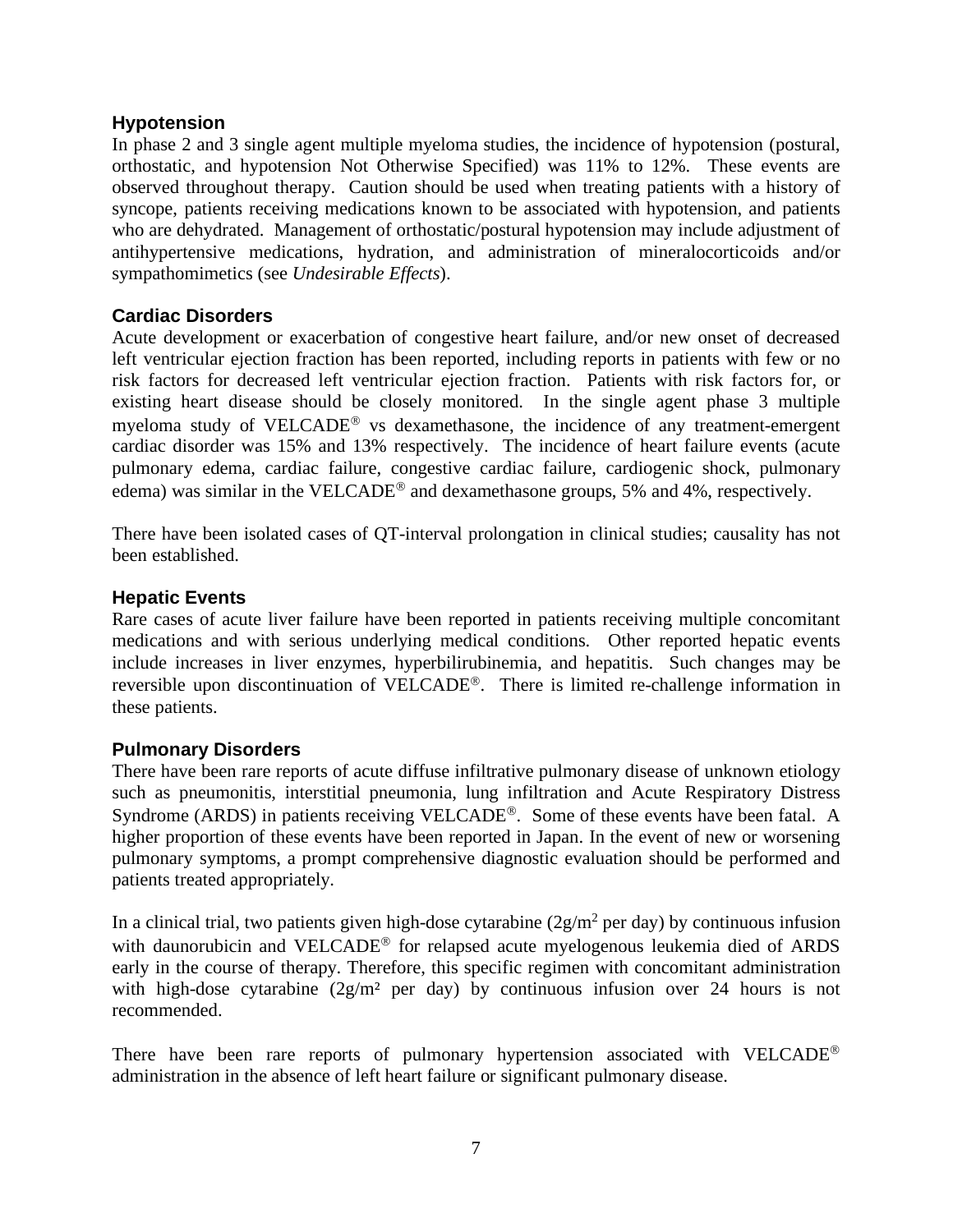### Hypotension

In phase 2 and 3 single agent multiple myeloma studies, the incidence of hypotension (postural, orthostatic, and hypotension Not Otherwise Specified) was 11% to 12%. These events are observed throughout therapy. Caution should be used when treating patients with a history of syncope, patients receiving medications known to be associated with hypotension, and patients who are dehydrated. Management of orthostatic/postural hypotension may include adjustment of antihypertensive medications, hydration, and administration of mineralocorticoids and/or sympathomimetics (see *Undesirable Effects*).

### Cardiac Disorders

Acute development or exacerbation of congestive heart failure, and/or new onset of decreased left ventricular ejection fraction has been reported, including reports in patients with few or no risk factors for decreased left ventricular ejection fraction. Patients with risk factors for, or existing heart disease should be closely monitored. In the single agent phase 3 multiple myeloma study of VELCADE® vs dexamethasone, the incidence of any treatment-emergent cardiac disorder was 15% and 13% respectively. The incidence of heart failure events (acute pulmonary edema, cardiac failure, congestive cardiac failure, cardiogenic shock, pulmonary edema) was similar in the VELCADE® and dexamethasone groups, 5% and 4%, respectively.

There have been isolated cases of QT-interval prolongation in clinical studies; causality has not been established.

### Hepatic Events

Rare cases of acute liver failure have been reported in patients receiving multiple concomitant medications and with serious underlying medical conditions. Other reported hepatic events include increases in liver enzymes, hyperbilirubinemia, and hepatitis. Such changes may be reversible upon discontinuation of VELCADE®. There is limited re-challenge information in these patients.

### Pulmonary Disorders

There have been rare reports of acute diffuse infiltrative pulmonary disease of unknown etiology such as pneumonitis, interstitial pneumonia, lung infiltration and Acute Respiratory Distress Syndrome (ARDS) in patients receiving VELCADE®. Some of these events have been fatal. A higher proportion of these events have been reported in Japan. In the event of new or worsening pulmonary symptoms, a prompt comprehensive diagnostic evaluation should be performed and patients treated appropriately.

In a clinical trial, two patients given high-dose cytarabine ($2g/m^2$ per day) by continuous infusion with daunorubicin and VELCADE® for relapsed acute myelogenous leukemia died of ARDS early in the course of therapy. Therefore, this specific regimen with concomitant administration with high-dose cytarabine ($2g/m^2$ per day) by continuous infusion over 24 hours is not recommended.

There have been rare reports of pulmonary hypertension associated with VELCADE® administration in the absence of left heart failure or significant pulmonary disease.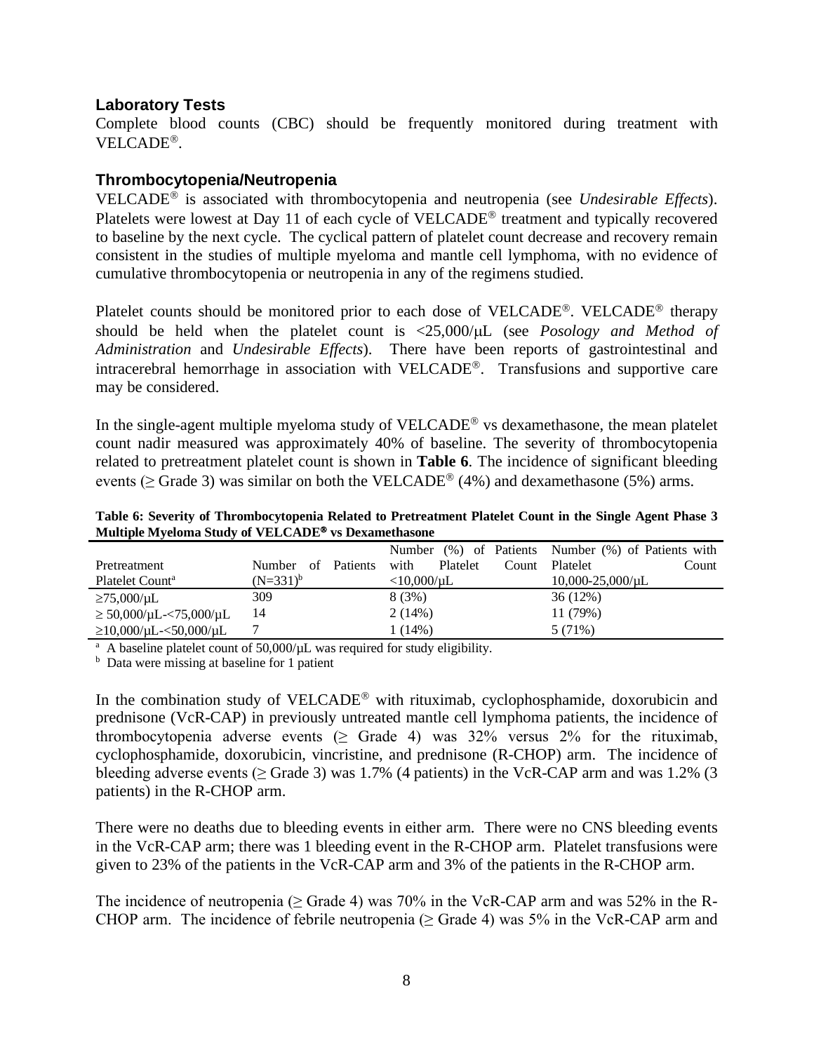### Laboratory Tests

Complete blood counts (CBC) should be frequently monitored during treatment with VELCADE®.

### Thrombocytopenia/Neutropenia

VELCADE® is associated with thrombocytopenia and neutropenia (see *Undesirable Effects*). Platelets were lowest at Day 11 of each cycle of VELCADE® treatment and typically recovered to baseline by the next cycle. The cyclical pattern of platelet count decrease and recovery remain consistent in the studies of multiple myeloma and mantle cell lymphoma, with no evidence of cumulative thrombocytopenia or neutropenia in any of the regimens studied.

Platelet counts should be monitored prior to each dose of VELCADE®. VELCADE® therapy should be held when the platelet count is <25,000/μL (see *Posology and Method of Administration* and *Undesirable Effects*). There have been reports of gastrointestinal and intracerebral hemorrhage in association with VELCADE®. Transfusions and supportive care may be considered.

In the single-agent multiple myeloma study of VELCADE® vs dexamethasone, the mean platelet count nadir measured was approximately 40% of baseline. The severity of thrombocytopenia related to pretreatment platelet count is shown in **Table 6**. The incidence of significant bleeding events (≥ Grade 3) was similar on both the VELCADE® (4%) and dexamethasone (5%) arms.

**Table 6: Severity of Thrombocytopenia Related to Pretreatment Platelet Count in the Single Agent Phase 3 Multiple Myeloma Study of VELCADE® vs Dexamethasone**

| Pretreatment Platelet Count[a] | Number of Patients (N=331)[b] | Number (%) of Patients with Platelet Count <10,000/μL | Number (%) of Patients with Platelet Count 10,000-25,000/μL |
|---|---|---|---|
| ≥75,000/μL | 309 | 8 (3%) | 36 (12%) |
| ≥ 50,000/μL-<75,000/μL | 14 | 2 (14%) | 11 (79%) |
| ≥10,000/μL-<50,000/μL | 7 | 1 (14%) | 5 (71%) |

[a] A baseline platelet count of 50,000/μL was required for study eligibility.
[b] Data were missing at baseline for 1 patient

In the combination study of VELCADE® with rituximab, cyclophosphamide, doxorubicin and prednisone (VcR-CAP) in previously untreated mantle cell lymphoma patients, the incidence of thrombocytopenia adverse events (≥ Grade 4) was 32% versus 2% for the rituximab, cyclophosphamide, doxorubicin, vincristine, and prednisone (R-CHOP) arm. The incidence of bleeding adverse events (≥ Grade 3) was 1.7% (4 patients) in the VcR-CAP arm and was 1.2% (3 patients) in the R-CHOP arm.

There were no deaths due to bleeding events in either arm. There were no CNS bleeding events in the VcR-CAP arm; there was 1 bleeding event in the R-CHOP arm. Platelet transfusions were given to 23% of the patients in the VcR-CAP arm and 3% of the patients in the R-CHOP arm.

The incidence of neutropenia (≥ Grade 4) was 70% in the VcR-CAP arm and was 52% in the R-CHOP arm. The incidence of febrile neutropenia (≥ Grade 4) was 5% in the VcR-CAP arm and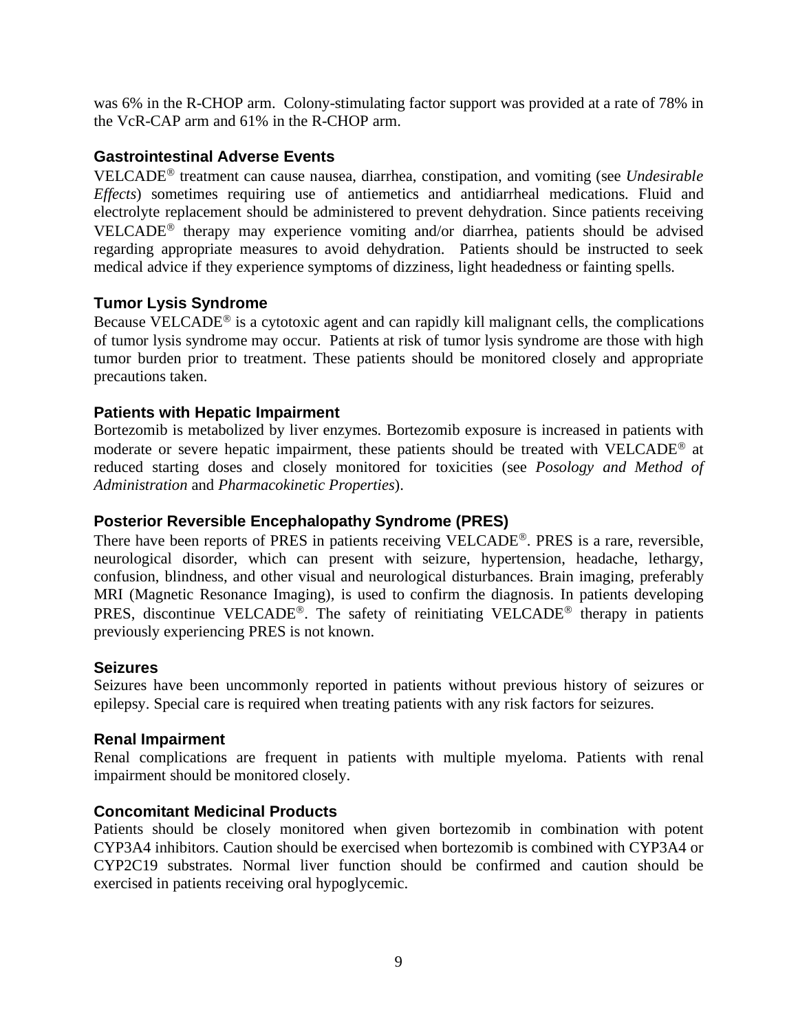was 6% in the R-CHOP arm. Colony-stimulating factor support was provided at a rate of 78% in the VcR-CAP arm and 61% in the R-CHOP arm.

### Gastrointestinal Adverse Events

VELCADE® treatment can cause nausea, diarrhea, constipation, and vomiting (see *Undesirable Effects*) sometimes requiring use of antiemetics and antidiarrheal medications. Fluid and electrolyte replacement should be administered to prevent dehydration. Since patients receiving VELCADE® therapy may experience vomiting and/or diarrhea, patients should be advised regarding appropriate measures to avoid dehydration. Patients should be instructed to seek medical advice if they experience symptoms of dizziness, light headedness or fainting spells.

### Tumor Lysis Syndrome

Because VELCADE® is a cytotoxic agent and can rapidly kill malignant cells, the complications of tumor lysis syndrome may occur. Patients at risk of tumor lysis syndrome are those with high tumor burden prior to treatment. These patients should be monitored closely and appropriate precautions taken.

### Patients with Hepatic Impairment

Bortezomib is metabolized by liver enzymes. Bortezomib exposure is increased in patients with moderate or severe hepatic impairment, these patients should be treated with VELCADE® at reduced starting doses and closely monitored for toxicities (see *Posology and Method of Administration* and *Pharmacokinetic Properties*).

### Posterior Reversible Encephalopathy Syndrome (PRES)

There have been reports of PRES in patients receiving VELCADE®. PRES is a rare, reversible, neurological disorder, which can present with seizure, hypertension, headache, lethargy, confusion, blindness, and other visual and neurological disturbances. Brain imaging, preferably MRI (Magnetic Resonance Imaging), is used to confirm the diagnosis. In patients developing PRES, discontinue VELCADE®. The safety of reinitiating VELCADE® therapy in patients previously experiencing PRES is not known.

### Seizures

Seizures have been uncommonly reported in patients without previous history of seizures or epilepsy. Special care is required when treating patients with any risk factors for seizures.

### Renal Impairment

Renal complications are frequent in patients with multiple myeloma. Patients with renal impairment should be monitored closely.

### Concomitant Medicinal Products

Patients should be closely monitored when given bortezomib in combination with potent CYP3A4 inhibitors. Caution should be exercised when bortezomib is combined with CYP3A4 or CYP2C19 substrates. Normal liver function should be confirmed and caution should be exercised in patients receiving oral hypoglycemic.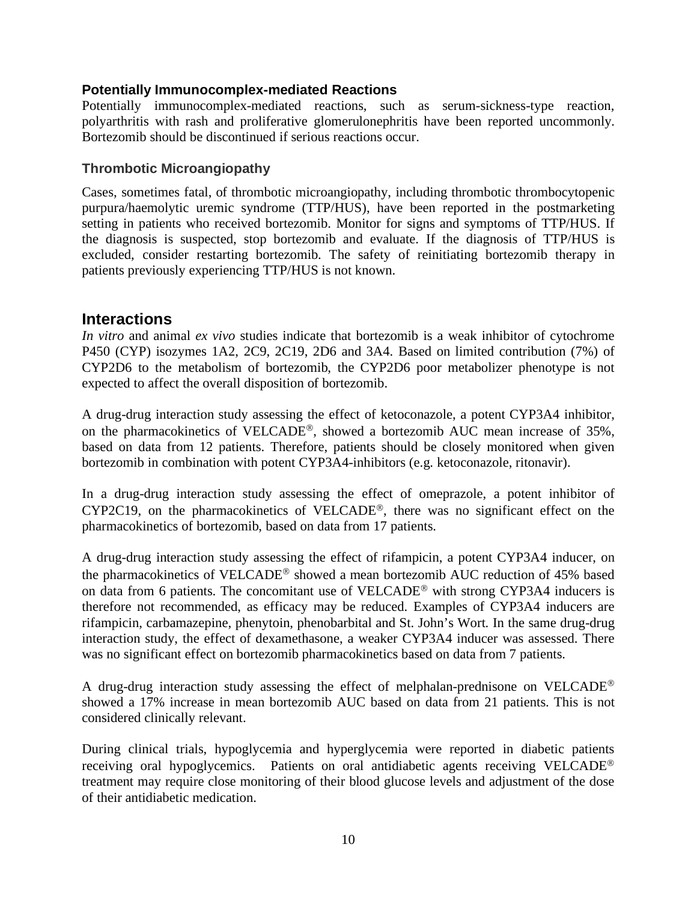### Potentially Immunocomplex-mediated Reactions

Potentially immunocomplex-mediated reactions, such as serum-sickness-type reaction, polyarthritis with rash and proliferative glomerulonephritis have been reported uncommonly. Bortezomib should be discontinued if serious reactions occur.

### Thrombotic Microangiopathy

Cases, sometimes fatal, of thrombotic microangiopathy, including thrombotic thrombocytopenic purpura/haemolytic uremic syndrome (TTP/HUS), have been reported in the postmarketing setting in patients who received bortezomib. Monitor for signs and symptoms of TTP/HUS. If the diagnosis is suspected, stop bortezomib and evaluate. If the diagnosis of TTP/HUS is excluded, consider restarting bortezomib. The safety of reinitiating bortezomib therapy in patients previously experiencing TTP/HUS is not known.

## Interactions

*In vitro* and animal *ex vivo* studies indicate that bortezomib is a weak inhibitor of cytochrome P450 (CYP) isozymes 1A2, 2C9, 2C19, 2D6 and 3A4. Based on limited contribution (7%) of CYP2D6 to the metabolism of bortezomib, the CYP2D6 poor metabolizer phenotype is not expected to affect the overall disposition of bortezomib.

A drug-drug interaction study assessing the effect of ketoconazole, a potent CYP3A4 inhibitor, on the pharmacokinetics of VELCADE®, showed a bortezomib AUC mean increase of 35%, based on data from 12 patients. Therefore, patients should be closely monitored when given bortezomib in combination with potent CYP3A4-inhibitors (e.g. ketoconazole, ritonavir).

In a drug-drug interaction study assessing the effect of omeprazole, a potent inhibitor of CYP2C19, on the pharmacokinetics of VELCADE®, there was no significant effect on the pharmacokinetics of bortezomib, based on data from 17 patients.

A drug-drug interaction study assessing the effect of rifampicin, a potent CYP3A4 inducer, on the pharmacokinetics of VELCADE® showed a mean bortezomib AUC reduction of 45% based on data from 6 patients. The concomitant use of VELCADE® with strong CYP3A4 inducers is therefore not recommended, as efficacy may be reduced. Examples of CYP3A4 inducers are rifampicin, carbamazepine, phenytoin, phenobarbital and St. John's Wort. In the same drug-drug interaction study, the effect of dexamethasone, a weaker CYP3A4 inducer was assessed. There was no significant effect on bortezomib pharmacokinetics based on data from 7 patients.

A drug-drug interaction study assessing the effect of melphalan-prednisone on VELCADE® showed a 17% increase in mean bortezomib AUC based on data from 21 patients. This is not considered clinically relevant.

During clinical trials, hypoglycemia and hyperglycemia were reported in diabetic patients receiving oral hypoglycemics. Patients on oral antidiabetic agents receiving VELCADE® treatment may require close monitoring of their blood glucose levels and adjustment of the dose of their antidiabetic medication.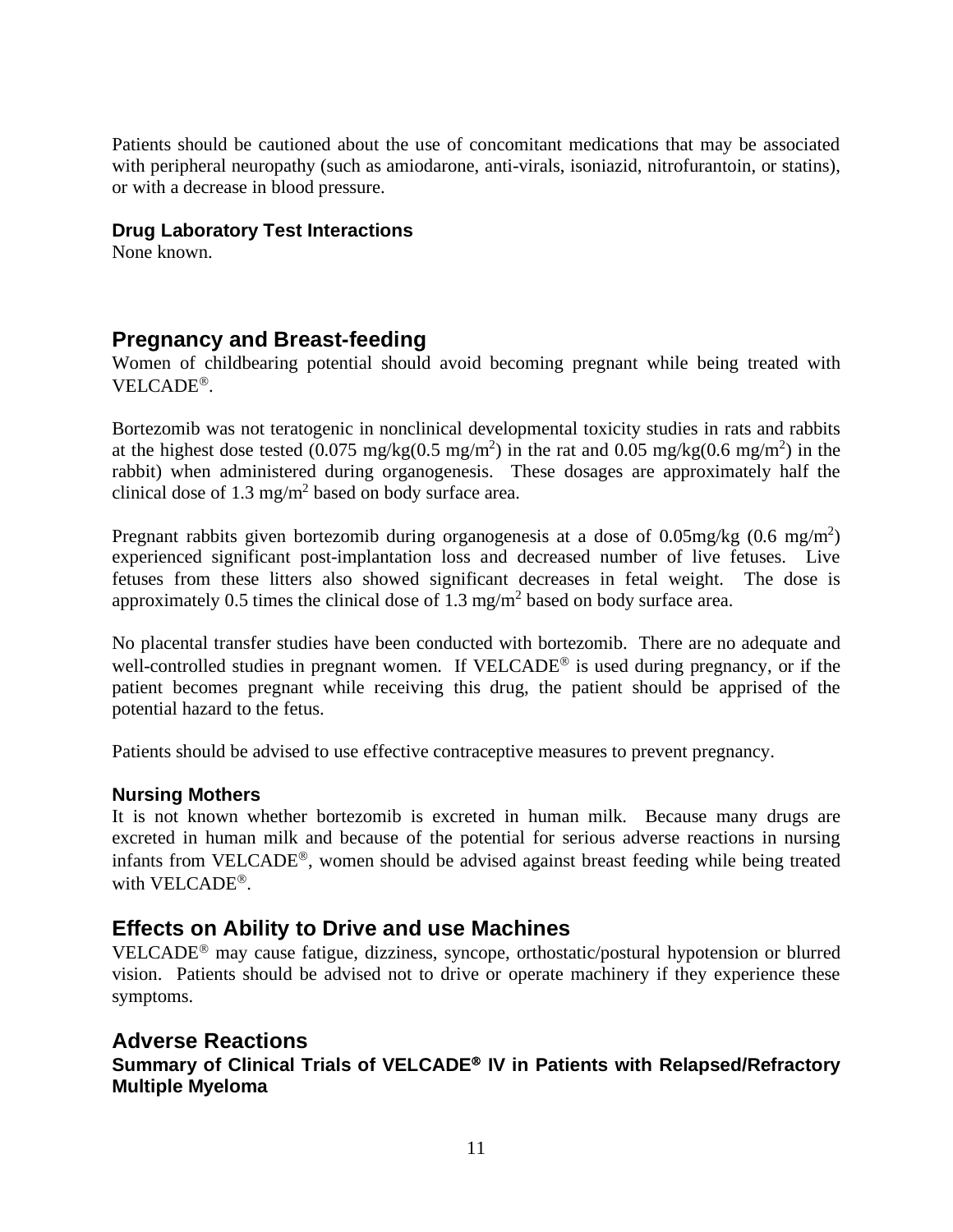Patients should be cautioned about the use of concomitant medications that may be associated with peripheral neuropathy (such as amiodarone, anti-virals, isoniazid, nitrofurantoin, or statins), or with a decrease in blood pressure.

### Drug Laboratory Test Interactions

None known.

## Pregnancy and Breast-feeding

Women of childbearing potential should avoid becoming pregnant while being treated with VELCADE®.

Bortezomib was not teratogenic in nonclinical developmental toxicity studies in rats and rabbits at the highest dose tested (0.075 mg/kg(0.5 mg/m$^2$) in the rat and 0.05 mg/kg(0.6 mg/m$^2$) in the rabbit) when administered during organogenesis. These dosages are approximately half the clinical dose of 1.3 mg/m$^2$ based on body surface area.

Pregnant rabbits given bortezomib during organogenesis at a dose of 0.05mg/kg (0.6 mg/m$^2$) experienced significant post-implantation loss and decreased number of live fetuses. Live fetuses from these litters also showed significant decreases in fetal weight. The dose is approximately 0.5 times the clinical dose of 1.3 mg/m$^2$ based on body surface area.

No placental transfer studies have been conducted with bortezomib. There are no adequate and well-controlled studies in pregnant women. If VELCADE® is used during pregnancy, or if the patient becomes pregnant while receiving this drug, the patient should be apprised of the potential hazard to the fetus.

Patients should be advised to use effective contraceptive measures to prevent pregnancy.

### Nursing Mothers

It is not known whether bortezomib is excreted in human milk. Because many drugs are excreted in human milk and because of the potential for serious adverse reactions in nursing infants from VELCADE®, women should be advised against breast feeding while being treated with VELCADE®.

## Effects on Ability to Drive and use Machines

VELCADE® may cause fatigue, dizziness, syncope, orthostatic/postural hypotension or blurred vision. Patients should be advised not to drive or operate machinery if they experience these symptoms.

## Adverse Reactions

### Summary of Clinical Trials of VELCADE® IV in Patients with Relapsed/Refractory Multiple Myeloma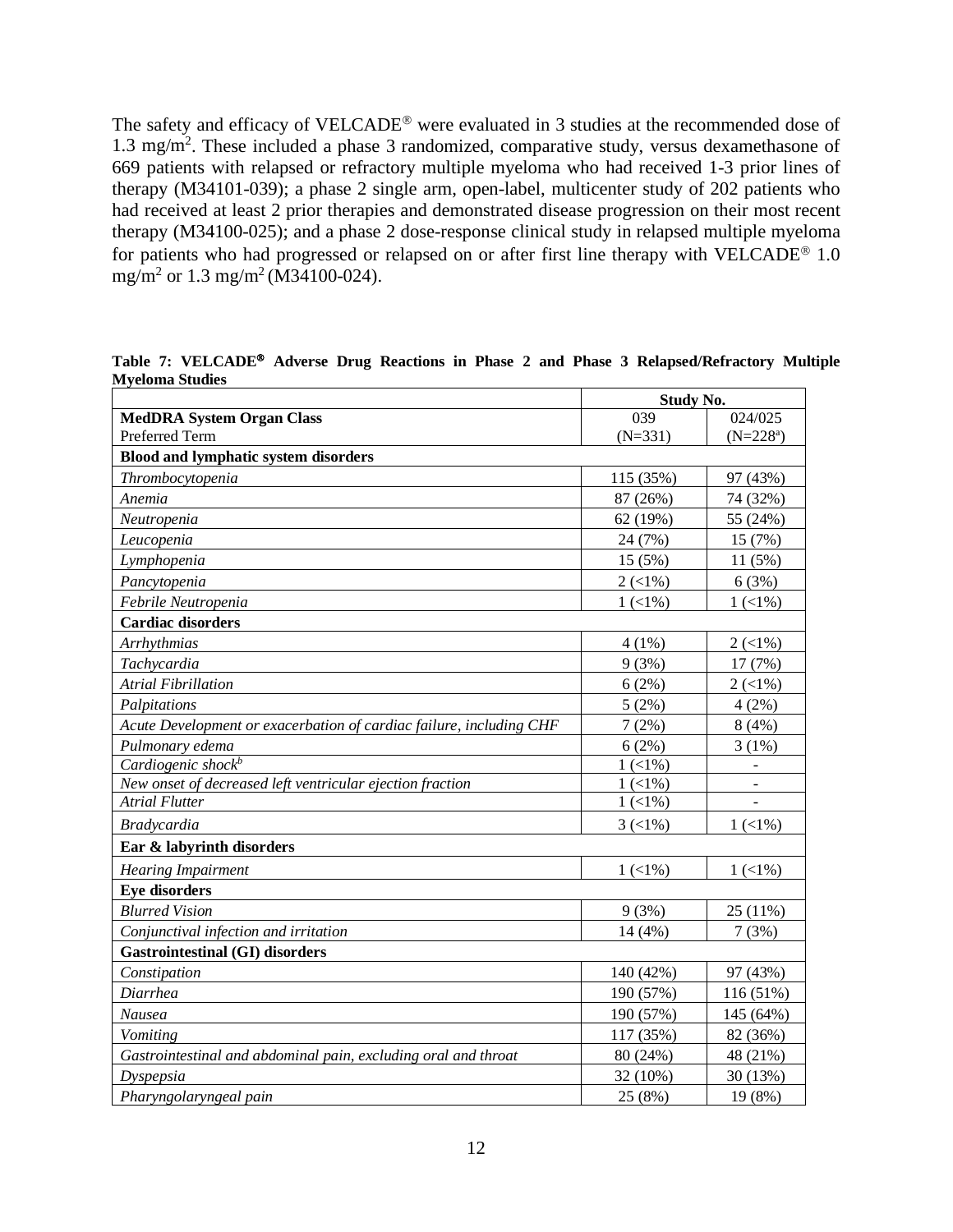The safety and efficacy of VELCADE® were evaluated in 3 studies at the recommended dose of 1.3 mg/m$^2$. These included a phase 3 randomized, comparative study, versus dexamethasone of 669 patients with relapsed or refractory multiple myeloma who had received 1-3 prior lines of therapy (M34101-039); a phase 2 single arm, open-label, multicenter study of 202 patients who had received at least 2 prior therapies and demonstrated disease progression on their most recent therapy (M34100-025); and a phase 2 dose-response clinical study in relapsed multiple myeloma for patients who had progressed or relapsed on or after first line therapy with VELCADE® 1.0 mg/m$^2$ or 1.3 mg/m$^2$ (M34100-024).

**Table 7: VELCADE® Adverse Drug Reactions in Phase 2 and Phase 3 Relapsed/Refractory Multiple Myeloma Studies**

| | Study No. | |
|---|---|---|
| **MedDRA System Organ Class** Preferred Term | 039 (N=331) | 024/025 (N=228[a]) |
| **Blood and lymphatic system disorders** | | |
| *Thrombocytopenia* | 115 (35%) | 97 (43%) |
| *Anemia* | 87 (26%) | 74 (32%) |
| *Neutropenia* | 62 (19%) | 55 (24%) |
| *Leucopenia* | 24 (7%) | 15 (7%) |
| *Lymphopenia* | 15 (5%) | 11 (5%) |
| *Pancytopenia* | 2 (<1%) | 6 (3%) |
| *Febrile Neutropenia* | 1 (<1%) | 1 (<1%) |
| **Cardiac disorders** | | |
| *Arrhythmias* | 4 (1%) | 2 (<1%) |
| *Tachycardia* | 9 (3%) | 17 (7%) |
| *Atrial Fibrillation* | 6 (2%) | 2 (<1%) |
| *Palpitations* | 5 (2%) | 4 (2%) |
| *Acute Development or exacerbation of cardiac failure, including CHF* | 7 (2%) | 8 (4%) |
| *Pulmonary edema* | 6 (2%) | 3 (1%) |
| *Cardiogenic shock[b]* | 1 (<1%) | - |
| *New onset of decreased left ventricular ejection fraction* | 1 (<1%) | - |
| *Atrial Flutter* | 1 (<1%) | - |
| *Bradycardia* | 3 (<1%) | 1 (<1%) |
| **Ear & labyrinth disorders** | | |
| *Hearing Impairment* | 1 (<1%) | 1 (<1%) |
| **Eye disorders** | | |
| *Blurred Vision* | 9 (3%) | 25 (11%) |
| *Conjunctival infection and irritation* | 14 (4%) | 7 (3%) |
| **Gastrointestinal (GI) disorders** | | |
| *Constipation* | 140 (42%) | 97 (43%) |
| *Diarrhea* | 190 (57%) | 116 (51%) |
| *Nausea* | 190 (57%) | 145 (64%) |
| *Vomiting* | 117 (35%) | 82 (36%) |
| *Gastrointestinal and abdominal pain, excluding oral and throat* | 80 (24%) | 48 (21%) |
| *Dyspepsia* | 32 (10%) | 30 (13%) |
| *Pharyngolaryngeal pain* | 25 (8%) | 19 (8%) |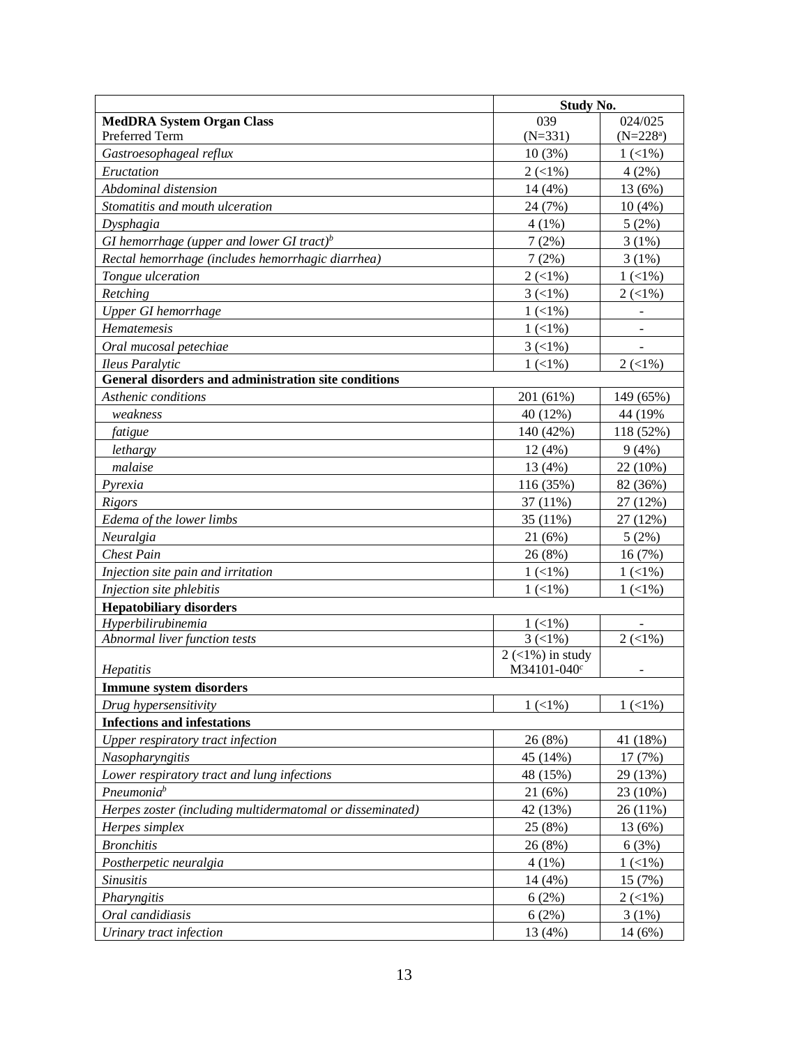| | Study No. | |
|---|---|---|
| **MedDRA System Organ Class** Preferred Term | 039 (N=331) | 024/025 (N=228[a]) |
| *Gastroesophageal reflux* | 10 (3%) | 1 (<1%) |
| *Eructation* | 2 (<1%) | 4 (2%) |
| *Abdominal distension* | 14 (4%) | 13 (6%) |
| *Stomatitis and mouth ulceration* | 24 (7%) | 10 (4%) |
| *Dysphagia* | 4 (1%) | 5 (2%) |
| *GI hemorrhage (upper and lower GI tract)[b]* | 7 (2%) | 3 (1%) |
| *Rectal hemorrhage (includes hemorrhagic diarrhea)* | 7 (2%) | 3 (1%) |
| *Tongue ulceration* | 2 (<1%) | 1 (<1%) |
| *Retching* | 3 (<1%) | 2 (<1%) |
| *Upper GI hemorrhage* | 1 (<1%) | - |
| *Hematemesis* | 1 (<1%) | - |
| *Oral mucosal petechiae* | 3 (<1%) | - |
| *Ileus Paralytic* | 1 (<1%) | 2 (<1%) |
| **General disorders and administration site conditions** | | |
| *Asthenic conditions* | 201 (61%) | 149 (65%) |
| *weakness* | 40 (12%) | 44 (19% |
| *fatigue* | 140 (42%) | 118 (52%) |
| *lethargy* | 12 (4%) | 9 (4%) |
| *malaise* | 13 (4%) | 22 (10%) |
| *Pyrexia* | 116 (35%) | 82 (36%) |
| *Rigors* | 37 (11%) | 27 (12%) |
| *Edema of the lower limbs* | 35 (11%) | 27 (12%) |
| *Neuralgia* | 21 (6%) | 5 (2%) |
| *Chest Pain* | 26 (8%) | 16 (7%) |
| *Injection site pain and irritation* | 1 (<1%) | 1 (<1%) |
| *Injection site phlebitis* | 1 (<1%) | 1 (<1%) |
| **Hepatobiliary disorders** | | |
| *Hyperbilirubinemia* | 1 (<1%) | - |
| *Abnormal liver function tests* | 3 (<1%) | 2 (<1%) |
| *Hepatitis* | 2 (<1%) in study M34101-040[c] | - |
| **Immune system disorders** | | |
| *Drug hypersensitivity* | 1 (<1%) | 1 (<1%) |
| **Infections and infestations** | | |
| *Upper respiratory tract infection* | 26 (8%) | 41 (18%) |
| *Nasopharyngitis* | 45 (14%) | 17 (7%) |
| *Lower respiratory tract and lung infections* | 48 (15%) | 29 (13%) |
| *Pneumonia[b]* | 21 (6%) | 23 (10%) |
| *Herpes zoster (including multidermatomal or disseminated)* | 42 (13%) | 26 (11%) |
| *Herpes simplex* | 25 (8%) | 13 (6%) |
| *Bronchitis* | 26 (8%) | 6 (3%) |
| *Postherpetic neuralgia* | 4 (1%) | 1 (<1%) |
| *Sinusitis* | 14 (4%) | 15 (7%) |
| *Pharyngitis* | 6 (2%) | 2 (<1%) |
| *Oral candidiasis* | 6 (2%) | 3 (1%) |
| *Urinary tract infection* | 13 (4%) | 14 (6%) |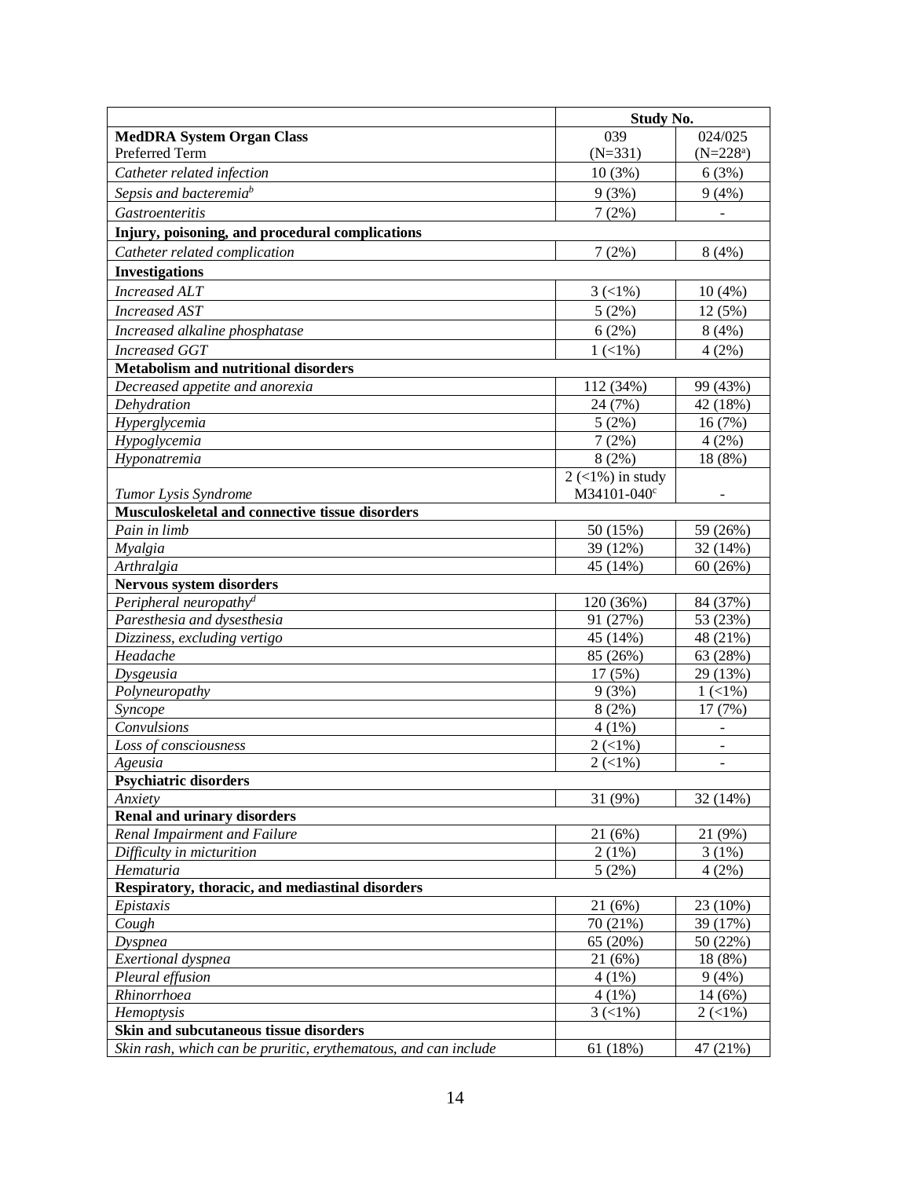| | Study No. | |
|---|---|---|
| **MedDRA System Organ Class** Preferred Term | 039 (N=331) | 024/025 (N=228[a]) |
| *Catheter related infection* | 10 (3%) | 6 (3%) |
| *Sepsis and bacteremia[b]* | 9 (3%) | 9 (4%) |
| *Gastroenteritis* | 7 (2%) | - |
| **Injury, poisoning, and procedural complications** | | |
| *Catheter related complication* | 7 (2%) | 8 (4%) |
| **Investigations** | | |
| *Increased ALT* | 3 (<1%) | 10 (4%) |
| *Increased AST* | 5 (2%) | 12 (5%) |
| *Increased alkaline phosphatase* | 6 (2%) | 8 (4%) |
| *Increased GGT* | 1 (<1%) | 4 (2%) |
| **Metabolism and nutritional disorders** | | |
| *Decreased appetite and anorexia* | 112 (34%) | 99 (43%) |
| *Dehydration* | 24 (7%) | 42 (18%) |
| *Hyperglycemia* | 5 (2%) | 16 (7%) |
| *Hypoglycemia* | 7 (2%) | 4 (2%) |
| *Hyponatremia* | 8 (2%) | 18 (8%) |
| *Tumor Lysis Syndrome* | 2 (<1%) in study M34101-040[c] | - |
| **Musculoskeletal and connective tissue disorders** | | |
| *Pain in limb* | 50 (15%) | 59 (26%) |
| *Myalgia* | 39 (12%) | 32 (14%) |
| *Arthralgia* | 45 (14%) | 60 (26%) |
| **Nervous system disorders** | | |
| *Peripheral neuropathy[d]* | 120 (36%) | 84 (37%) |
| *Paresthesia and dysesthesia* | 91 (27%) | 53 (23%) |
| *Dizziness, excluding vertigo* | 45 (14%) | 48 (21%) |
| *Headache* | 85 (26%) | 63 (28%) |
| *Dysgeusia* | 17 (5%) | 29 (13%) |
| *Polyneuropathy* | 9 (3%) | 1 (<1%) |
| *Syncope* | 8 (2%) | 17 (7%) |
| *Convulsions* | 4 (1%) | - |
| *Loss of consciousness* | 2 (<1%) | - |
| *Ageusia* | 2 (<1%) | - |
| **Psychiatric disorders** | | |
| *Anxiety* | 31 (9%) | 32 (14%) |
| **Renal and urinary disorders** | | |
| *Renal Impairment and Failure* | 21 (6%) | 21 (9%) |
| *Difficulty in micturition* | 2 (1%) | 3 (1%) |
| *Hematuria* | 5 (2%) | 4 (2%) |
| **Respiratory, thoracic, and mediastinal disorders** | | |
| *Epistaxis* | 21 (6%) | 23 (10%) |
| *Cough* | 70 (21%) | 39 (17%) |
| *Dyspnea* | 65 (20%) | 50 (22%) |
| *Exertional dyspnea* | 21 (6%) | 18 (8%) |
| *Pleural effusion* | 4 (1%) | 9 (4%) |
| *Rhinorrhoea* | 4 (1%) | 14 (6%) |
| *Hemoptysis* | 3 (<1%) | 2 (<1%) |
| **Skin and subcutaneous tissue disorders** | | |
| *Skin rash, which can be pruritic, erythematous, and can include* | 61 (18%) | 47 (21%) |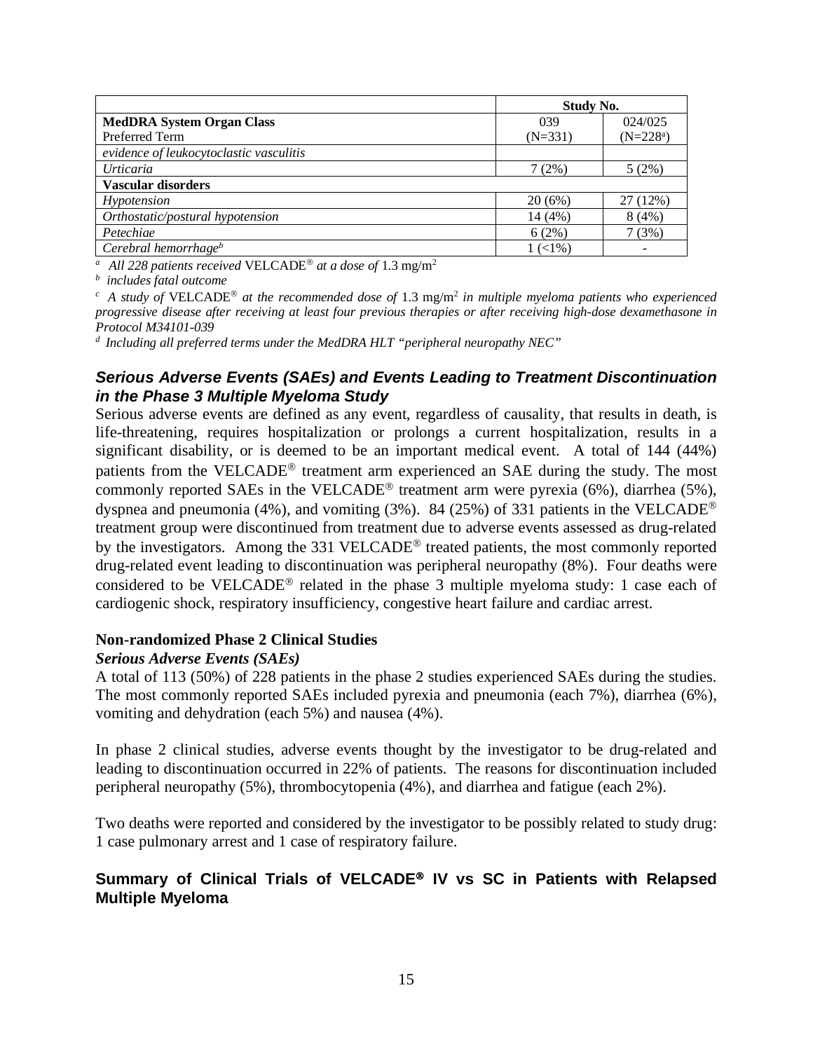| | Study No. | |
|---|---|---|
| **MedDRA System Organ Class** Preferred Term | 039 (N=331) | 024/025 (N=228[a]) |
| *evidence of leukocytoclastic vasculitis* | | |
| *Urticaria* | 7 (2%) | 5 (2%) |
| **Vascular disorders** | | |
| *Hypotension* | 20 (6%) | 27 (12%) |
| *Orthostatic/postural hypotension* | 14 (4%) | 8 (4%) |
| *Petechiae* | 6 (2%) | 7 (3%) |
| *Cerebral hemorrhage*[b] | 1 (<1%) | - |

[a] *All 228 patients received* VELCADE® *at a dose of* 1.3 mg/m²

[b] *includes fatal outcome*

[c] *A study of* VELCADE® *at the recommended dose of* 1.3 mg/m² *in multiple myeloma patients who experienced progressive disease after receiving at least four previous therapies or after receiving high-dose dexamethasone in Protocol M34101-039*

[d] *Including all preferred terms under the MedDRA HLT "peripheral neuropathy NEC"*

### *Serious Adverse Events (SAEs) and Events Leading to Treatment Discontinuation in the Phase 3 Multiple Myeloma Study*

Serious adverse events are defined as any event, regardless of causality, that results in death, is life-threatening, requires hospitalization or prolongs a current hospitalization, results in a significant disability, or is deemed to be an important medical event. A total of 144 (44%) patients from the VELCADE® treatment arm experienced an SAE during the study. The most commonly reported SAEs in the VELCADE® treatment arm were pyrexia (6%), diarrhea (5%), dyspnea and pneumonia (4%), and vomiting (3%). 84 (25%) of 331 patients in the VELCADE® treatment group were discontinued from treatment due to adverse events assessed as drug-related by the investigators. Among the 331 VELCADE® treated patients, the most commonly reported drug-related event leading to discontinuation was peripheral neuropathy (8%). Four deaths were considered to be VELCADE® related in the phase 3 multiple myeloma study: 1 case each of cardiogenic shock, respiratory insufficiency, congestive heart failure and cardiac arrest.

**Non-randomized Phase 2 Clinical Studies**

***Serious Adverse Events (SAEs)***

A total of 113 (50%) of 228 patients in the phase 2 studies experienced SAEs during the studies. The most commonly reported SAEs included pyrexia and pneumonia (each 7%), diarrhea (6%), vomiting and dehydration (each 5%) and nausea (4%).

In phase 2 clinical studies, adverse events thought by the investigator to be drug-related and leading to discontinuation occurred in 22% of patients. The reasons for discontinuation included peripheral neuropathy (5%), thrombocytopenia (4%), and diarrhea and fatigue (each 2%).

Two deaths were reported and considered by the investigator to be possibly related to study drug: 1 case pulmonary arrest and 1 case of respiratory failure.

### Summary of Clinical Trials of VELCADE® IV vs SC in Patients with Relapsed Multiple Myeloma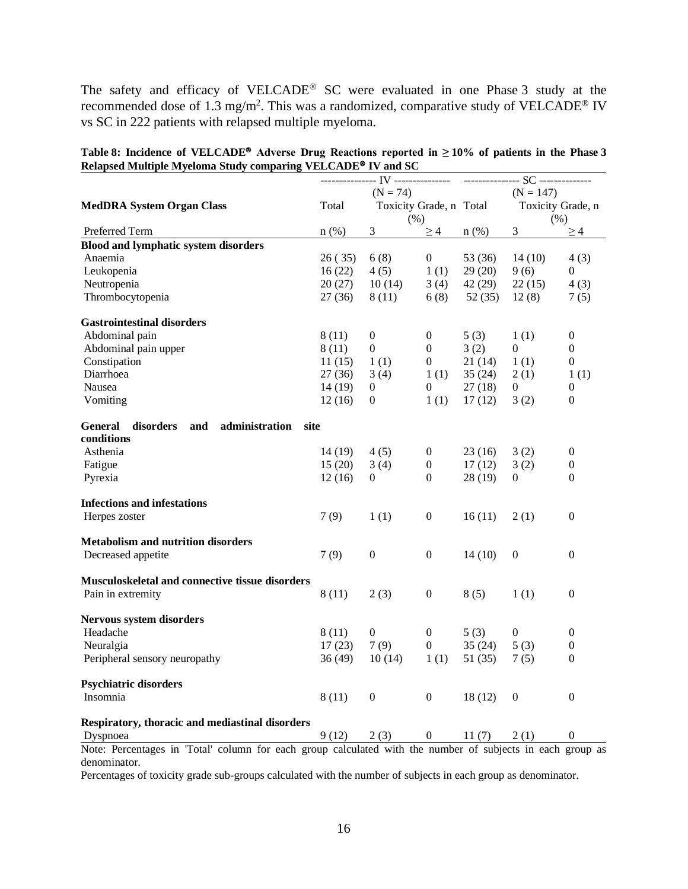The safety and efficacy of VELCADE® SC were evaluated in one Phase 3 study at the recommended dose of 1.3 mg/m$^2$. This was a randomized, comparative study of VELCADE® IV vs SC in 222 patients with relapsed multiple myeloma.

**Table 8: Incidence of VELCADE® Adverse Drug Reactions reported in ≥ 10% of patients in the Phase 3 Relapsed Multiple Myeloma Study comparing VELCADE® IV and SC**

| | IV (N = 74) | | | SC (N = 147) | | |
|---|---|---|---|---|---|---|
| **MedDRA System Organ Class** | Total | Toxicity Grade, n (%) | | Total | Toxicity Grade, n (%) | |
| Preferred Term | n (%) | 3 | ≥ 4 | n (%) | 3 | ≥ 4 |
| **Blood and lymphatic system disorders** | | | | | | |
| Anaemia | 26 ( 35) | 6 (8) | 0 | 53 (36) | 14 (10) | 4 (3) |
| Leukopenia | 16 (22) | 4 (5) | 1 (1) | 29 (20) | 9 (6) | 0 |
| Neutropenia | 20 (27) | 10 (14) | 3 (4) | 42 (29) | 22 (15) | 4 (3) |
| Thrombocytopenia | 27 (36) | 8 (11) | 6 (8) | 52 (35) | 12 (8) | 7 (5) |
| **Gastrointestinal disorders** | | | | | | |
| Abdominal pain | 8 (11) | 0 | 0 | 5 (3) | 1 (1) | 0 |
| Abdominal pain upper | 8 (11) | 0 | 0 | 3 (2) | 0 | 0 |
| Constipation | 11 (15) | 1 (1) | 0 | 21 (14) | 1 (1) | 0 |
| Diarrhoea | 27 (36) | 3 (4) | 1 (1) | 35 (24) | 2 (1) | 1 (1) |
| Nausea | 14 (19) | 0 | 0 | 27 (18) | 0 | 0 |
| Vomiting | 12 (16) | 0 | 1 (1) | 17 (12) | 3 (2) | 0 |
| **General disorders and administration site conditions** | | | | | | |
| Asthenia | 14 (19) | 4 (5) | 0 | 23 (16) | 3 (2) | 0 |
| Fatigue | 15 (20) | 3 (4) | 0 | 17 (12) | 3 (2) | 0 |
| Pyrexia | 12 (16) | 0 | 0 | 28 (19) | 0 | 0 |
| **Infections and infestations** | | | | | | |
| Herpes zoster | 7 (9) | 1 (1) | 0 | 16 (11) | 2 (1) | 0 |
| **Metabolism and nutrition disorders** | | | | | | |
| Decreased appetite | 7 (9) | 0 | 0 | 14 (10) | 0 | 0 |
| **Musculoskeletal and connective tissue disorders** | | | | | | |
| Pain in extremity | 8 (11) | 2 (3) | 0 | 8 (5) | 1 (1) | 0 |
| **Nervous system disorders** | | | | | | |
| Headache | 8 (11) | 0 | 0 | 5 (3) | 0 | 0 |
| Neuralgia | 17 (23) | 7 (9) | 0 | 35 (24) | 5 (3) | 0 |
| Peripheral sensory neuropathy | 36 (49) | 10 (14) | 1 (1) | 51 (35) | 7 (5) | 0 |
| **Psychiatric disorders** | | | | | | |
| Insomnia | 8 (11) | 0 | 0 | 18 (12) | 0 | 0 |
| **Respiratory, thoracic and mediastinal disorders** | | | | | | |
| Dyspnoea | 9 (12) | 2 (3) | 0 | 11 (7) | 2 (1) | 0 |

Note: Percentages in 'Total' column for each group calculated with the number of subjects in each group as denominator.

Percentages of toxicity grade sub-groups calculated with the number of subjects in each group as denominator.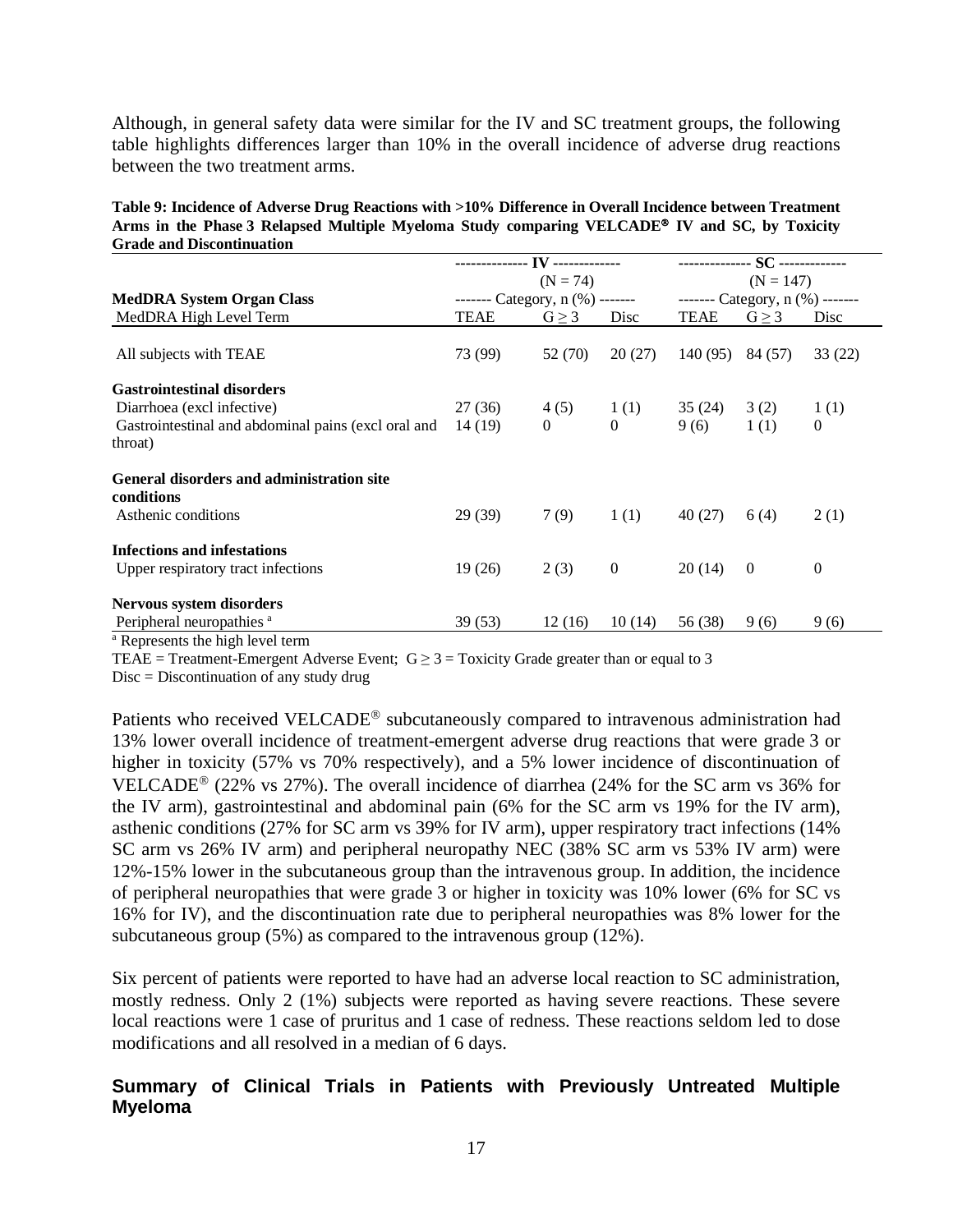Although, in general safety data were similar for the IV and SC treatment groups, the following table highlights differences larger than 10% in the overall incidence of adverse drug reactions between the two treatment arms.

**Table 9: Incidence of Adverse Drug Reactions with >10% Difference in Overall Incidence between Treatment Arms in the Phase 3 Relapsed Multiple Myeloma Study comparing VELCADE® IV and SC, by Toxicity Grade and Discontinuation**

| | IV (N = 74) | | | SC (N = 147) | | |
|---|---|---|---|---|---|---|
| **MedDRA System Organ Class** | Category, n (%) | | | Category, n (%) | | |
| MedDRA High Level Term | TEAE | G ≥ 3 | Disc | TEAE | G ≥ 3 | Disc |
| All subjects with TEAE | 73 (99) | 52 (70) | 20 (27) | 140 (95) | 84 (57) | 33 (22) |
| **Gastrointestinal disorders** | | | | | | |
| Diarrhoea (excl infective) | 27 (36) | 4 (5) | 1 (1) | 35 (24) | 3 (2) | 1 (1) |
| Gastrointestinal and abdominal pains (excl oral and throat) | 14 (19) | 0 | 0 | 9 (6) | 1 (1) | 0 |
| **General disorders and administration site conditions** | | | | | | |
| Asthenic conditions | 29 (39) | 7 (9) | 1 (1) | 40 (27) | 6 (4) | 2 (1) |
| **Infections and infestations** | | | | | | |
| Upper respiratory tract infections | 19 (26) | 2 (3) | 0 | 20 (14) | 0 | 0 |
| **Nervous system disorders** | | | | | | |
| Peripheral neuropathies [a] | 39 (53) | 12 (16) | 10 (14) | 56 (38) | 9 (6) | 9 (6) |

[a] Represents the high level term

TEAE = Treatment-Emergent Adverse Event; G ≥ 3 = Toxicity Grade greater than or equal to 3

Disc = Discontinuation of any study drug

Patients who received VELCADE® subcutaneously compared to intravenous administration had 13% lower overall incidence of treatment-emergent adverse drug reactions that were grade 3 or higher in toxicity (57% vs 70% respectively), and a 5% lower incidence of discontinuation of VELCADE® (22% vs 27%). The overall incidence of diarrhea (24% for the SC arm vs 36% for the IV arm), gastrointestinal and abdominal pain (6% for the SC arm vs 19% for the IV arm), asthenic conditions (27% for SC arm vs 39% for IV arm), upper respiratory tract infections (14% SC arm vs 26% IV arm) and peripheral neuropathy NEC (38% SC arm vs 53% IV arm) were 12%-15% lower in the subcutaneous group than the intravenous group. In addition, the incidence of peripheral neuropathies that were grade 3 or higher in toxicity was 10% lower (6% for SC vs 16% for IV), and the discontinuation rate due to peripheral neuropathies was 8% lower for the subcutaneous group (5%) as compared to the intravenous group (12%).

Six percent of patients were reported to have had an adverse local reaction to SC administration, mostly redness. Only 2 (1%) subjects were reported as having severe reactions. These severe local reactions were 1 case of pruritus and 1 case of redness. These reactions seldom led to dose modifications and all resolved in a median of 6 days.

### Summary of Clinical Trials in Patients with Previously Untreated Multiple Myeloma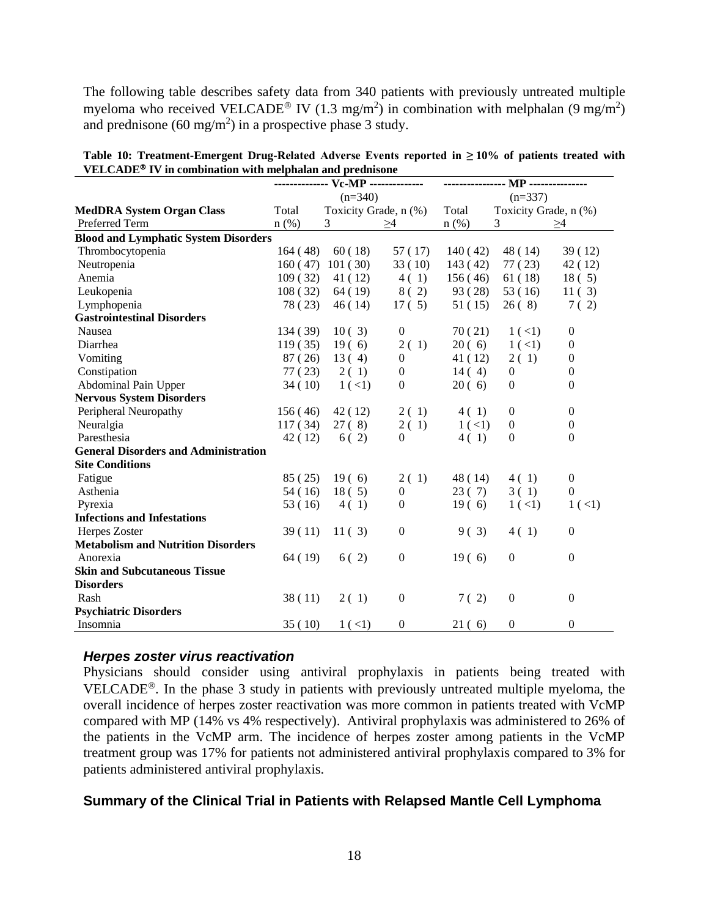The following table describes safety data from 340 patients with previously untreated multiple myeloma who received VELCADE® IV (1.3 mg/m$^2$) in combination with melphalan (9 mg/m$^2$) and prednisone (60 mg/m$^2$) in a prospective phase 3 study.

**Table 10: Treatment-Emergent Drug-Related Adverse Events reported in ≥ 10% of patients treated with VELCADE® IV in combination with melphalan and prednisone**

| | Vc-MP (n=340) | | | MP (n=337) | | |
|---|---|---|---|---|---|---|
| **MedDRA System Organ Class** | Total | Toxicity Grade, n (%) | | Total | Toxicity Grade, n (%) | |
| Preferred Term | n (%) | 3 | ≥4 | n (%) | 3 | ≥4 |
| **Blood and Lymphatic System Disorders** | | | | | | |
| Thrombocytopenia | 164 ( 48) | 60 ( 18) | 57 ( 17) | 140 ( 42) | 48 ( 14) | 39 ( 12) |
| Neutropenia | 160 ( 47) | 101 ( 30) | 33 ( 10) | 143 ( 42) | 77 ( 23) | 42 ( 12) |
| Anemia | 109 ( 32) | 41 ( 12) | 4 ( 1) | 156 ( 46) | 61 ( 18) | 18 ( 5) |
| Leukopenia | 108 ( 32) | 64 ( 19) | 8 ( 2) | 93 ( 28) | 53 ( 16) | 11 ( 3) |
| Lymphopenia | 78 ( 23) | 46 ( 14) | 17 ( 5) | 51 ( 15) | 26 ( 8) | 7 ( 2) |
| **Gastrointestinal Disorders** | | | | | | |
| Nausea | 134 ( 39) | 10 ( 3) | 0 | 70 ( 21) | 1 ( <1) | 0 |
| Diarrhea | 119 ( 35) | 19 ( 6) | 2 ( 1) | 20 ( 6) | 1 ( <1) | 0 |
| Vomiting | 87 ( 26) | 13 ( 4) | 0 | 41 ( 12) | 2 ( 1) | 0 |
| Constipation | 77 ( 23) | 2 ( 1) | 0 | 14 ( 4) | 0 | 0 |
| Abdominal Pain Upper | 34 ( 10) | 1 ( <1) | 0 | 20 ( 6) | 0 | 0 |
| **Nervous System Disorders** | | | | | | |
| Peripheral Neuropathy | 156 ( 46) | 42 ( 12) | 2 ( 1) | 4 ( 1) | 0 | 0 |
| Neuralgia | 117 ( 34) | 27 ( 8) | 2 ( 1) | 1 ( <1) | 0 | 0 |
| Paresthesia | 42 ( 12) | 6 ( 2) | 0 | 4 ( 1) | 0 | 0 |
| **General Disorders and Administration Site Conditions** | | | | | | |
| Fatigue | 85 ( 25) | 19 ( 6) | 2 ( 1) | 48 ( 14) | 4 ( 1) | 0 |
| Asthenia | 54 ( 16) | 18 ( 5) | 0 | 23 ( 7) | 3 ( 1) | 0 |
| Pyrexia | 53 ( 16) | 4 ( 1) | 0 | 19 ( 6) | 1 ( <1) | 1 ( <1) |
| **Infections and Infestations** | | | | | | |
| Herpes Zoster | 39 ( 11) | 11 ( 3) | 0 | 9 ( 3) | 4 ( 1) | 0 |
| **Metabolism and Nutrition Disorders** | | | | | | |
| Anorexia | 64 ( 19) | 6 ( 2) | 0 | 19 ( 6) | 0 | 0 |
| **Skin and Subcutaneous Tissue Disorders** | | | | | | |
| Rash | 38 ( 11) | 2 ( 1) | 0 | 7 ( 2) | 0 | 0 |
| **Psychiatric Disorders** | | | | | | |
| Insomnia | 35 ( 10) | 1 ( <1) | 0 | 21 ( 6) | 0 | 0 |

### ***Herpes zoster virus reactivation***

Physicians should consider using antiviral prophylaxis in patients being treated with VELCADE®. In the phase 3 study in patients with previously untreated multiple myeloma, the overall incidence of herpes zoster reactivation was more common in patients treated with VcMP compared with MP (14% vs 4% respectively). Antiviral prophylaxis was administered to 26% of the patients in the VcMP arm. The incidence of herpes zoster among patients in the VcMP treatment group was 17% for patients not administered antiviral prophylaxis compared to 3% for patients administered antiviral prophylaxis.

### **Summary of the Clinical Trial in Patients with Relapsed Mantle Cell Lymphoma**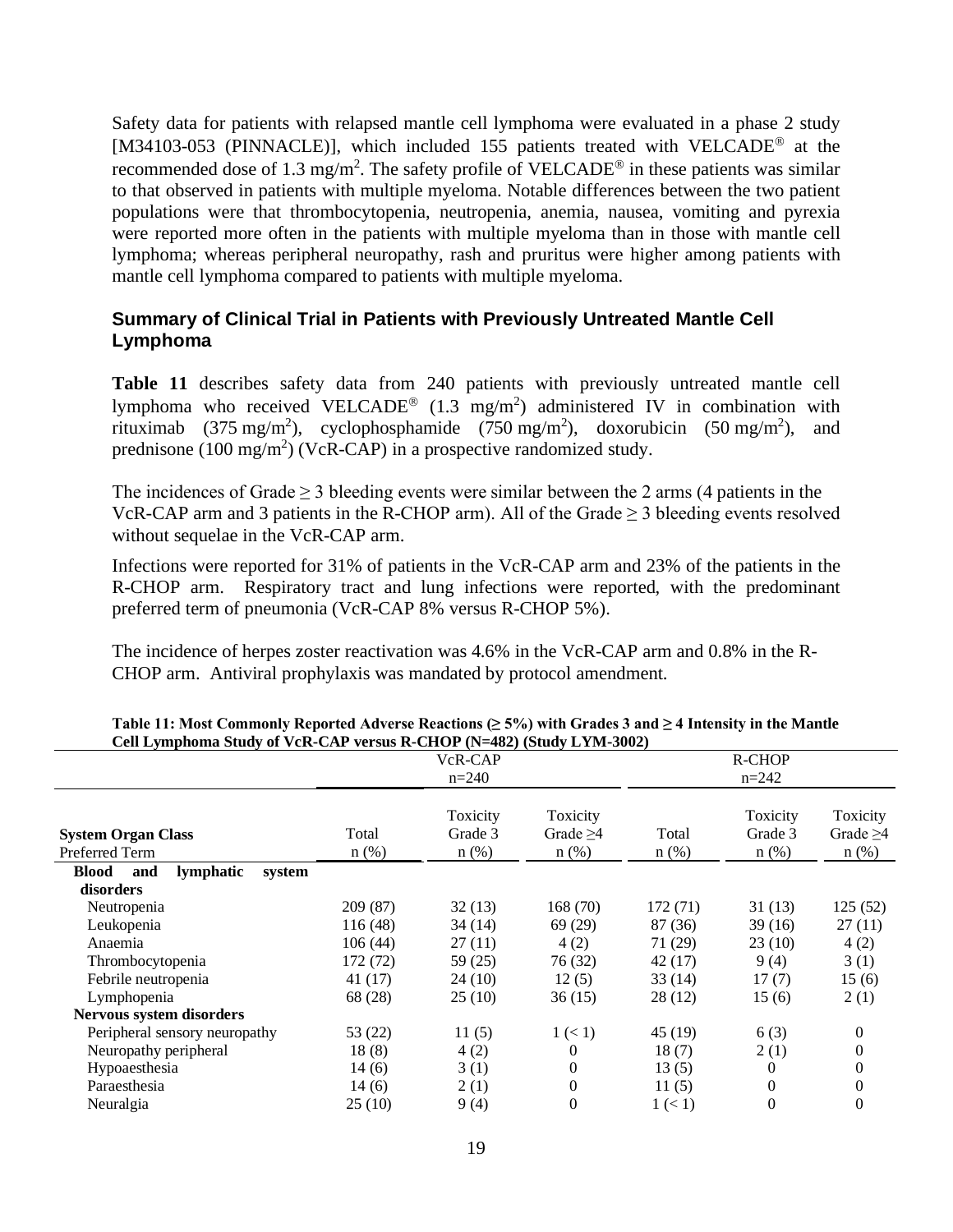Safety data for patients with relapsed mantle cell lymphoma were evaluated in a phase 2 study [M34103-053 (PINNACLE)], which included 155 patients treated with VELCADE® at the recommended dose of 1.3 mg/m². The safety profile of VELCADE® in these patients was similar to that observed in patients with multiple myeloma. Notable differences between the two patient populations were that thrombocytopenia, neutropenia, anemia, nausea, vomiting and pyrexia were reported more often in the patients with multiple myeloma than in those with mantle cell lymphoma; whereas peripheral neuropathy, rash and pruritus were higher among patients with mantle cell lymphoma compared to patients with multiple myeloma.

### Summary of Clinical Trial in Patients with Previously Untreated Mantle Cell Lymphoma

**Table 11** describes safety data from 240 patients with previously untreated mantle cell lymphoma who received VELCADE® (1.3 mg/m²) administered IV in combination with rituximab (375 mg/m²), cyclophosphamide (750 mg/m²), doxorubicin (50 mg/m²), and prednisone (100 mg/m²) (VcR-CAP) in a prospective randomized study.

The incidences of Grade ≥ 3 bleeding events were similar between the 2 arms (4 patients in the VcR-CAP arm and 3 patients in the R-CHOP arm). All of the Grade ≥ 3 bleeding events resolved without sequelae in the VcR-CAP arm.

Infections were reported for 31% of patients in the VcR-CAP arm and 23% of the patients in the R-CHOP arm. Respiratory tract and lung infections were reported, with the predominant preferred term of pneumonia (VcR-CAP 8% versus R-CHOP 5%).

The incidence of herpes zoster reactivation was 4.6% in the VcR-CAP arm and 0.8% in the R-CHOP arm. Antiviral prophylaxis was mandated by protocol amendment.

**Table 11: Most Commonly Reported Adverse Reactions (≥ 5%) with Grades 3 and ≥ 4 Intensity in the Mantle Cell Lymphoma Study of VcR-CAP versus R-CHOP (N=482) (Study LYM-3002)**

| | VcR-CAP n=240 | | | R-CHOP n=242 | | |
|---|---|---|---|---|---|---|
| **System Organ Class** Preferred Term | Total n (%) | Toxicity Grade 3 n (%) | Toxicity Grade ≥4 n (%) | Total n (%) | Toxicity Grade 3 n (%) | Toxicity Grade ≥4 n (%) |
| **Blood and lymphatic system disorders** | | | | | | |
| Neutropenia | 209 (87) | 32 (13) | 168 (70) | 172 (71) | 31 (13) | 125 (52) |
| Leukopenia | 116 (48) | 34 (14) | 69 (29) | 87 (36) | 39 (16) | 27 (11) |
| Anaemia | 106 (44) | 27 (11) | 4 (2) | 71 (29) | 23 (10) | 4 (2) |
| Thrombocytopenia | 172 (72) | 59 (25) | 76 (32) | 42 (17) | 9 (4) | 3 (1) |
| Febrile neutropenia | 41 (17) | 24 (10) | 12 (5) | 33 (14) | 17 (7) | 15 (6) |
| Lymphopenia | 68 (28) | 25 (10) | 36 (15) | 28 (12) | 15 (6) | 2 (1) |
| **Nervous system disorders** | | | | | | |
| Peripheral sensory neuropathy | 53 (22) | 11 (5) | 1 (< 1) | 45 (19) | 6 (3) | 0 |
| Neuropathy peripheral | 18 (8) | 4 (2) | 0 | 18 (7) | 2 (1) | 0 |
| Hypoaesthesia | 14 (6) | 3 (1) | 0 | 13 (5) | 0 | 0 |
| Paraesthesia | 14 (6) | 2 (1) | 0 | 11 (5) | 0 | 0 |
| Neuralgia | 25 (10) | 9 (4) | 0 | 1 (< 1) | 0 | 0 |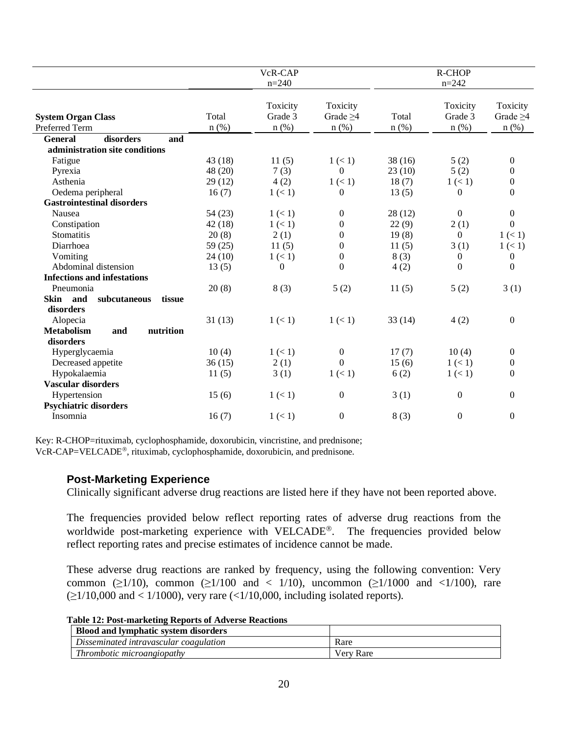| System Organ Class<br>Preferred Term | VcR-CAP<br>n=240 | | | R-CHOP<br>n=242 | | |
|---|---|---|---|---|---|---|
| | Total<br>n (%) | Toxicity<br>Grade 3<br>n (%) | Toxicity<br>Grade ≥4<br>n (%) | Total<br>n (%) | Toxicity<br>Grade 3<br>n (%) | Toxicity<br>Grade ≥4<br>n (%) |
| **General disorders and administration site conditions** | | | | | | |
| Fatigue | 43 (18) | 11 (5) | 1 (< 1) | 38 (16) | 5 (2) | 0 |
| Pyrexia | 48 (20) | 7 (3) | 0 | 23 (10) | 5 (2) | 0 |
| Asthenia | 29 (12) | 4 (2) | 1 (< 1) | 18 (7) | 1 (< 1) | 0 |
| Oedema peripheral | 16 (7) | 1 (< 1) | 0 | 13 (5) | 0 | 0 |
| **Gastrointestinal disorders** | | | | | | |
| Nausea | 54 (23) | 1 (< 1) | 0 | 28 (12) | 0 | 0 |
| Constipation | 42 (18) | 1 (< 1) | 0 | 22 (9) | 2 (1) | 0 |
| Stomatitis | 20 (8) | 2 (1) | 0 | 19 (8) | 0 | 1 (< 1) |
| Diarrhoea | 59 (25) | 11 (5) | 0 | 11 (5) | 3 (1) | 1 (< 1) |
| Vomiting | 24 (10) | 1 (< 1) | 0 | 8 (3) | 0 | 0 |
| Abdominal distension | 13 (5) | 0 | 0 | 4 (2) | 0 | 0 |
| **Infections and infestations** | | | | | | |
| Pneumonia | 20 (8) | 8 (3) | 5 (2) | 11 (5) | 5 (2) | 3 (1) |
| **Skin and subcutaneous tissue disorders** | | | | | | |
| Alopecia | 31 (13) | 1 (< 1) | 1 (< 1) | 33 (14) | 4 (2) | 0 |
| **Metabolism and nutrition disorders** | | | | | | |
| Hyperglycaemia | 10 (4) | 1 (< 1) | 0 | 17 (7) | 10 (4) | 0 |
| Decreased appetite | 36 (15) | 2 (1) | 0 | 15 (6) | 1 (< 1) | 0 |
| Hypokalaemia | 11 (5) | 3 (1) | 1 (< 1) | 6 (2) | 1 (< 1) | 0 |
| **Vascular disorders** | | | | | | |
| Hypertension | 15 (6) | 1 (< 1) | 0 | 3 (1) | 0 | 0 |
| **Psychiatric disorders** | | | | | | |
| Insomnia | 16 (7) | 1 (< 1) | 0 | 8 (3) | 0 | 0 |

Key: R-CHOP=rituximab, cyclophosphamide, doxorubicin, vincristine, and prednisone; VcR-CAP=VELCADE®, rituximab, cyclophosphamide, doxorubicin, and prednisone.

### Post-Marketing Experience

Clinically significant adverse drug reactions are listed here if they have not been reported above.

The frequencies provided below reflect reporting rates of adverse drug reactions from the worldwide post-marketing experience with VELCADE®. The frequencies provided below reflect reporting rates and precise estimates of incidence cannot be made.

These adverse drug reactions are ranked by frequency, using the following convention: Very common (≥1/10), common (≥1/100 and < 1/10), uncommon (≥1/1000 and <1/100), rare (≥1/10,000 and < 1/1000), very rare (<1/10,000, including isolated reports).

**Table 12: Post-marketing Reports of Adverse Reactions**

| **Blood and lymphatic system disorders** | |
|---|---|
| *Disseminated intravascular coagulation* | Rare |
| *Thrombotic microangiopathy* | Very Rare |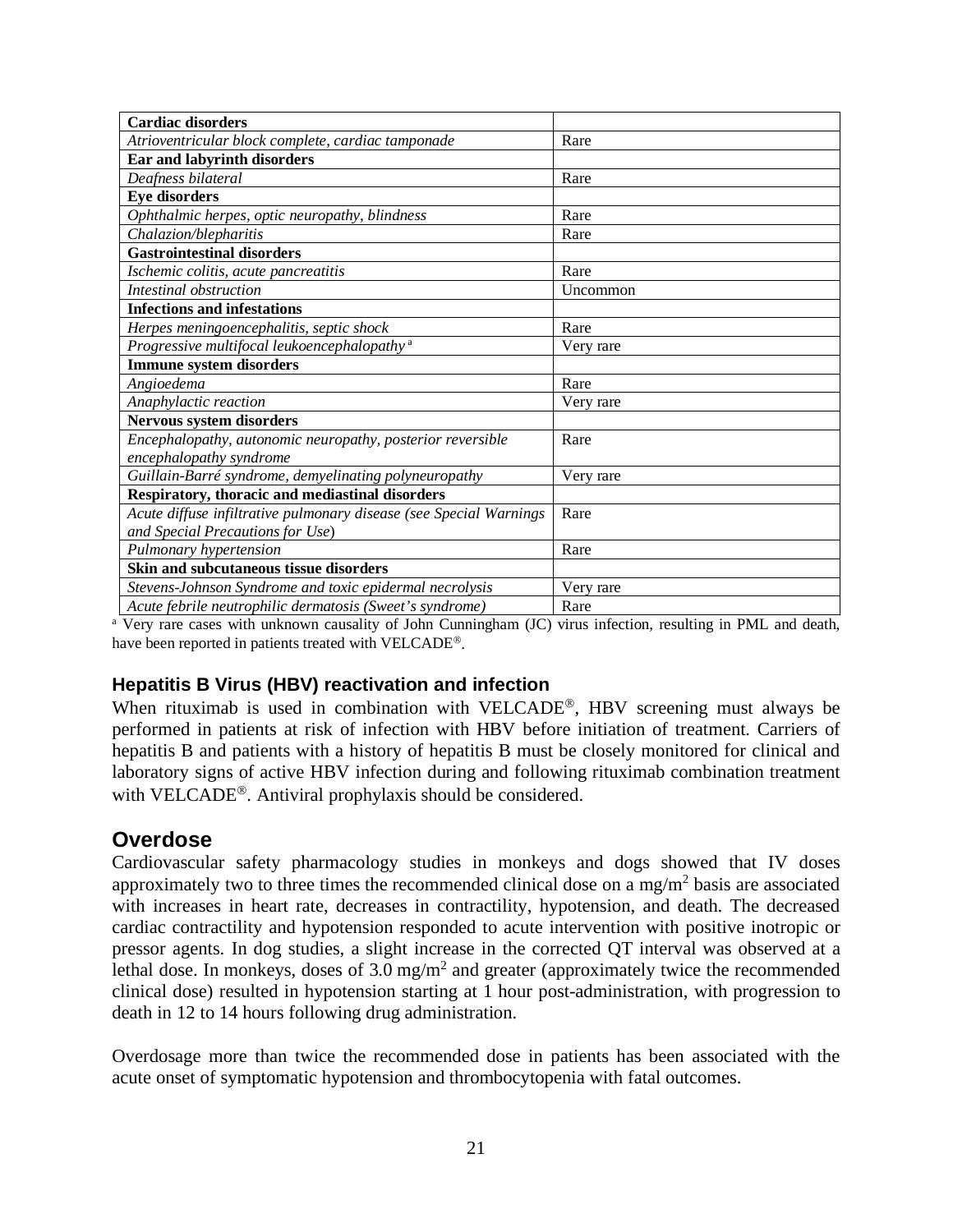| **Cardiac disorders** | |
|---|---|
| *Atrioventricular block complete, cardiac tamponade* | Rare |
| **Ear and labyrinth disorders** | |
| *Deafness bilateral* | Rare |
| **Eye disorders** | |
| *Ophthalmic herpes, optic neuropathy, blindness* | Rare |
| *Chalazion/blepharitis* | Rare |
| **Gastrointestinal disorders** | |
| *Ischemic colitis, acute pancreatitis* | Rare |
| *Intestinal obstruction* | Uncommon |
| **Infections and infestations** | |
| *Herpes meningoencephalitis, septic shock* | Rare |
| *Progressive multifocal leukoencephalopathy* [a] | Very rare |
| **Immune system disorders** | |
| *Angioedema* | Rare |
| *Anaphylactic reaction* | Very rare |
| **Nervous system disorders** | |
| *Encephalopathy, autonomic neuropathy, posterior reversible encephalopathy syndrome* | Rare |
| *Guillain-Barré syndrome, demyelinating polyneuropathy* | Very rare |
| **Respiratory, thoracic and mediastinal disorders** | |
| *Acute diffuse infiltrative pulmonary disease (see Special Warnings and Special Precautions for Use)* | Rare |
| *Pulmonary hypertension* | Rare |
| **Skin and subcutaneous tissue disorders** | |
| *Stevens-Johnson Syndrome and toxic epidermal necrolysis* | Very rare |
| *Acute febrile neutrophilic dermatosis (Sweet's syndrome)* | Rare |

[a] Very rare cases with unknown causality of John Cunningham (JC) virus infection, resulting in PML and death, have been reported in patients treated with VELCADE®.

### Hepatitis B Virus (HBV) reactivation and infection

When rituximab is used in combination with VELCADE®, HBV screening must always be performed in patients at risk of infection with HBV before initiation of treatment. Carriers of hepatitis B and patients with a history of hepatitis B must be closely monitored for clinical and laboratory signs of active HBV infection during and following rituximab combination treatment with VELCADE®. Antiviral prophylaxis should be considered.

## Overdose

Cardiovascular safety pharmacology studies in monkeys and dogs showed that IV doses approximately two to three times the recommended clinical dose on a mg/m$^2$ basis are associated with increases in heart rate, decreases in contractility, hypotension, and death. The decreased cardiac contractility and hypotension responded to acute intervention with positive inotropic or pressor agents. In dog studies, a slight increase in the corrected QT interval was observed at a lethal dose. In monkeys, doses of 3.0 mg/m$^2$ and greater (approximately twice the recommended clinical dose) resulted in hypotension starting at 1 hour post-administration, with progression to death in 12 to 14 hours following drug administration.

Overdosage more than twice the recommended dose in patients has been associated with the acute onset of symptomatic hypotension and thrombocytopenia with fatal outcomes.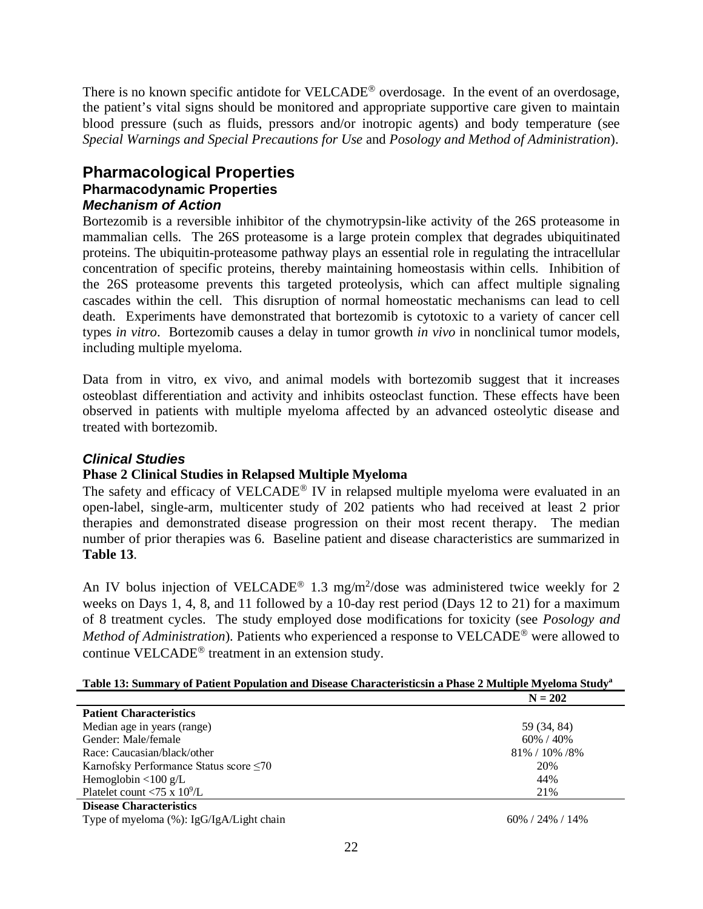There is no known specific antidote for VELCADE® overdosage. In the event of an overdosage, the patient's vital signs should be monitored and appropriate supportive care given to maintain blood pressure (such as fluids, pressors and/or inotropic agents) and body temperature (see *Special Warnings and Special Precautions for Use* and *Posology and Method of Administration*).

# Pharmacological Properties

## Pharmacodynamic Properties

### *Mechanism of Action*

Bortezomib is a reversible inhibitor of the chymotrypsin-like activity of the 26S proteasome in mammalian cells. The 26S proteasome is a large protein complex that degrades ubiquitinated proteins. The ubiquitin-proteasome pathway plays an essential role in regulating the intracellular concentration of specific proteins, thereby maintaining homeostasis within cells. Inhibition of the 26S proteasome prevents this targeted proteolysis, which can affect multiple signaling cascades within the cell. This disruption of normal homeostatic mechanisms can lead to cell death. Experiments have demonstrated that bortezomib is cytotoxic to a variety of cancer cell types *in vitro*. Bortezomib causes a delay in tumor growth *in vivo* in nonclinical tumor models, including multiple myeloma.

Data from in vitro, ex vivo, and animal models with bortezomib suggest that it increases osteoblast differentiation and activity and inhibits osteoclast function. These effects have been observed in patients with multiple myeloma affected by an advanced osteolytic disease and treated with bortezomib.

### *Clinical Studies*

**Phase 2 Clinical Studies in Relapsed Multiple Myeloma**

The safety and efficacy of VELCADE® IV in relapsed multiple myeloma were evaluated in an open-label, single-arm, multicenter study of 202 patients who had received at least 2 prior therapies and demonstrated disease progression on their most recent therapy. The median number of prior therapies was 6. Baseline patient and disease characteristics are summarized in **Table 13**.

An IV bolus injection of VELCADE® 1.3 mg/m$^2$/dose was administered twice weekly for 2 weeks on Days 1, 4, 8, and 11 followed by a 10-day rest period (Days 12 to 21) for a maximum of 8 treatment cycles. The study employed dose modifications for toxicity (see *Posology and Method of Administration*). Patients who experienced a response to VELCADE® were allowed to continue VELCADE® treatment in an extension study.

**Table 13: Summary of Patient Population and Disease Characteristicsin a Phase 2 Multiple Myeloma Study[a]**

| | N = 202 |
|---|---|
| **Patient Characteristics** | |
| Median age in years (range) | 59 (34, 84) |
| Gender: Male/female | 60% / 40% |
| Race: Caucasian/black/other | 81% / 10% /8% |
| Karnofsky Performance Status score ≤70 | 20% |
| Hemoglobin <100 g/L | 44% |
| Platelet count <75 x $10^9$/L | 21% |
| **Disease Characteristics** | |
| Type of myeloma (%): IgG/IgA/Light chain | 60% / 24% / 14% |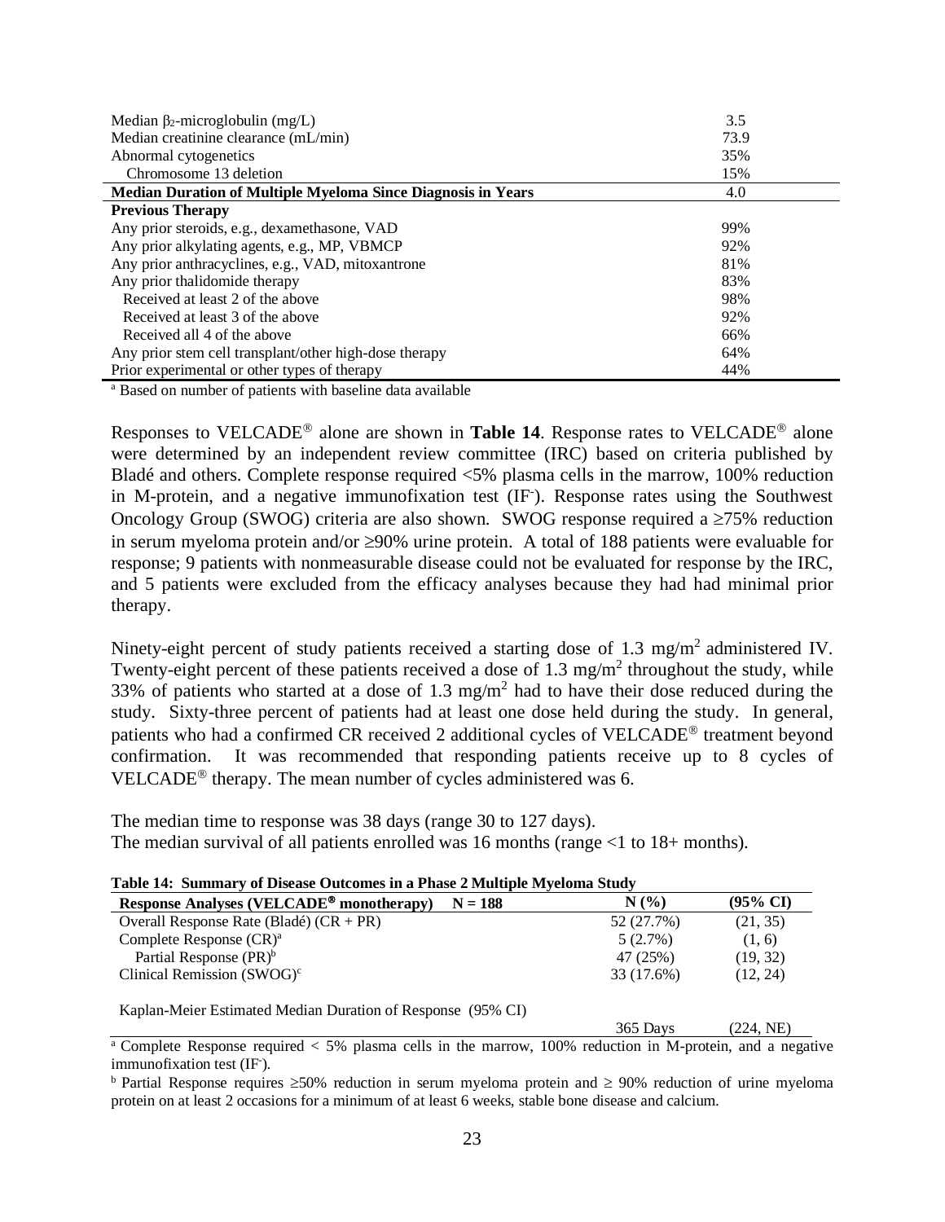| | |
|---|---|
| Median $\beta_2$-microglobulin (mg/L) | 3.5 |
| Median creatinine clearance (mL/min) | 73.9 |
| Abnormal cytogenetics | 35% |
| Chromosome 13 deletion | 15% |
| **Median Duration of Multiple Myeloma Since Diagnosis in Years** | 4.0 |
| **Previous Therapy** | |
| Any prior steroids, e.g., dexamethasone, VAD | 99% |
| Any prior alkylating agents, e.g., MP, VBMCP | 92% |
| Any prior anthracyclines, e.g., VAD, mitoxantrone | 81% |
| Any prior thalidomide therapy | 83% |
| Received at least 2 of the above | 98% |
| Received at least 3 of the above | 92% |
| Received all 4 of the above | 66% |
| Any prior stem cell transplant/other high-dose therapy | 64% |
| Prior experimental or other types of therapy | 44% |

[a] Based on number of patients with baseline data available

Responses to VELCADE® alone are shown in **Table 14**. Response rates to VELCADE® alone were determined by an independent review committee (IRC) based on criteria published by Bladé and others. Complete response required <5% plasma cells in the marrow, 100% reduction in M-protein, and a negative immunofixation test (IF$^-$). Response rates using the Southwest Oncology Group (SWOG) criteria are also shown. SWOG response required a ≥75% reduction in serum myeloma protein and/or ≥90% urine protein. A total of 188 patients were evaluable for response; 9 patients with nonmeasurable disease could not be evaluated for response by the IRC, and 5 patients were excluded from the efficacy analyses because they had had minimal prior therapy.

Ninety-eight percent of study patients received a starting dose of 1.3 mg/m$^2$ administered IV. Twenty-eight percent of these patients received a dose of 1.3 mg/m$^2$ throughout the study, while 33% of patients who started at a dose of 1.3 mg/m$^2$ had to have their dose reduced during the study. Sixty-three percent of patients had at least one dose held during the study. In general, patients who had a confirmed CR received 2 additional cycles of VELCADE® treatment beyond confirmation. It was recommended that responding patients receive up to 8 cycles of VELCADE® therapy. The mean number of cycles administered was 6.

The median time to response was 38 days (range 30 to 127 days).
The median survival of all patients enrolled was 16 months (range <1 to 18+ months).

**Table 14: Summary of Disease Outcomes in a Phase 2 Multiple Myeloma Study**

| **Response Analyses (VELCADE® monotherapy) N = 188** | **N (%)** | **(95% CI)** |
|---|---|---|
| Overall Response Rate (Bladé) (CR + PR) | 52 (27.7%) | (21, 35) |
| Complete Response (CR)[a] | 5 (2.7%) | (1, 6) |
| Partial Response (PR)[b] | 47 (25%) | (19, 32) |
| Clinical Remission (SWOG)[c] | 33 (17.6%) | (12, 24) |
| | | |
| Kaplan-Meier Estimated Median Duration of Response (95% CI) | | |
| | 365 Days | (224, NE) |

[a] Complete Response required < 5% plasma cells in the marrow, 100% reduction in M-protein, and a negative immunofixation test (IF$^-$).

[b] Partial Response requires ≥50% reduction in serum myeloma protein and ≥ 90% reduction of urine myeloma protein on at least 2 occasions for a minimum of at least 6 weeks, stable bone disease and calcium.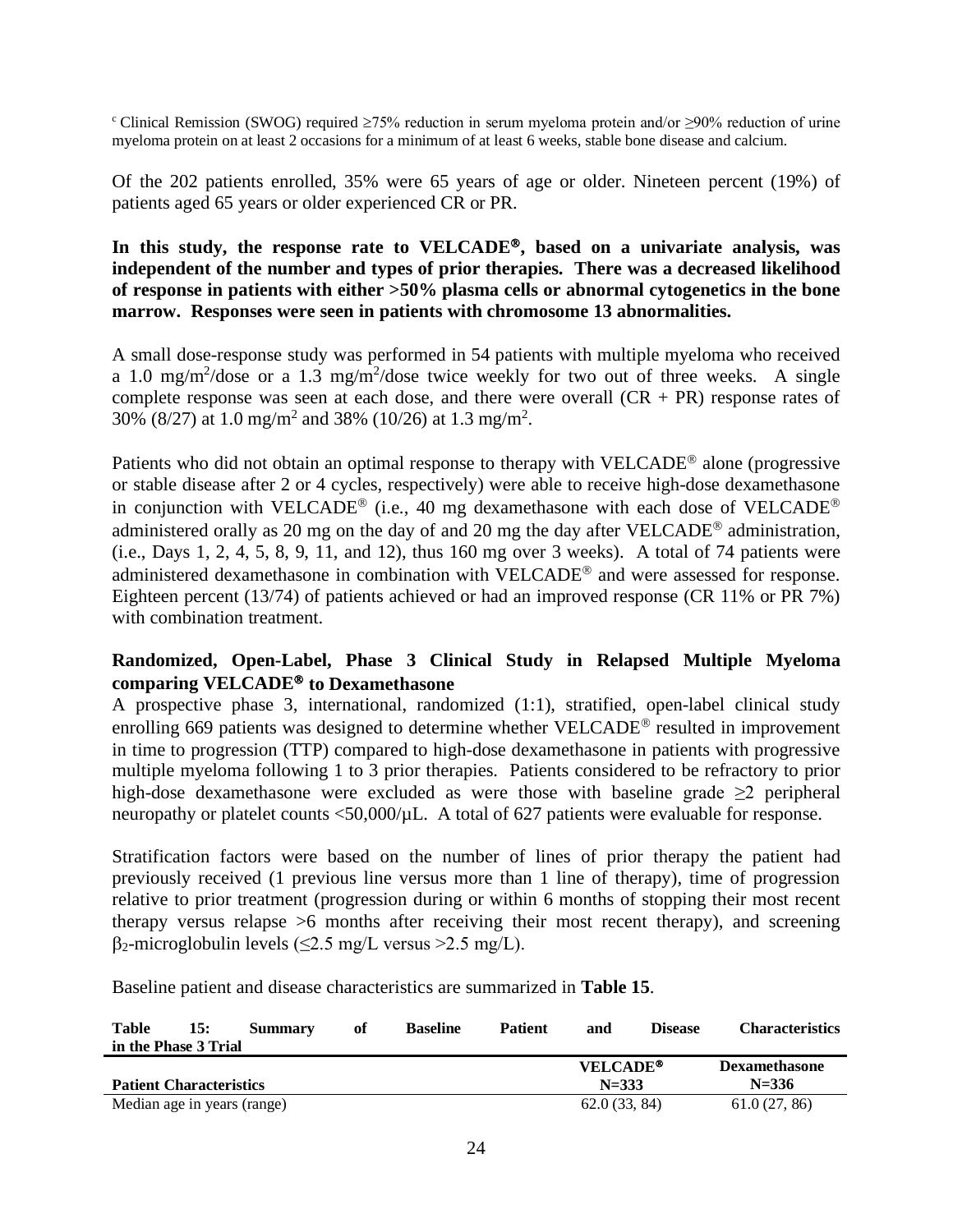[c] Clinical Remission (SWOG) required ≥75% reduction in serum myeloma protein and/or ≥90% reduction of urine myeloma protein on at least 2 occasions for a minimum of at least 6 weeks, stable bone disease and calcium.

Of the 202 patients enrolled, 35% were 65 years of age or older. Nineteen percent (19%) of patients aged 65 years or older experienced CR or PR.

**In this study, the response rate to VELCADE®, based on a univariate analysis, was independent of the number and types of prior therapies. There was a decreased likelihood of response in patients with either >50% plasma cells or abnormal cytogenetics in the bone marrow. Responses were seen in patients with chromosome 13 abnormalities.**

A small dose-response study was performed in 54 patients with multiple myeloma who received a 1.0 $mg/m^2$/dose or a 1.3 $mg/m^2$/dose twice weekly for two out of three weeks. A single complete response was seen at each dose, and there were overall (CR + PR) response rates of 30% (8/27) at 1.0 $mg/m^2$ and 38% (10/26) at 1.3 $mg/m^2$.

Patients who did not obtain an optimal response to therapy with VELCADE® alone (progressive or stable disease after 2 or 4 cycles, respectively) were able to receive high-dose dexamethasone in conjunction with VELCADE® (i.e., 40 mg dexamethasone with each dose of VELCADE® administered orally as 20 mg on the day of and 20 mg the day after VELCADE® administration, (i.e., Days 1, 2, 4, 5, 8, 9, 11, and 12), thus 160 mg over 3 weeks). A total of 74 patients were administered dexamethasone in combination with VELCADE® and were assessed for response. Eighteen percent (13/74) of patients achieved or had an improved response (CR 11% or PR 7%) with combination treatment.

## Randomized, Open-Label, Phase 3 Clinical Study in Relapsed Multiple Myeloma comparing VELCADE® to Dexamethasone

A prospective phase 3, international, randomized (1:1), stratified, open-label clinical study enrolling 669 patients was designed to determine whether VELCADE® resulted in improvement in time to progression (TTP) compared to high-dose dexamethasone in patients with progressive multiple myeloma following 1 to 3 prior therapies. Patients considered to be refractory to prior high-dose dexamethasone were excluded as were those with baseline grade ≥2 peripheral neuropathy or platelet counts <50,000/µL. A total of 627 patients were evaluable for response.

Stratification factors were based on the number of lines of prior therapy the patient had previously received (1 previous line versus more than 1 line of therapy), time of progression relative to prior treatment (progression during or within 6 months of stopping their most recent therapy versus relapse >6 months after receiving their most recent therapy), and screening $\beta_2$-microglobulin levels (≤2.5 mg/L versus >2.5 mg/L).

Baseline patient and disease characteristics are summarized in **Table 15**.

**Table 15: Summary of Baseline Patient and Disease Characteristics in the Phase 3 Trial**

| Patient Characteristics | VELCADE® N=333 | Dexamethasone N=336 |
|---|---|---|
| Median age in years (range) | 62.0 (33, 84) | 61.0 (27, 86) |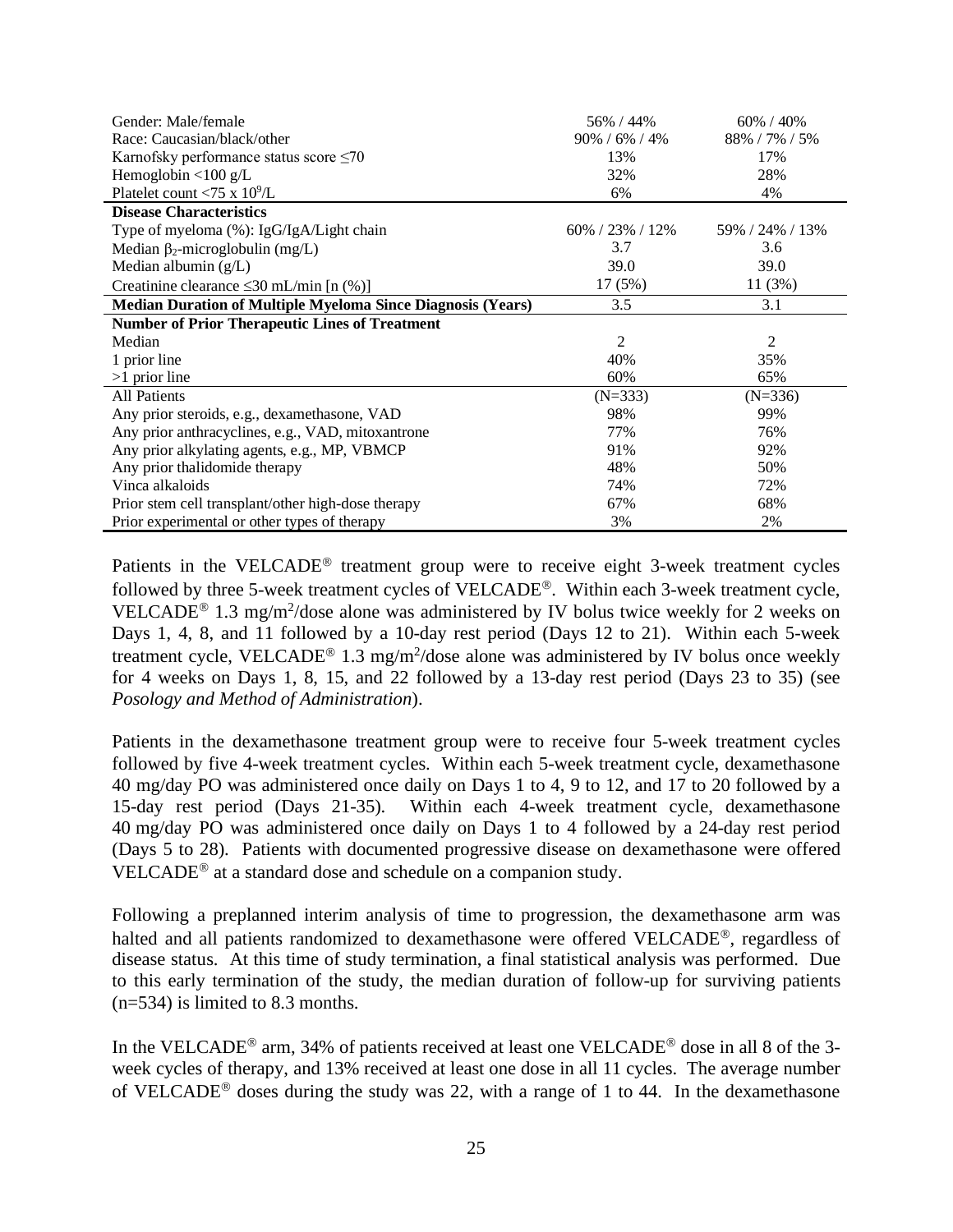| | | |
|---|---|---|
| Gender: Male/female | 56% / 44% | 60% / 40% |
| Race: Caucasian/black/other | 90% / 6% / 4% | 88% / 7% / 5% |
| Karnofsky performance status score ≤70 | 13% | 17% |
| Hemoglobin <100 g/L | 32% | 28% |
| Platelet count <75 x $10^9$/L | 6% | 4% |
| **Disease Characteristics** | | |
| Type of myeloma (%): IgG/IgA/Light chain | 60% / 23% / 12% | 59% / 24% / 13% |
| Median $\beta_2$-microglobulin (mg/L) | 3.7 | 3.6 |
| Median albumin (g/L) | 39.0 | 39.0 |
| Creatinine clearance ≤30 mL/min [n (%)] | 17 (5%) | 11 (3%) |
| **Median Duration of Multiple Myeloma Since Diagnosis (Years)** | 3.5 | 3.1 |
| **Number of Prior Therapeutic Lines of Treatment** | | |
| Median | 2 | 2 |
| 1 prior line | 40% | 35% |
| >1 prior line | 60% | 65% |
| All Patients | (N=333) | (N=336) |
| Any prior steroids, e.g., dexamethasone, VAD | 98% | 99% |
| Any prior anthracyclines, e.g., VAD, mitoxantrone | 77% | 76% |
| Any prior alkylating agents, e.g., MP, VBMCP | 91% | 92% |
| Any prior thalidomide therapy | 48% | 50% |
| Vinca alkaloids | 74% | 72% |
| Prior stem cell transplant/other high-dose therapy | 67% | 68% |
| Prior experimental or other types of therapy | 3% | 2% |

Patients in the VELCADE® treatment group were to receive eight 3-week treatment cycles followed by three 5-week treatment cycles of VELCADE®. Within each 3-week treatment cycle, VELCADE® 1.3 mg/m²/dose alone was administered by IV bolus twice weekly for 2 weeks on Days 1, 4, 8, and 11 followed by a 10-day rest period (Days 12 to 21). Within each 5-week treatment cycle, VELCADE® 1.3 mg/m²/dose alone was administered by IV bolus once weekly for 4 weeks on Days 1, 8, 15, and 22 followed by a 13-day rest period (Days 23 to 35) (see *Posology and Method of Administration*).

Patients in the dexamethasone treatment group were to receive four 5-week treatment cycles followed by five 4-week treatment cycles. Within each 5-week treatment cycle, dexamethasone 40 mg/day PO was administered once daily on Days 1 to 4, 9 to 12, and 17 to 20 followed by a 15-day rest period (Days 21-35). Within each 4-week treatment cycle, dexamethasone 40 mg/day PO was administered once daily on Days 1 to 4 followed by a 24-day rest period (Days 5 to 28). Patients with documented progressive disease on dexamethasone were offered VELCADE® at a standard dose and schedule on a companion study.

Following a preplanned interim analysis of time to progression, the dexamethasone arm was halted and all patients randomized to dexamethasone were offered VELCADE®, regardless of disease status. At this time of study termination, a final statistical analysis was performed. Due to this early termination of the study, the median duration of follow-up for surviving patients (n=534) is limited to 8.3 months.

In the VELCADE® arm, 34% of patients received at least one VELCADE® dose in all 8 of the 3-week cycles of therapy, and 13% received at least one dose in all 11 cycles. The average number of VELCADE® doses during the study was 22, with a range of 1 to 44. In the dexamethasone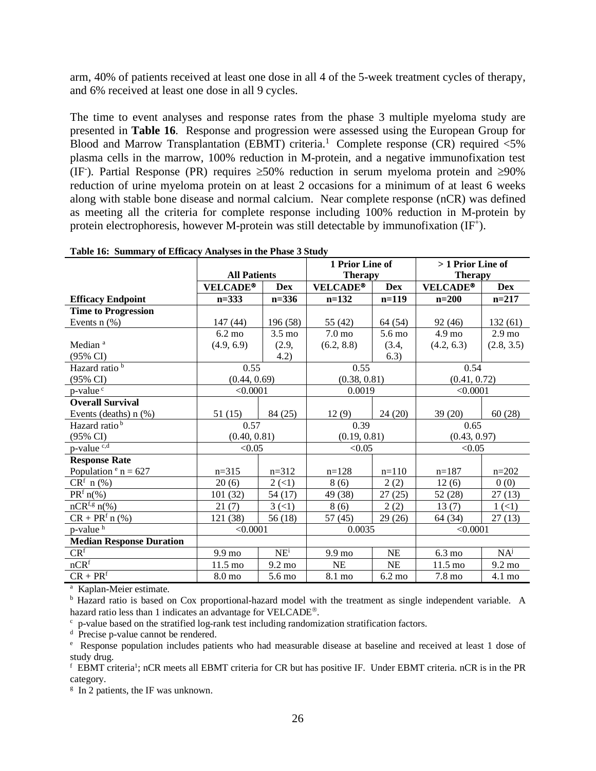arm, 40% of patients received at least one dose in all 4 of the 5-week treatment cycles of therapy, and 6% received at least one dose in all 9 cycles.

The time to event analyses and response rates from the phase 3 multiple myeloma study are presented in **Table 16**. Response and progression were assessed using the European Group for Blood and Marrow Transplantation (EBMT) criteria.[1] Complete response (CR) required <5% plasma cells in the marrow, 100% reduction in M-protein, and a negative immunofixation test ($IF^-$). Partial Response (PR) requires ≥50% reduction in serum myeloma protein and ≥90% reduction of urine myeloma protein on at least 2 occasions for a minimum of at least 6 weeks along with stable bone disease and normal calcium. Near complete response (nCR) was defined as meeting all the criteria for complete response including 100% reduction in M-protein by protein electrophoresis, however M-protein was still detectable by immunofixation ($IF^+$).

**Table 16: Summary of Efficacy Analyses in the Phase 3 Study**

| | All Patients | | 1 Prior Line of Therapy | | > 1 Prior Line of Therapy | |
|---|---|---|---|---|---|---|
| | VELCADE® | Dex | VELCADE® | Dex | VELCADE® | Dex |
| **Efficacy Endpoint** | **n=333** | **n=336** | **n=132** | **n=119** | **n=200** | **n=217** |
| **Time to Progression** | | | | | | |
| Events n (%) | 147 (44) | 196 (58) | 55 (42) | 64 (54) | 92 (46) | 132 (61) |
| Median [a] (95% CI) | 6.2 mo (4.9, 6.9) | 3.5 mo (2.9, 4.2) | 7.0 mo (6.2, 8.8) | 5.6 mo (3.4, 6.3) | 4.9 mo (4.2, 6.3) | 2.9 mo (2.8, 3.5) |
| Hazard ratio [b] (95% CI) | 0.55 (0.44, 0.69) | | 0.55 (0.38, 0.81) | | 0.54 (0.41, 0.72) | |
| p-value [c] | <0.0001 | | 0.0019 | | <0.0001 | |
| **Overall Survival** | | | | | | |
| Events (deaths) n (%) | 51 (15) | 84 (25) | 12 (9) | 24 (20) | 39 (20) | 60 (28) |
| Hazard ratio [b] (95% CI) | 0.57 (0.40, 0.81) | | 0.39 (0.19, 0.81) | | 0.65 (0.43, 0.97) | |
| p-value [c,d] | <0.05 | | <0.05 | | <0.05 | |
| **Response Rate** | | | | | | |
| Population [e] n = 627 | n=315 | n=312 | n=128 | n=110 | n=187 | n=202 |
| CR[f] n (%) | 20 (6) | 2 (<1) | 8 (6) | 2 (2) | 12 (6) | 0 (0) |
| PR[f] n(%) | 101 (32) | 54 (17) | 49 (38) | 27 (25) | 52 (28) | 27 (13) |
| nCR[f,g] n(%) | 21 (7) | 3 (<1) | 8 (6) | 2 (2) | 13 (7) | 1 (<1) |
| CR + PR[f] n (%) | 121 (38) | 56 (18) | 57 (45) | 29 (26) | 64 (34) | 27 (13) |
| p-value [h] | <0.0001 | | 0.0035 | | <0.0001 | |
| **Median Response Duration** | | | | | | |
| CR[f] | 9.9 mo | NE[i] | 9.9 mo | NE | 6.3 mo | NA[j] |
| nCR[f] | 11.5 mo | 9.2 mo | NE | NE | 11.5 mo | 9.2 mo |
| CR + PR[f] | 8.0 mo | 5.6 mo | 8.1 mo | 6.2 mo | 7.8 mo | 4.1 mo |

[a] Kaplan-Meier estimate.

[b] Hazard ratio is based on Cox proportional-hazard model with the treatment as single independent variable. A hazard ratio less than 1 indicates an advantage for VELCADE®.

[c] p-value based on the stratified log-rank test including randomization stratification factors.

[d] Precise p-value cannot be rendered.

[e] Response population includes patients who had measurable disease at baseline and received at least 1 dose of study drug.

[f] EBMT criteria[1]; nCR meets all EBMT criteria for CR but has positive IF. Under EBMT criteria. nCR is in the PR category.

[g] In 2 patients, the IF was unknown.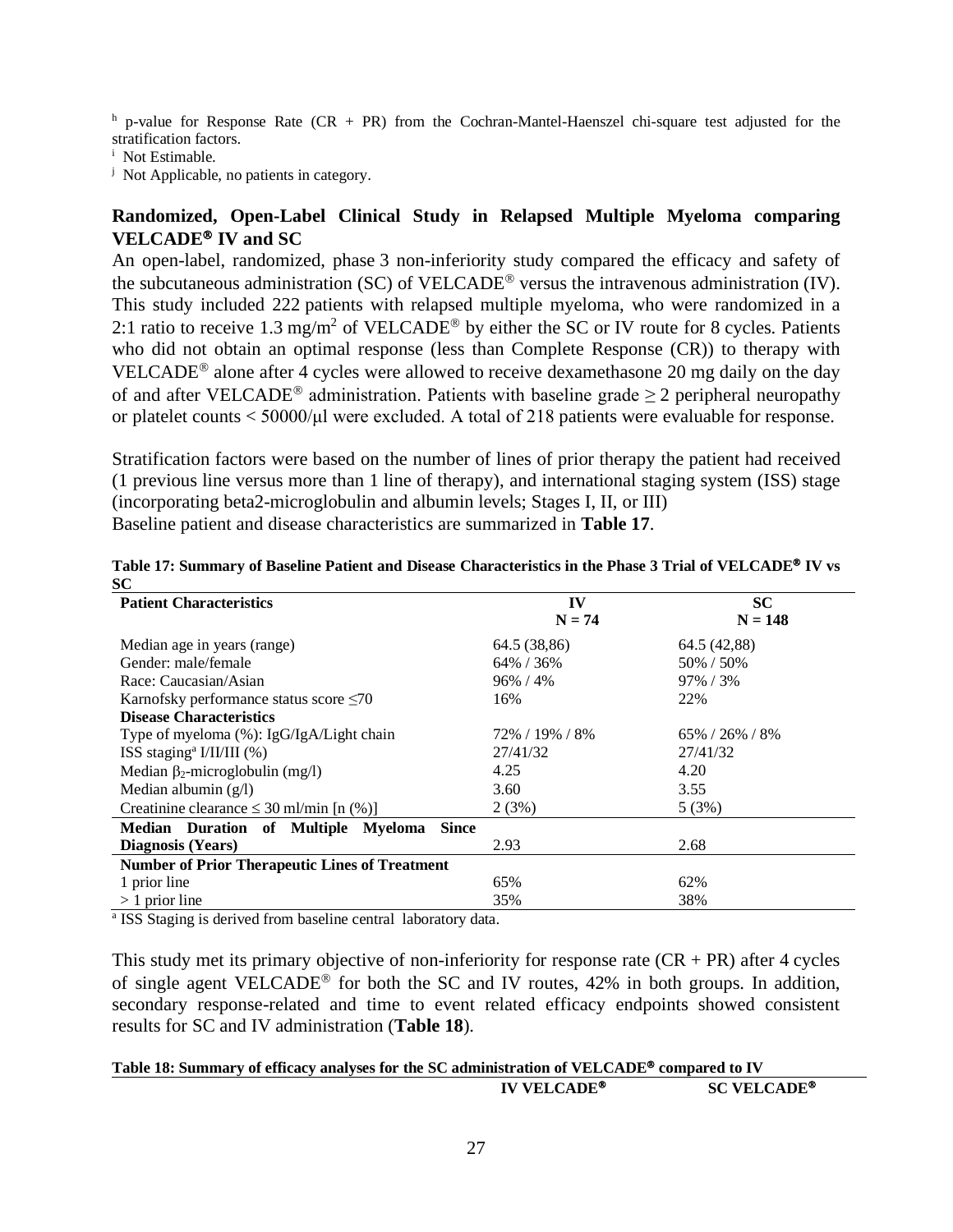[h] p-value for Response Rate (CR + PR) from the Cochran-Mantel-Haenszel chi-square test adjusted for the stratification factors.

[i] Not Estimable.

[j] Not Applicable, no patients in category.

### Randomized, Open-Label Clinical Study in Relapsed Multiple Myeloma comparing VELCADE® IV and SC

An open-label, randomized, phase 3 non-inferiority study compared the efficacy and safety of the subcutaneous administration (SC) of VELCADE® versus the intravenous administration (IV). This study included 222 patients with relapsed multiple myeloma, who were randomized in a 2:1 ratio to receive 1.3 mg/m$^2$ of VELCADE® by either the SC or IV route for 8 cycles. Patients who did not obtain an optimal response (less than Complete Response (CR)) to therapy with VELCADE® alone after 4 cycles were allowed to receive dexamethasone 20 mg daily on the day of and after VELCADE® administration. Patients with baseline grade ≥ 2 peripheral neuropathy or platelet counts < 50000/μl were excluded. A total of 218 patients were evaluable for response.

Stratification factors were based on the number of lines of prior therapy the patient had received (1 previous line versus more than 1 line of therapy), and international staging system (ISS) stage (incorporating beta2-microglobulin and albumin levels; Stages I, II, or III)
Baseline patient and disease characteristics are summarized in **Table 17**.

**Table 17: Summary of Baseline Patient and Disease Characteristics in the Phase 3 Trial of VELCADE® IV vs SC**

| Patient Characteristics | IV N = 74 | SC N = 148 |
|---|---|---|
| Median age in years (range) | 64.5 (38,86) | 64.5 (42,88) |
| Gender: male/female | 64% / 36% | 50% / 50% |
| Race: Caucasian/Asian | 96% / 4% | 97% / 3% |
| Karnofsky performance status score ≤70 | 16% | 22% |
| **Disease Characteristics** | | |
| Type of myeloma (%): IgG/IgA/Light chain | 72% / 19% / 8% | 65% / 26% / 8% |
| ISS staging[a] I/II/III (%) | 27/41/32 | 27/41/32 |
| Median $\beta_2$-microglobulin (mg/l) | 4.25 | 4.20 |
| Median albumin (g/l) | 3.60 | 3.55 |
| Creatinine clearance ≤ 30 ml/min [n (%)] | 2 (3%) | 5 (3%) |
| **Median Duration of Multiple Myeloma Since Diagnosis (Years)** | 2.93 | 2.68 |
| **Number of Prior Therapeutic Lines of Treatment** | | |
| 1 prior line | 65% | 62% |
| > 1 prior line | 35% | 38% |

[a] ISS Staging is derived from baseline central laboratory data.

This study met its primary objective of non-inferiority for response rate (CR + PR) after 4 cycles of single agent VELCADE® for both the SC and IV routes, 42% in both groups. In addition, secondary response-related and time to event related efficacy endpoints showed consistent results for SC and IV administration (**Table 18**).

**Table 18: Summary of efficacy analyses for the SC administration of VELCADE® compared to IV**

| | IV VELCADE® | SC VELCADE® |
|---|---|---|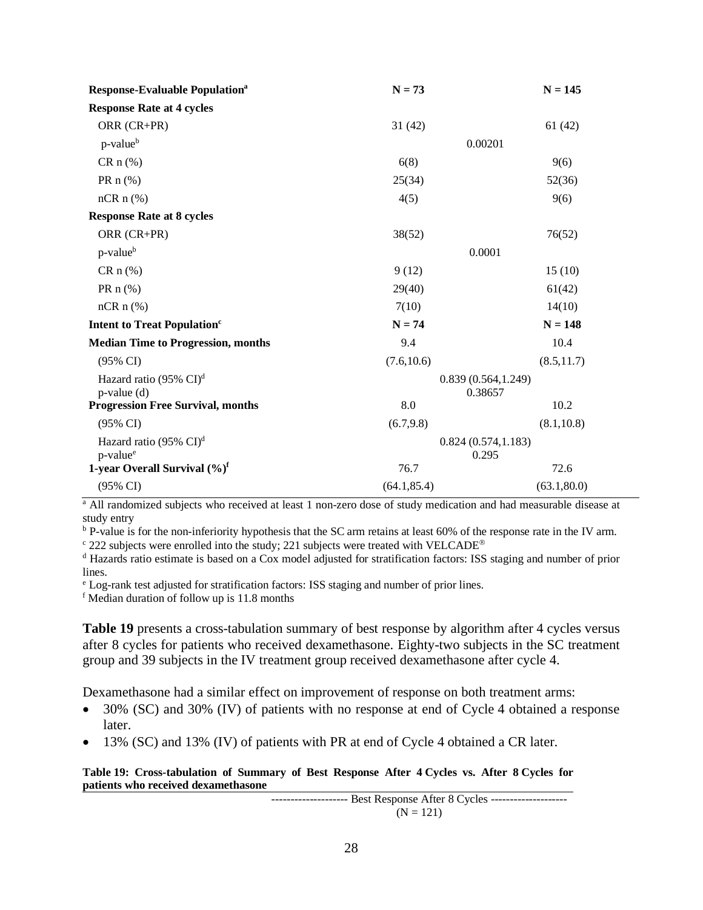| **Response-Evaluable Population[a]** | **N = 73** | | **N = 145** |
|---|---|---|---|
| **Response Rate at 4 cycles** | | | |
| ORR (CR+PR) | 31 (42) | | 61 (42) |
| p-value[b] | | 0.00201 | |
| CR n (%) | 6(8) | | 9(6) |
| PR n (%) | 25(34) | | 52(36) |
| nCR n (%) | 4(5) | | 9(6) |
| **Response Rate at 8 cycles** | | | |
| ORR (CR+PR) | 38(52) | | 76(52) |
| p-value[b] | | 0.0001 | |
| CR n (%) | 9 (12) | | 15 (10) |
| PR n (%) | 29(40) | | 61(42) |
| nCR n (%) | 7(10) | | 14(10) |
| **Intent to Treat Population[c]** | **N = 74** | | **N = 148** |
| **Median Time to Progression, months** | 9.4 | | 10.4 |
| (95% CI) | (7.6,10.6) | | (8.5,11.7) |
| Hazard ratio (95% CI)[d] | | 0.839 (0.564,1.249) | |
| p-value (d) | | 0.38657 | |
| **Progression Free Survival, months** | 8.0 | | 10.2 |
| (95% CI) | (6.7,9.8) | | (8.1,10.8) |
| Hazard ratio (95% CI)[d] | | 0.824 (0.574,1.183) | |
| p-value[e] | | 0.295 | |
| **1-year Overall Survival (%)[f]** | 76.7 | | 72.6 |
| (95% CI) | (64.1,85.4) | | (63.1,80.0) |

[a] All randomized subjects who received at least 1 non-zero dose of study medication and had measurable disease at study entry

[b] P-value is for the non-inferiority hypothesis that the SC arm retains at least 60% of the response rate in the IV arm.

[c] 222 subjects were enrolled into the study; 221 subjects were treated with VELCADE®

[d] Hazards ratio estimate is based on a Cox model adjusted for stratification factors: ISS staging and number of prior lines.

[e] Log-rank test adjusted for stratification factors: ISS staging and number of prior lines.

[f] Median duration of follow up is 11.8 months

**Table 19** presents a cross-tabulation summary of best response by algorithm after 4 cycles versus after 8 cycles for patients who received dexamethasone. Eighty-two subjects in the SC treatment group and 39 subjects in the IV treatment group received dexamethasone after cycle 4.

Dexamethasone had a similar effect on improvement of response on both treatment arms:

- 30% (SC) and 30% (IV) of patients with no response at end of Cycle 4 obtained a response later.
- 13% (SC) and 13% (IV) of patients with PR at end of Cycle 4 obtained a CR later.

**Table 19: Cross-tabulation of Summary of Best Response After 4 Cycles vs. After 8 Cycles for patients who received dexamethasone**

| | -------------------- Best Response After 8 Cycles -------------------- (N = 121) |
|---|---|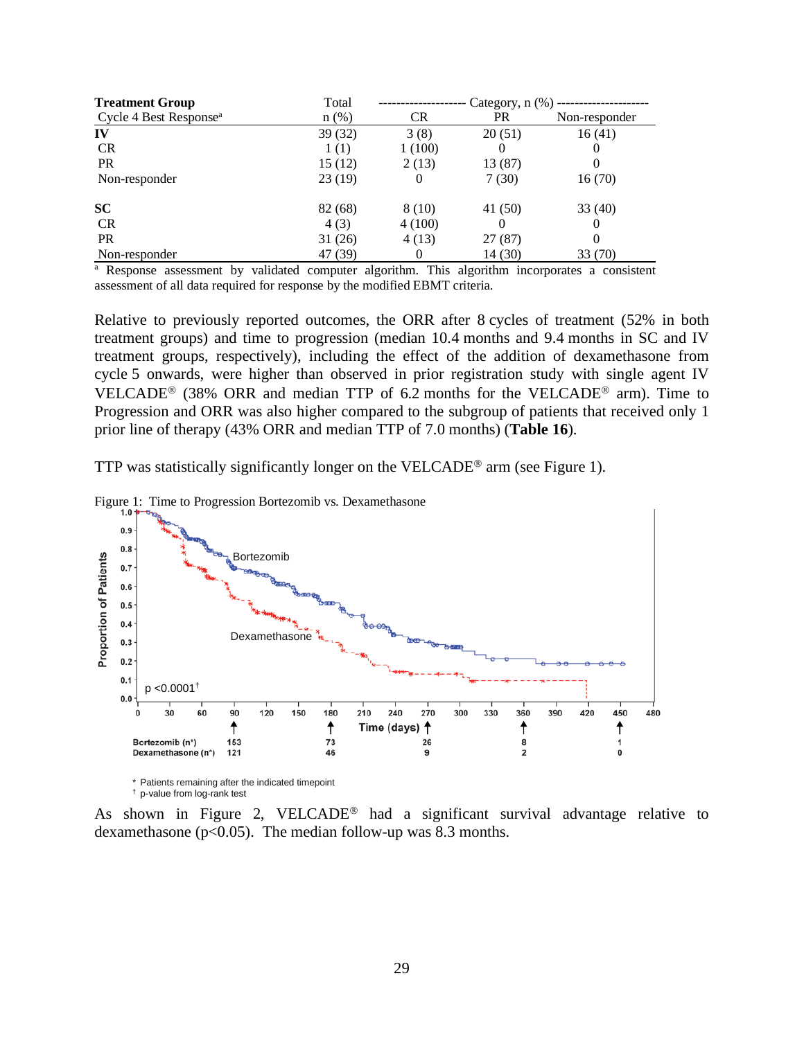| Treatment Group<br>Cycle 4 Best Response[a] | Total<br>n (%) | Category, n (%)<br>CR | <br>PR | <br>Non-responder |
|---|---|---|---|---|
| **IV** | 39 (32) | 3 (8) | 20 (51) | 16 (41) |
| CR | 1 (1) | 1 (100) | 0 | 0 |
| PR | 15 (12) | 2 (13) | 13 (87) | 0 |
| Non-responder | 23 (19) | 0 | 7 (30) | 16 (70) |
| **SC** | 82 (68) | 8 (10) | 41 (50) | 33 (40) |
| CR | 4 (3) | 4 (100) | 0 | 0 |
| PR | 31 (26) | 4 (13) | 27 (87) | 0 |
| Non-responder | 47 (39) | 0 | 14 (30) | 33 (70) |

[a] Response assessment by validated computer algorithm. This algorithm incorporates a consistent assessment of all data required for response by the modified EBMT criteria.

Relative to previously reported outcomes, the ORR after 8 cycles of treatment (52% in both treatment groups) and time to progression (median 10.4 months and 9.4 months in SC and IV treatment groups, respectively), including the effect of the addition of dexamethasone from cycle 5 onwards, were higher than observed in prior registration study with single agent IV VELCADE® (38% ORR and median TTP of 6.2 months for the VELCADE® arm). Time to Progression and ORR was also higher compared to the subgroup of patients that received only 1 prior line of therapy (43% ORR and median TTP of 7.0 months) (**Table 16**).

TTP was statistically significantly longer on the VELCADE® arm (see Figure 1).

Figure 1: Time to Progression Bortezomib vs. Dexamethasone

| Time (days) | 90 | 180 | 270 | 360 | 450 |
|---|---|---|---|---|---|
| Bortezomib (n*) | 153 | 73 | 26 | 8 | 1 |
| Dexamethasone (n*) | 121 | 46 | 9 | 2 | 0 |

p <0.0001†

\* Patients remaining after the indicated timepoint
† p-value from log-rank test

As shown in Figure 2, VELCADE® had a significant survival advantage relative to dexamethasone ($p<0.05$). The median follow-up was 8.3 months.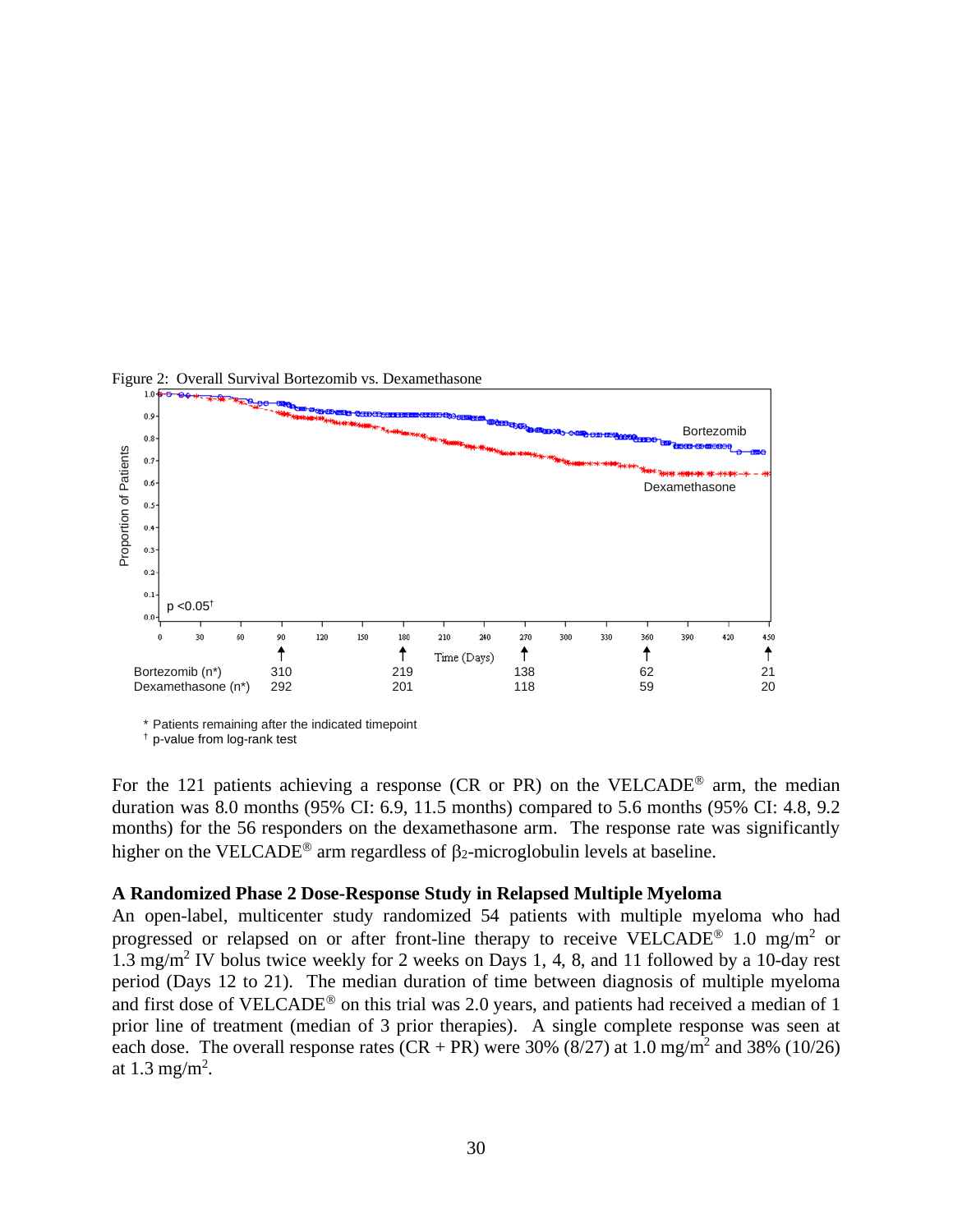Figure 2: Overall Survival Bortezomib vs. Dexamethasone

| | 90 | 180 | 270 | 360 | 450 |
|---|---|---|---|---|---|
| Bortezomib (n*) | 310 | 219 | 138 | 62 | 21 |
| Dexamethasone (n*) | 292 | 201 | 118 | 59 | 20 |

\* Patients remaining after the indicated timepoint
† p-value from log-rank test

For the 121 patients achieving a response (CR or PR) on the VELCADE® arm, the median duration was 8.0 months (95% CI: 6.9, 11.5 months) compared to 5.6 months (95% CI: 4.8, 9.2 months) for the 56 responders on the dexamethasone arm. The response rate was significantly higher on the VELCADE® arm regardless of $\beta_2$-microglobulin levels at baseline.

**A Randomized Phase 2 Dose-Response Study in Relapsed Multiple Myeloma**

An open-label, multicenter study randomized 54 patients with multiple myeloma who had progressed or relapsed on or after front-line therapy to receive VELCADE® 1.0 mg/m$^2$ or 1.3 mg/m$^2$ IV bolus twice weekly for 2 weeks on Days 1, 4, 8, and 11 followed by a 10-day rest period (Days 12 to 21). The median duration of time between diagnosis of multiple myeloma and first dose of VELCADE® on this trial was 2.0 years, and patients had received a median of 1 prior line of treatment (median of 3 prior therapies). A single complete response was seen at each dose. The overall response rates (CR + PR) were 30% (8/27) at 1.0 mg/m$^2$ and 38% (10/26) at 1.3 mg/m$^2$.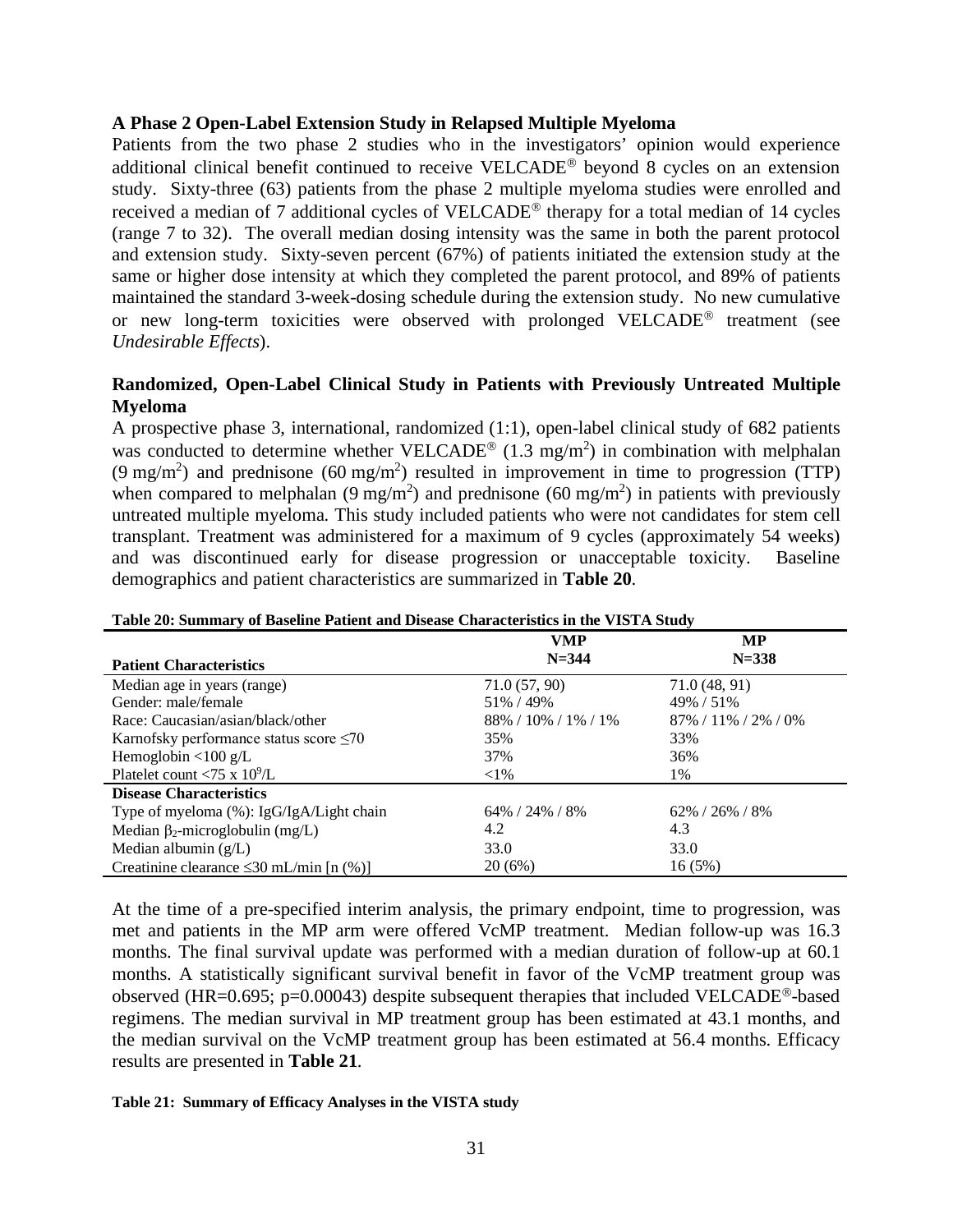### A Phase 2 Open-Label Extension Study in Relapsed Multiple Myeloma

Patients from the two phase 2 studies who in the investigators' opinion would experience additional clinical benefit continued to receive VELCADE® beyond 8 cycles on an extension study. Sixty-three (63) patients from the phase 2 multiple myeloma studies were enrolled and received a median of 7 additional cycles of VELCADE® therapy for a total median of 14 cycles (range 7 to 32). The overall median dosing intensity was the same in both the parent protocol and extension study. Sixty-seven percent (67%) of patients initiated the extension study at the same or higher dose intensity at which they completed the parent protocol, and 89% of patients maintained the standard 3-week-dosing schedule during the extension study. No new cumulative or new long-term toxicities were observed with prolonged VELCADE® treatment (see *Undesirable Effects*).

### Randomized, Open-Label Clinical Study in Patients with Previously Untreated Multiple Myeloma

A prospective phase 3, international, randomized (1:1), open-label clinical study of 682 patients was conducted to determine whether VELCADE® (1.3 mg/m$^2$) in combination with melphalan (9 mg/m$^2$) and prednisone (60 mg/m$^2$) resulted in improvement in time to progression (TTP) when compared to melphalan (9 mg/m$^2$) and prednisone (60 mg/m$^2$) in patients with previously untreated multiple myeloma. This study included patients who were not candidates for stem cell transplant. Treatment was administered for a maximum of 9 cycles (approximately 54 weeks) and was discontinued early for disease progression or unacceptable toxicity. Baseline demographics and patient characteristics are summarized in **Table 20**.

**Table 20: Summary of Baseline Patient and Disease Characteristics in the VISTA Study**

| Patient Characteristics | VMP N=344 | MP N=338 |
|---|---|---|
| Median age in years (range) | 71.0 (57, 90) | 71.0 (48, 91) |
| Gender: male/female | 51% / 49% | 49% / 51% |
| Race: Caucasian/asian/black/other | 88% / 10% / 1% / 1% | 87% / 11% / 2% / 0% |
| Karnofsky performance status score ≤70 | 35% | 33% |
| Hemoglobin <100 g/L | 37% | 36% |
| Platelet count <75 x 10$^9$/L | <1% | 1% |
| **Disease Characteristics** | | |
| Type of myeloma (%): IgG/IgA/Light chain | 64% / 24% / 8% | 62% / 26% / 8% |
| Median $\beta_2$-microglobulin (mg/L) | 4.2 | 4.3 |
| Median albumin (g/L) | 33.0 | 33.0 |
| Creatinine clearance ≤30 mL/min [n (%)] | 20 (6%) | 16 (5%) |

At the time of a pre-specified interim analysis, the primary endpoint, time to progression, was met and patients in the MP arm were offered VcMP treatment. Median follow-up was 16.3 months. The final survival update was performed with a median duration of follow-up at 60.1 months. A statistically significant survival benefit in favor of the VcMP treatment group was observed (HR=0.695; p=0.00043) despite subsequent therapies that included VELCADE®-based regimens. The median survival in MP treatment group has been estimated at 43.1 months, and the median survival on the VcMP treatment group has been estimated at 56.4 months. Efficacy results are presented in **Table 21**.

**Table 21: Summary of Efficacy Analyses in the VISTA study**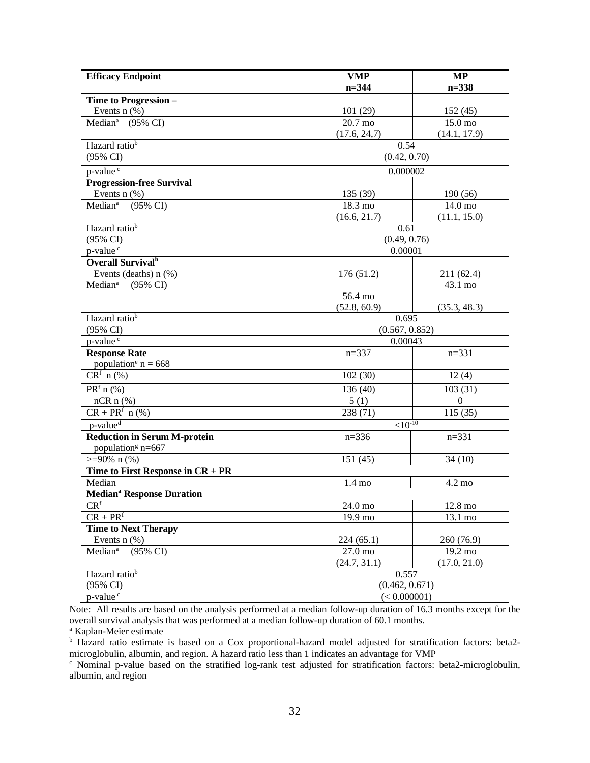| Efficacy Endpoint | VMP n=344 | MP n=338 |
|---|---|---|
| **Time to Progression –** | | |
| Events n (%) | 101 (29) | 152 (45) |
| Median[a] (95% CI) | 20.7 mo (17.6, 24,7) | 15.0 mo (14.1, 17.9) |
| Hazard ratio[b] (95% CI) | 0.54 (0.42, 0.70) | |
| p-value[c] | 0.000002 | |
| **Progression-free Survival** | | |
| Events n (%) | 135 (39) | 190 (56) |
| Median[a] (95% CI) | 18.3 mo (16.6, 21.7) | 14.0 mo (11.1, 15.0) |
| Hazard ratio[b] (95% CI) | 0.61 (0.49, 0.76) | |
| p-value[c] | 0.00001 | |
| **Overall Survival[h]** | | |
| Events (deaths) n (%) | 176 (51.2) | 211 (62.4) |
| Median[a] (95% CI) | 56.4 mo (52.8, 60.9) | 43.1 mo (35.3, 48.3) |
| Hazard ratio[b] (95% CI) | 0.695 (0.567, 0.852) | |
| p-value[c] | 0.00043 | |
| **Response Rate** population[e] n = 668 | n=337 | n=331 |
| CR[f] n (%) | 102 (30) | 12 (4) |
| PR[f] n (%) | 136 (40) | 103 (31) |
| nCR n (%) | 5 (1) | 0 |
| CR + PR[f] n (%) | 238 (71) | 115 (35) |
| p-value[d] | $<10^{-10}$ | |
| **Reduction in Serum M-protein** population[g] n=667 | n=336 | n=331 |
| >=90% n (%) | 151 (45) | 34 (10) |
| **Time to First Response in CR + PR** | | |
| Median | 1.4 mo | 4.2 mo |
| **Median[a] Response Duration** | | |
| CR[f] | 24.0 mo | 12.8 mo |
| CR + PR[f] | 19.9 mo | 13.1 mo |
| **Time to Next Therapy** | | |
| Events n (%) | 224 (65.1) | 260 (76.9) |
| Median[a] (95% CI) | 27.0 mo (24.7, 31.1) | 19.2 mo (17.0, 21.0) |
| Hazard ratio[b] (95% CI) | 0.557 (0.462, 0.671) | |
| p-value[c] | (< 0.000001) | |

Note: All results are based on the analysis performed at a median follow-up duration of 16.3 months except for the overall survival analysis that was performed at a median follow-up duration of 60.1 months.

[a] Kaplan-Meier estimate

[b] Hazard ratio estimate is based on a Cox proportional-hazard model adjusted for stratification factors: beta2-microglobulin, albumin, and region. A hazard ratio less than 1 indicates an advantage for VMP

[c] Nominal p-value based on the stratified log-rank test adjusted for stratification factors: beta2-microglobulin, albumin, and region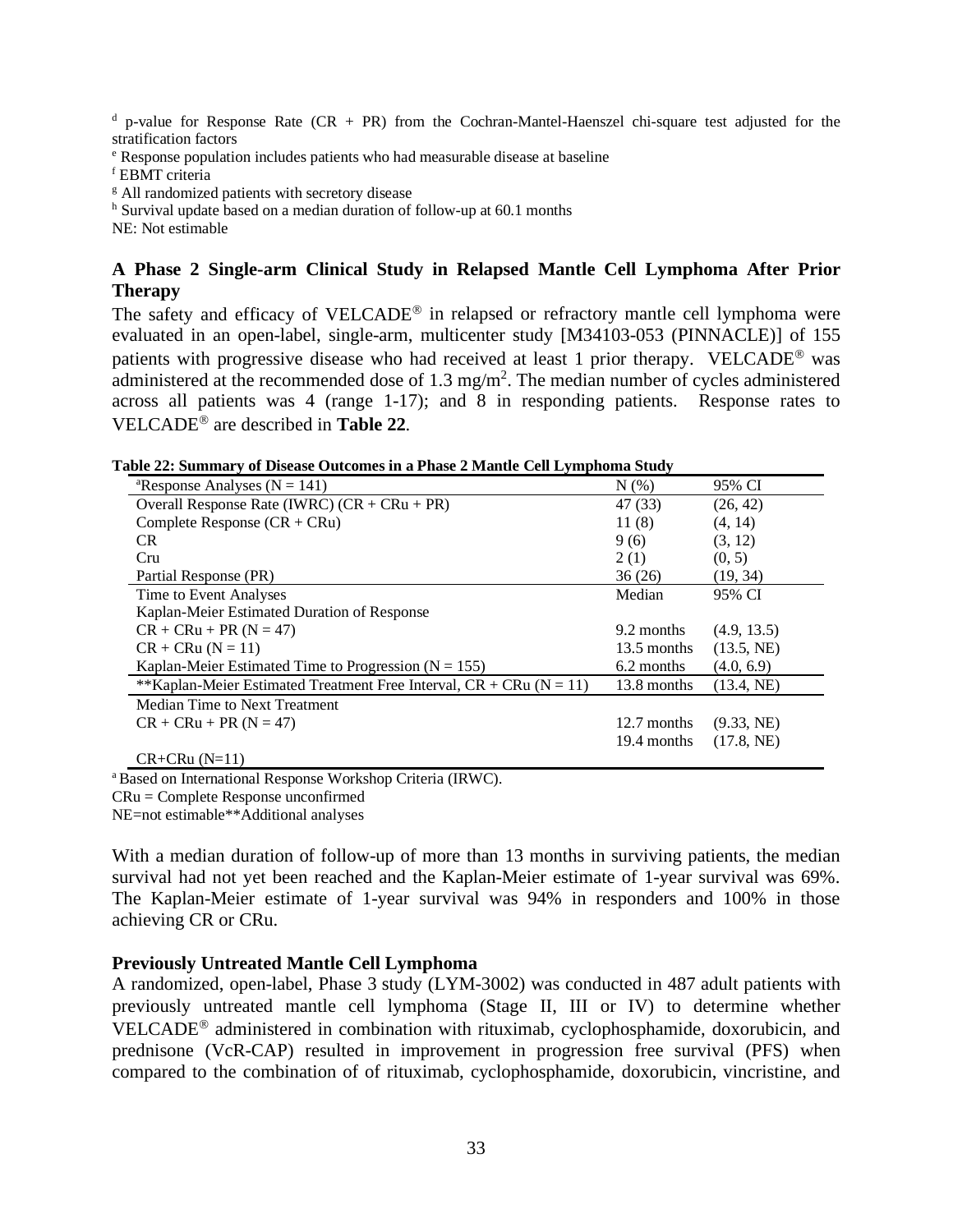[d] p-value for Response Rate (CR + PR) from the Cochran-Mantel-Haenszel chi-square test adjusted for the stratification factors

[e] Response population includes patients who had measurable disease at baseline

[f] EBMT criteria

[g] All randomized patients with secretory disease

[h] Survival update based on a median duration of follow-up at 60.1 months

NE: Not estimable

## A Phase 2 Single-arm Clinical Study in Relapsed Mantle Cell Lymphoma After Prior Therapy

The safety and efficacy of VELCADE® in relapsed or refractory mantle cell lymphoma were evaluated in an open-label, single-arm, multicenter study [M34103-053 (PINNACLE)] of 155 patients with progressive disease who had received at least 1 prior therapy. VELCADE® was administered at the recommended dose of 1.3 mg/m$^2$. The median number of cycles administered across all patients was 4 (range 1-17); and 8 in responding patients. Response rates to VELCADE® are described in **Table 22**.

**Table 22: Summary of Disease Outcomes in a Phase 2 Mantle Cell Lymphoma Study**

| [a]Response Analyses (N = 141) | N (%) | 95% CI |
|---|---|---|
| Overall Response Rate (IWRC) (CR + CRu + PR) | 47 (33) | (26, 42) |
| Complete Response (CR + CRu) | 11 (8) | (4, 14) |
| CR | 9 (6) | (3, 12) |
| Cru | 2 (1) | (0, 5) |
| Partial Response (PR) | 36 (26) | (19, 34) |
| Time to Event Analyses | Median | 95% CI |
| Kaplan-Meier Estimated Duration of Response | | |
| CR + CRu + PR (N = 47) | 9.2 months | (4.9, 13.5) |
| CR + CRu (N = 11) | 13.5 months | (13.5, NE) |
| Kaplan-Meier Estimated Time to Progression (N = 155) | 6.2 months | (4.0, 6.9) |
| **Kaplan-Meier Estimated Treatment Free Interval, CR + CRu (N = 11) | 13.8 months | (13.4, NE) |
| Median Time to Next Treatment | | |
| CR + CRu + PR (N = 47) | 12.7 months | (9.33, NE) |
| CR+CRu (N=11) | 19.4 months | (17.8, NE) |

[a] Based on International Response Workshop Criteria (IRWC).

CRu = Complete Response unconfirmed

NE=not estimable**Additional analyses

With a median duration of follow-up of more than 13 months in surviving patients, the median survival had not yet been reached and the Kaplan-Meier estimate of 1-year survival was 69%. The Kaplan-Meier estimate of 1-year survival was 94% in responders and 100% in those achieving CR or CRu.

## Previously Untreated Mantle Cell Lymphoma

A randomized, open-label, Phase 3 study (LYM-3002) was conducted in 487 adult patients with previously untreated mantle cell lymphoma (Stage II, III or IV) to determine whether VELCADE® administered in combination with rituximab, cyclophosphamide, doxorubicin, and prednisone (VcR-CAP) resulted in improvement in progression free survival (PFS) when compared to the combination of of rituximab, cyclophosphamide, doxorubicin, vincristine, and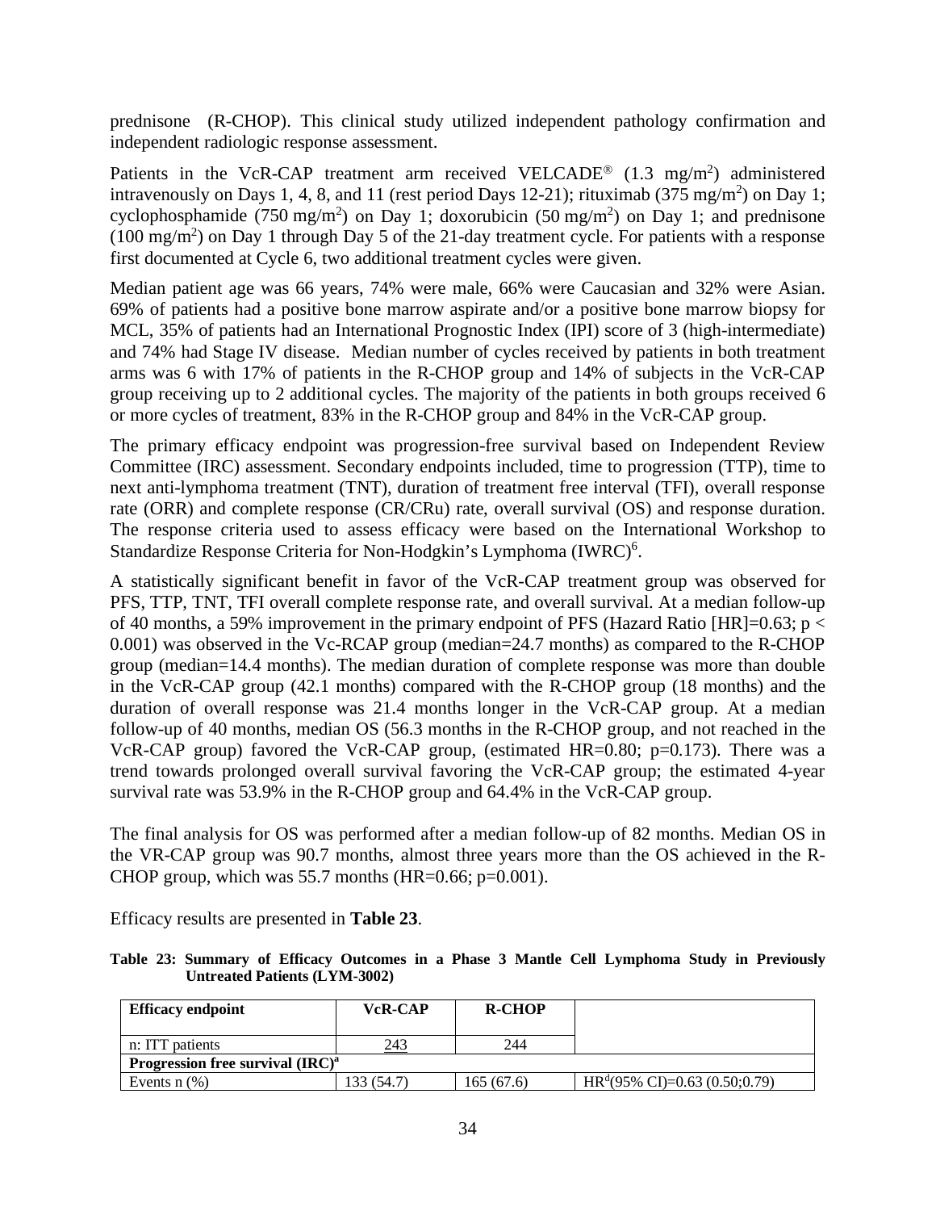prednisone (R-CHOP). This clinical study utilized independent pathology confirmation and independent radiologic response assessment.

Patients in the VcR-CAP treatment arm received VELCADE® (1.3 mg/m$^2$) administered intravenously on Days 1, 4, 8, and 11 (rest period Days 12-21); rituximab (375 mg/m$^2$) on Day 1; cyclophosphamide (750 mg/m$^2$) on Day 1; doxorubicin (50 mg/m$^2$) on Day 1; and prednisone (100 mg/m$^2$) on Day 1 through Day 5 of the 21-day treatment cycle. For patients with a response first documented at Cycle 6, two additional treatment cycles were given.

Median patient age was 66 years, 74% were male, 66% were Caucasian and 32% were Asian. 69% of patients had a positive bone marrow aspirate and/or a positive bone marrow biopsy for MCL, 35% of patients had an International Prognostic Index (IPI) score of 3 (high-intermediate) and 74% had Stage IV disease. Median number of cycles received by patients in both treatment arms was 6 with 17% of patients in the R-CHOP group and 14% of subjects in the VcR-CAP group receiving up to 2 additional cycles. The majority of the patients in both groups received 6 or more cycles of treatment, 83% in the R-CHOP group and 84% in the VcR-CAP group.

The primary efficacy endpoint was progression-free survival based on Independent Review Committee (IRC) assessment. Secondary endpoints included, time to progression (TTP), time to next anti-lymphoma treatment (TNT), duration of treatment free interval (TFI), overall response rate (ORR) and complete response (CR/CRu) rate, overall survival (OS) and response duration. The response criteria used to assess efficacy were based on the International Workshop to Standardize Response Criteria for Non-Hodgkin's Lymphoma (IWRC)[6].

A statistically significant benefit in favor of the VcR-CAP treatment group was observed for PFS, TTP, TNT, TFI overall complete response rate, and overall survival. At a median follow-up of 40 months, a 59% improvement in the primary endpoint of PFS (Hazard Ratio [HR]=0.63; $p < 0.001$) was observed in the Vc-RCAP group (median=24.7 months) as compared to the R-CHOP group (median=14.4 months). The median duration of complete response was more than double in the VcR-CAP group (42.1 months) compared with the R-CHOP group (18 months) and the duration of overall response was 21.4 months longer in the VcR-CAP group. At a median follow-up of 40 months, median OS (56.3 months in the R-CHOP group, and not reached in the VcR-CAP group) favored the VcR-CAP group, (estimated HR=0.80; p=0.173). There was a trend towards prolonged overall survival favoring the VcR-CAP group; the estimated 4-year survival rate was 53.9% in the R-CHOP group and 64.4% in the VcR-CAP group.

The final analysis for OS was performed after a median follow-up of 82 months. Median OS in the VR-CAP group was 90.7 months, almost three years more than the OS achieved in the R-CHOP group, which was 55.7 months (HR=0.66; p=0.001).

Efficacy results are presented in **Table 23**.

**Table 23: Summary of Efficacy Outcomes in a Phase 3 Mantle Cell Lymphoma Study in Previously Untreated Patients (LYM-3002)**

| **Efficacy endpoint** | **VcR-CAP** | **R-CHOP** | |
|---|---|---|---|
| n: ITT patients | 243 | 244 | |
| **Progression free survival (IRC)[a]** | | | |
| Events n (%) | 133 (54.7) | 165 (67.6) | HR[d](95% CI)=0.63 (0.50;0.79) |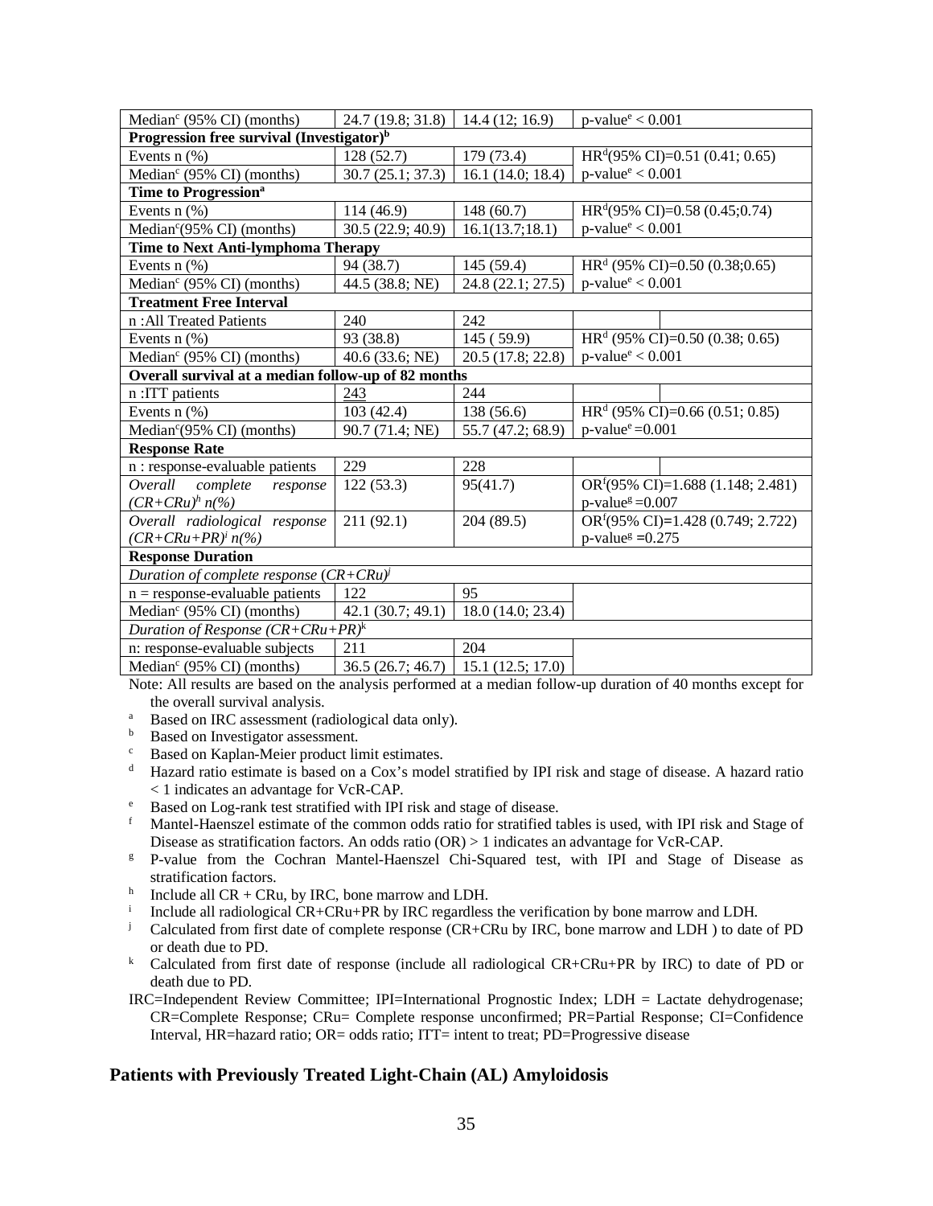| Median[c] (95% CI) (months) | 24.7 (19.8; 31.8) | 14.4 (12; 16.9) | p-value[e] < 0.001 | |
|---|---|---|---|---|
| **Progression free survival (Investigator)[b]** | | | | |
| Events n (%) | 128 (52.7) | 179 (73.4) | HR[d](95% CI)=0.51 (0.41; 0.65) | |
| Median[c] (95% CI) (months) | 30.7 (25.1; 37.3) | 16.1 (14.0; 18.4) | p-value[e] < 0.001 | |
| **Time to Progression[a]** | | | | |
| Events n (%) | 114 (46.9) | 148 (60.7) | HR[d](95% CI)=0.58 (0.45;0.74) | |
| Median[c](95% CI) (months) | 30.5 (22.9; 40.9) | 16.1(13.7;18.1) | p-value[e] < 0.001 | |
| **Time to Next Anti-lymphoma Therapy** | | | | |
| Events n (%) | 94 (38.7) | 145 (59.4) | HR[d] (95% CI)=0.50 (0.38;0.65) | |
| Median[c] (95% CI) (months) | 44.5 (38.8; NE) | 24.8 (22.1; 27.5) | p-value[e] < 0.001 | |
| **Treatment Free Interval** | | | | |
| n :All Treated Patients | 240 | 242 | | |
| Events n (%) | 93 (38.8) | 145 ( 59.9) | HR[d] (95% CI)=0.50 (0.38; 0.65) | |
| Median[c] (95% CI) (months) | 40.6 (33.6; NE) | 20.5 (17.8; 22.8) | p-value[e] < 0.001 | |
| **Overall survival at a median follow-up of 82 months** | | | | |
| n :ITT patients | 243 | 244 | | |
| Events n (%) | 103 (42.4) | 138 (56.6) | HR[d] (95% CI)=0.66 (0.51; 0.85) | |
| Median[c](95% CI) (months) | 90.7 (71.4; NE) | 55.7 (47.2; 68.9) | p-value[e] =0.001 | |
| **Response Rate** | | | | |
| n : response-evaluable patients | 229 | 228 | | |
| *Overall complete response (CR+CRu)[h] n(%)* | 122 (53.3) | 95(41.7) | OR[f](95% CI)=1.688 (1.148; 2.481) p-value[g] =0.007 | |
| *Overall radiological response (CR+CRu+PR)[i] n(%)* | 211 (92.1) | 204 (89.5) | OR[f](95% CI)=1.428 (0.749; 2.722) p-value[g] =0.275 | |
| **Response Duration** | | | | |
| *Duration of complete response (CR+CRu)[j]* | | | | |
| n = response-evaluable patients | 122 | 95 | | |
| Median[c] (95% CI) (months) | 42.1 (30.7; 49.1) | 18.0 (14.0; 23.4) | | |
| *Duration of Response (CR+CRu+PR)[k]* | | | | |
| n: response-evaluable subjects | 211 | 204 | | |
| Median[c] (95% CI) (months) | 36.5 (26.7; 46.7) | 15.1 (12.5; 17.0) | | |

Note: All results are based on the analysis performed at a median follow-up duration of 40 months except for the overall survival analysis.

[a] Based on IRC assessment (radiological data only).
[b] Based on Investigator assessment.
[c] Based on Kaplan-Meier product limit estimates.
[d] Hazard ratio estimate is based on a Cox's model stratified by IPI risk and stage of disease. A hazard ratio < 1 indicates an advantage for VcR-CAP.
[e] Based on Log-rank test stratified with IPI risk and stage of disease.
[f] Mantel-Haenszel estimate of the common odds ratio for stratified tables is used, with IPI risk and Stage of Disease as stratification factors. An odds ratio (OR) > 1 indicates an advantage for VcR-CAP.
[g] P-value from the Cochran Mantel-Haenszel Chi-Squared test, with IPI and Stage of Disease as stratification factors.
[h] Include all CR + CRu, by IRC, bone marrow and LDH.
[i] Include all radiological CR+CRu+PR by IRC regardless the verification by bone marrow and LDH.
[j] Calculated from first date of complete response (CR+CRu by IRC, bone marrow and LDH ) to date of PD or death due to PD.
[k] Calculated from first date of response (include all radiological CR+CRu+PR by IRC) to date of PD or death due to PD.

IRC=Independent Review Committee; IPI=International Prognostic Index; LDH = Lactate dehydrogenase; CR=Complete Response; CRu= Complete response unconfirmed; PR=Partial Response; CI=Confidence Interval, HR=hazard ratio; OR= odds ratio; ITT= intent to treat; PD=Progressive disease

## Patients with Previously Treated Light-Chain (AL) Amyloidosis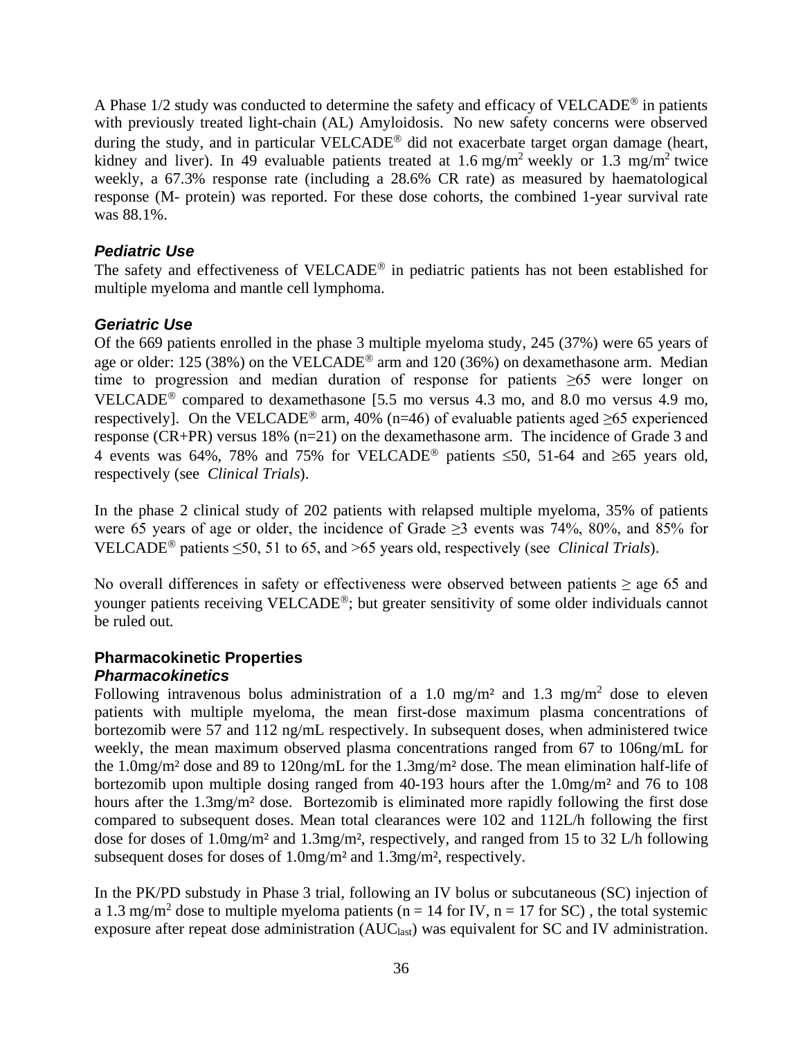A Phase 1/2 study was conducted to determine the safety and efficacy of VELCADE® in patients with previously treated light-chain (AL) Amyloidosis. No new safety concerns were observed during the study, and in particular VELCADE® did not exacerbate target organ damage (heart, kidney and liver). In 49 evaluable patients treated at 1.6 mg/m$^2$ weekly or 1.3 mg/m$^2$ twice weekly, a 67.3% response rate (including a 28.6% CR rate) as measured by haematological response (M- protein) was reported. For these dose cohorts, the combined 1-year survival rate was 88.1%.

### *Pediatric Use*

The safety and effectiveness of VELCADE® in pediatric patients has not been established for multiple myeloma and mantle cell lymphoma.

### *Geriatric Use*

Of the 669 patients enrolled in the phase 3 multiple myeloma study, 245 (37%) were 65 years of age or older: 125 (38%) on the VELCADE® arm and 120 (36%) on dexamethasone arm. Median time to progression and median duration of response for patients ≥65 were longer on VELCADE® compared to dexamethasone [5.5 mo versus 4.3 mo, and 8.0 mo versus 4.9 mo, respectively]. On the VELCADE® arm, 40% (n=46) of evaluable patients aged ≥65 experienced response (CR+PR) versus 18% (n=21) on the dexamethasone arm. The incidence of Grade 3 and 4 events was 64%, 78% and 75% for VELCADE® patients ≤50, 51-64 and ≥65 years old, respectively (see *Clinical Trials*).

In the phase 2 clinical study of 202 patients with relapsed multiple myeloma, 35% of patients were 65 years of age or older, the incidence of Grade ≥3 events was 74%, 80%, and 85% for VELCADE® patients ≤50, 51 to 65, and >65 years old, respectively (see *Clinical Trials*).

No overall differences in safety or effectiveness were observed between patients ≥ age 65 and younger patients receiving VELCADE®; but greater sensitivity of some older individuals cannot be ruled out.

## Pharmacokinetic Properties

### *Pharmacokinetics*

Following intravenous bolus administration of a 1.0 mg/m² and 1.3 mg/m$^2$ dose to eleven patients with multiple myeloma, the mean first-dose maximum plasma concentrations of bortezomib were 57 and 112 ng/mL respectively. In subsequent doses, when administered twice weekly, the mean maximum observed plasma concentrations ranged from 67 to 106ng/mL for the 1.0mg/m² dose and 89 to 120ng/mL for the 1.3mg/m² dose. The mean elimination half-life of bortezomib upon multiple dosing ranged from 40-193 hours after the 1.0mg/m² and 76 to 108 hours after the 1.3mg/m² dose. Bortezomib is eliminated more rapidly following the first dose compared to subsequent doses. Mean total clearances were 102 and 112L/h following the first dose for doses of 1.0mg/m² and 1.3mg/m², respectively, and ranged from 15 to 32 L/h following subsequent doses for doses of 1.0mg/m² and 1.3mg/m², respectively.

In the PK/PD substudy in Phase 3 trial, following an IV bolus or subcutaneous (SC) injection of a 1.3 mg/m$^2$ dose to multiple myeloma patients (n = 14 for IV, n = 17 for SC) , the total systemic exposure after repeat dose administration ($AUC_{last}$) was equivalent for SC and IV administration.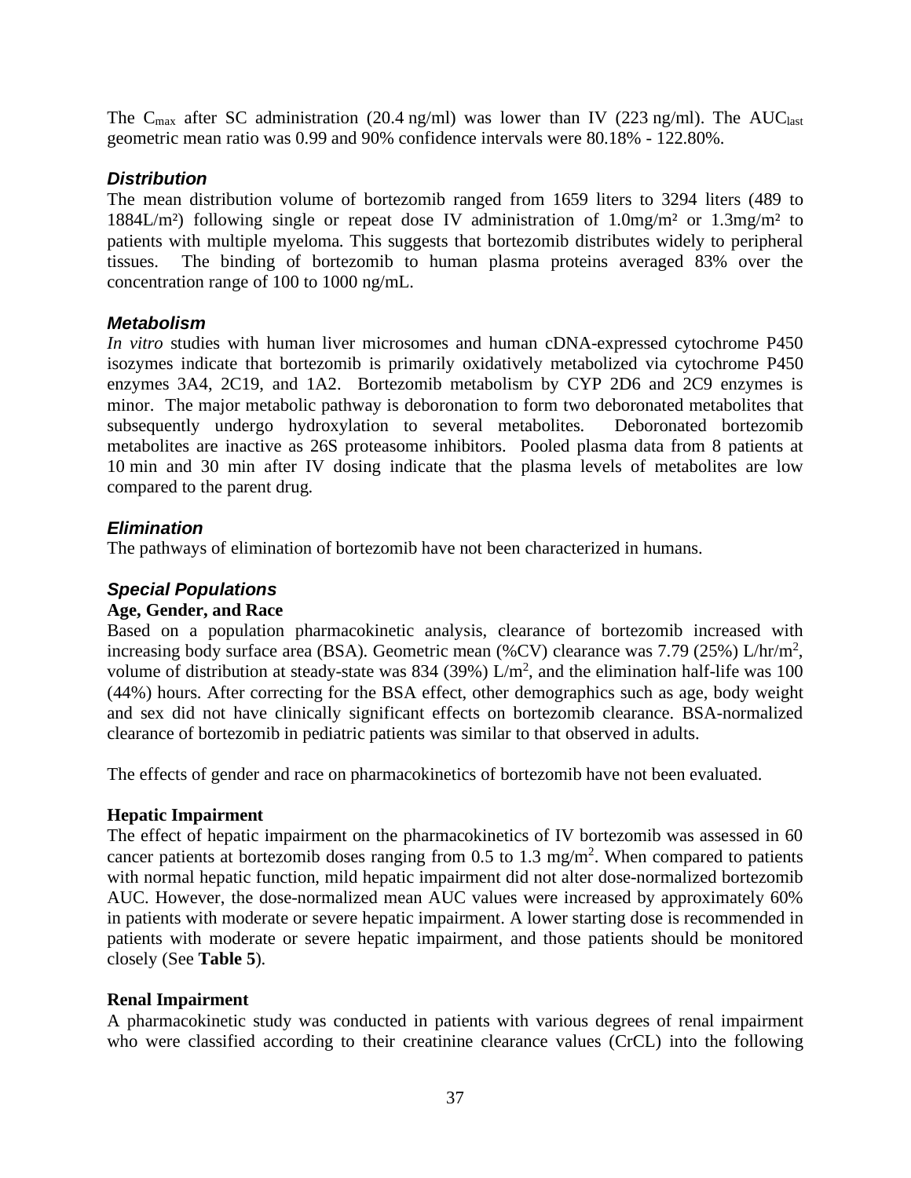The $C_{max}$ after SC administration (20.4 ng/ml) was lower than IV (223 ng/ml). The $AUC_{last}$ geometric mean ratio was 0.99 and 90% confidence intervals were 80.18% - 122.80%.

### *Distribution*

The mean distribution volume of bortezomib ranged from 1659 liters to 3294 liters (489 to 1884L/m²) following single or repeat dose IV administration of 1.0mg/m² or 1.3mg/m² to patients with multiple myeloma. This suggests that bortezomib distributes widely to peripheral tissues. The binding of bortezomib to human plasma proteins averaged 83% over the concentration range of 100 to 1000 ng/mL.

### *Metabolism*

*In vitro* studies with human liver microsomes and human cDNA-expressed cytochrome P450 isozymes indicate that bortezomib is primarily oxidatively metabolized via cytochrome P450 enzymes 3A4, 2C19, and 1A2. Bortezomib metabolism by CYP 2D6 and 2C9 enzymes is minor. The major metabolic pathway is deboronation to form two deboronated metabolites that subsequently undergo hydroxylation to several metabolites. Deboronated bortezomib metabolites are inactive as 26S proteasome inhibitors. Pooled plasma data from 8 patients at 10 min and 30 min after IV dosing indicate that the plasma levels of metabolites are low compared to the parent drug.

### *Elimination*

The pathways of elimination of bortezomib have not been characterized in humans.

### *Special Populations*

**Age, Gender, and Race**

Based on a population pharmacokinetic analysis, clearance of bortezomib increased with increasing body surface area (BSA). Geometric mean (%CV) clearance was 7.79 (25%) L/hr/$m^2$, volume of distribution at steady-state was 834 (39%) L/$m^2$, and the elimination half-life was 100 (44%) hours. After correcting for the BSA effect, other demographics such as age, body weight and sex did not have clinically significant effects on bortezomib clearance. BSA-normalized clearance of bortezomib in pediatric patients was similar to that observed in adults.

The effects of gender and race on pharmacokinetics of bortezomib have not been evaluated.

**Hepatic Impairment**

The effect of hepatic impairment on the pharmacokinetics of IV bortezomib was assessed in 60 cancer patients at bortezomib doses ranging from 0.5 to 1.3 mg/$m^2$. When compared to patients with normal hepatic function, mild hepatic impairment did not alter dose-normalized bortezomib AUC. However, the dose-normalized mean AUC values were increased by approximately 60% in patients with moderate or severe hepatic impairment. A lower starting dose is recommended in patients with moderate or severe hepatic impairment, and those patients should be monitored closely (See **Table 5**).

**Renal Impairment**

A pharmacokinetic study was conducted in patients with various degrees of renal impairment who were classified according to their creatinine clearance values (CrCL) into the following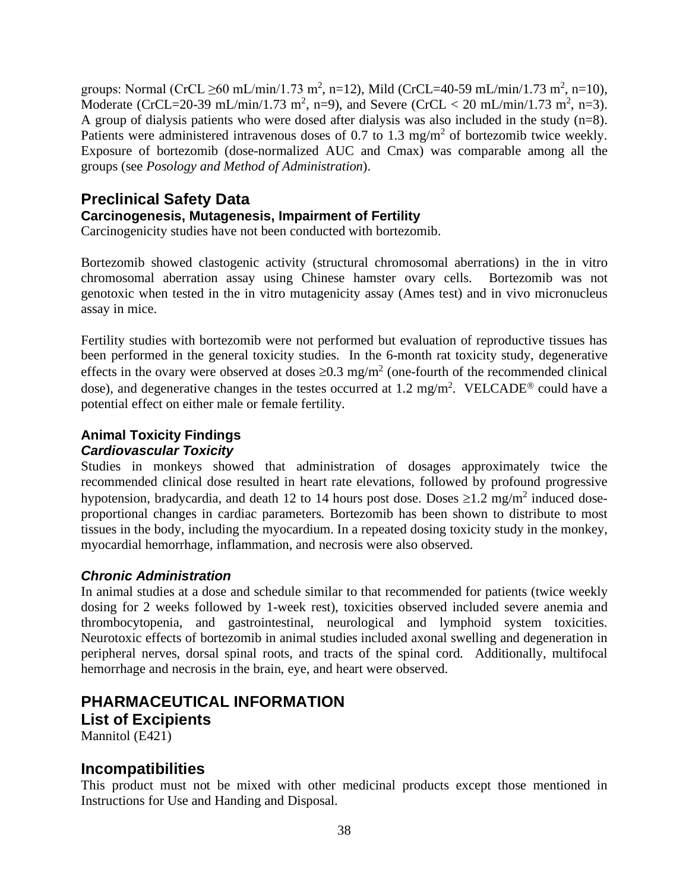groups: Normal (CrCL ≥60 mL/min/1.73 $m^2$, n=12), Mild (CrCL=40-59 mL/min/1.73 $m^2$, n=10), Moderate (CrCL=20-39 mL/min/1.73 $m^2$, n=9), and Severe (CrCL < 20 mL/min/1.73 $m^2$, n=3). A group of dialysis patients who were dosed after dialysis was also included in the study (n=8). Patients were administered intravenous doses of 0.7 to 1.3 mg/$m^2$ of bortezomib twice weekly. Exposure of bortezomib (dose-normalized AUC and Cmax) was comparable among all the groups (see *Posology and Method of Administration*).

## Preclinical Safety Data

### Carcinogenesis, Mutagenesis, Impairment of Fertility

Carcinogenicity studies have not been conducted with bortezomib.

Bortezomib showed clastogenic activity (structural chromosomal aberrations) in the in vitro chromosomal aberration assay using Chinese hamster ovary cells. Bortezomib was not genotoxic when tested in the in vitro mutagenicity assay (Ames test) and in vivo micronucleus assay in mice.

Fertility studies with bortezomib were not performed but evaluation of reproductive tissues has been performed in the general toxicity studies. In the 6-month rat toxicity study, degenerative effects in the ovary were observed at doses ≥0.3 mg/$m^2$ (one-fourth of the recommended clinical dose), and degenerative changes in the testes occurred at 1.2 mg/$m^2$. VELCADE® could have a potential effect on either male or female fertility.

### Animal Toxicity Findings

#### *Cardiovascular Toxicity*

Studies in monkeys showed that administration of dosages approximately twice the recommended clinical dose resulted in heart rate elevations, followed by profound progressive hypotension, bradycardia, and death 12 to 14 hours post dose. Doses ≥1.2 mg/$m^2$ induced dose-proportional changes in cardiac parameters. Bortezomib has been shown to distribute to most tissues in the body, including the myocardium. In a repeated dosing toxicity study in the monkey, myocardial hemorrhage, inflammation, and necrosis were also observed.

#### *Chronic Administration*

In animal studies at a dose and schedule similar to that recommended for patients (twice weekly dosing for 2 weeks followed by 1-week rest), toxicities observed included severe anemia and thrombocytopenia, and gastrointestinal, neurological and lymphoid system toxicities. Neurotoxic effects of bortezomib in animal studies included axonal swelling and degeneration in peripheral nerves, dorsal spinal roots, and tracts of the spinal cord. Additionally, multifocal hemorrhage and necrosis in the brain, eye, and heart were observed.

# PHARMACEUTICAL INFORMATION

## List of Excipients

Mannitol (E421)

## Incompatibilities

This product must not be mixed with other medicinal products except those mentioned in Instructions for Use and Handing and Disposal.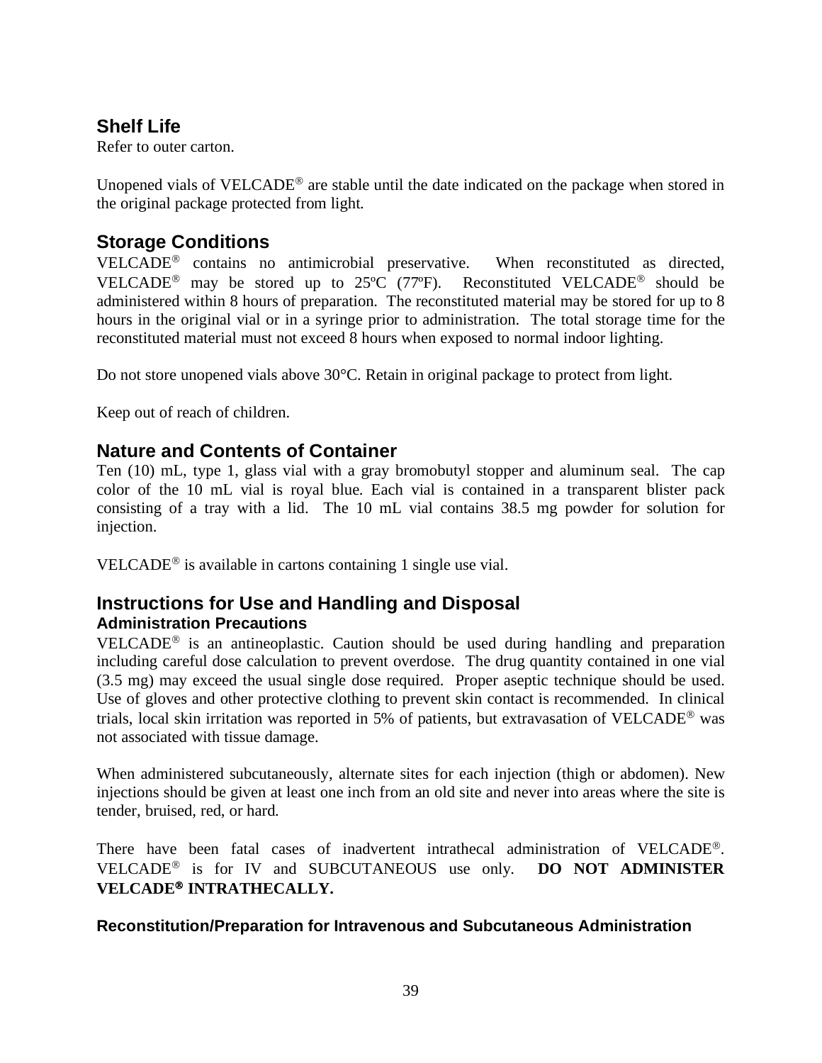## Shelf Life

Refer to outer carton.

Unopened vials of VELCADE® are stable until the date indicated on the package when stored in the original package protected from light.

## Storage Conditions

VELCADE® contains no antimicrobial preservative. When reconstituted as directed, VELCADE® may be stored up to 25ºC (77ºF). Reconstituted VELCADE® should be administered within 8 hours of preparation. The reconstituted material may be stored for up to 8 hours in the original vial or in a syringe prior to administration. The total storage time for the reconstituted material must not exceed 8 hours when exposed to normal indoor lighting.

Do not store unopened vials above 30°C. Retain in original package to protect from light.

Keep out of reach of children.

## Nature and Contents of Container

Ten (10) mL, type 1, glass vial with a gray bromobutyl stopper and aluminum seal. The cap color of the 10 mL vial is royal blue. Each vial is contained in a transparent blister pack consisting of a tray with a lid. The 10 mL vial contains 38.5 mg powder for solution for injection.

VELCADE® is available in cartons containing 1 single use vial.

## Instructions for Use and Handling and Disposal

### Administration Precautions

VELCADE® is an antineoplastic. Caution should be used during handling and preparation including careful dose calculation to prevent overdose. The drug quantity contained in one vial (3.5 mg) may exceed the usual single dose required. Proper aseptic technique should be used. Use of gloves and other protective clothing to prevent skin contact is recommended. In clinical trials, local skin irritation was reported in 5% of patients, but extravasation of VELCADE® was not associated with tissue damage.

When administered subcutaneously, alternate sites for each injection (thigh or abdomen). New injections should be given at least one inch from an old site and never into areas where the site is tender, bruised, red, or hard.

There have been fatal cases of inadvertent intrathecal administration of VELCADE®. VELCADE® is for IV and SUBCUTANEOUS use only. **DO NOT ADMINISTER VELCADE® INTRATHECALLY.**

### Reconstitution/Preparation for Intravenous and Subcutaneous Administration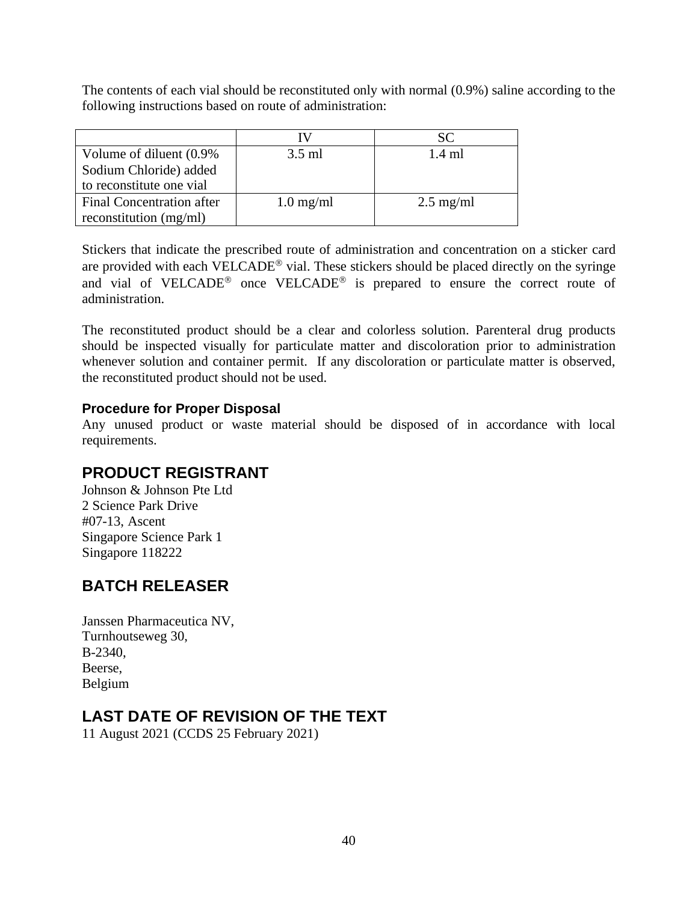The contents of each vial should be reconstituted only with normal (0.9%) saline according to the following instructions based on route of administration:

| | IV | SC |
|---|---|---|
| Volume of diluent (0.9% Sodium Chloride) added to reconstitute one vial | 3.5 ml | 1.4 ml |
| Final Concentration after reconstitution (mg/ml) | 1.0 mg/ml | 2.5 mg/ml |

Stickers that indicate the prescribed route of administration and concentration on a sticker card are provided with each VELCADE® vial. These stickers should be placed directly on the syringe and vial of VELCADE® once VELCADE® is prepared to ensure the correct route of administration.

The reconstituted product should be a clear and colorless solution. Parenteral drug products should be inspected visually for particulate matter and discoloration prior to administration whenever solution and container permit. If any discoloration or particulate matter is observed, the reconstituted product should not be used.

### Procedure for Proper Disposal

Any unused product or waste material should be disposed of in accordance with local requirements.

## PRODUCT REGISTRANT

Johnson & Johnson Pte Ltd
2 Science Park Drive
#07-13, Ascent
Singapore Science Park 1
Singapore 118222

## BATCH RELEASER

Janssen Pharmaceutica NV,
Turnhoutseweg 30,
B-2340,
Beerse,
Belgium

## LAST DATE OF REVISION OF THE TEXT

11 August 2021 (CCDS 25 February 2021)